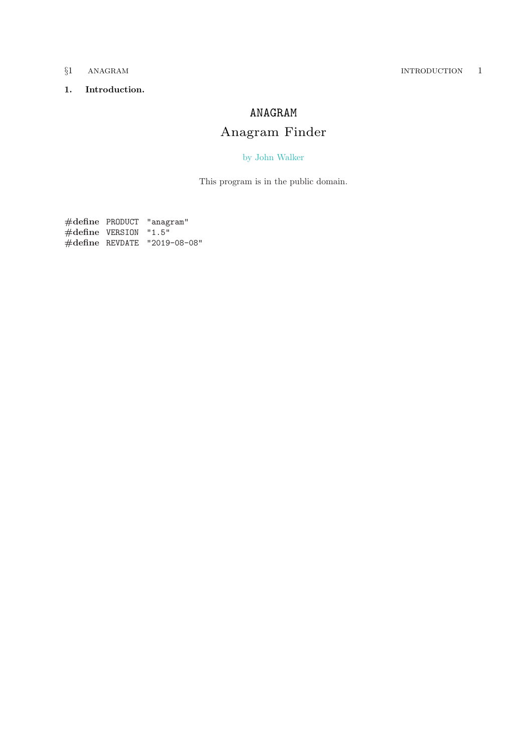## 1. Introduction.

# ANAGRAM

## Anagram Finder

by John Walker

This program is in the public domain.

```
#define PRODUCT "anagram"
#define VERSION "1.5"
#define REVDATE "2019-08-08"
```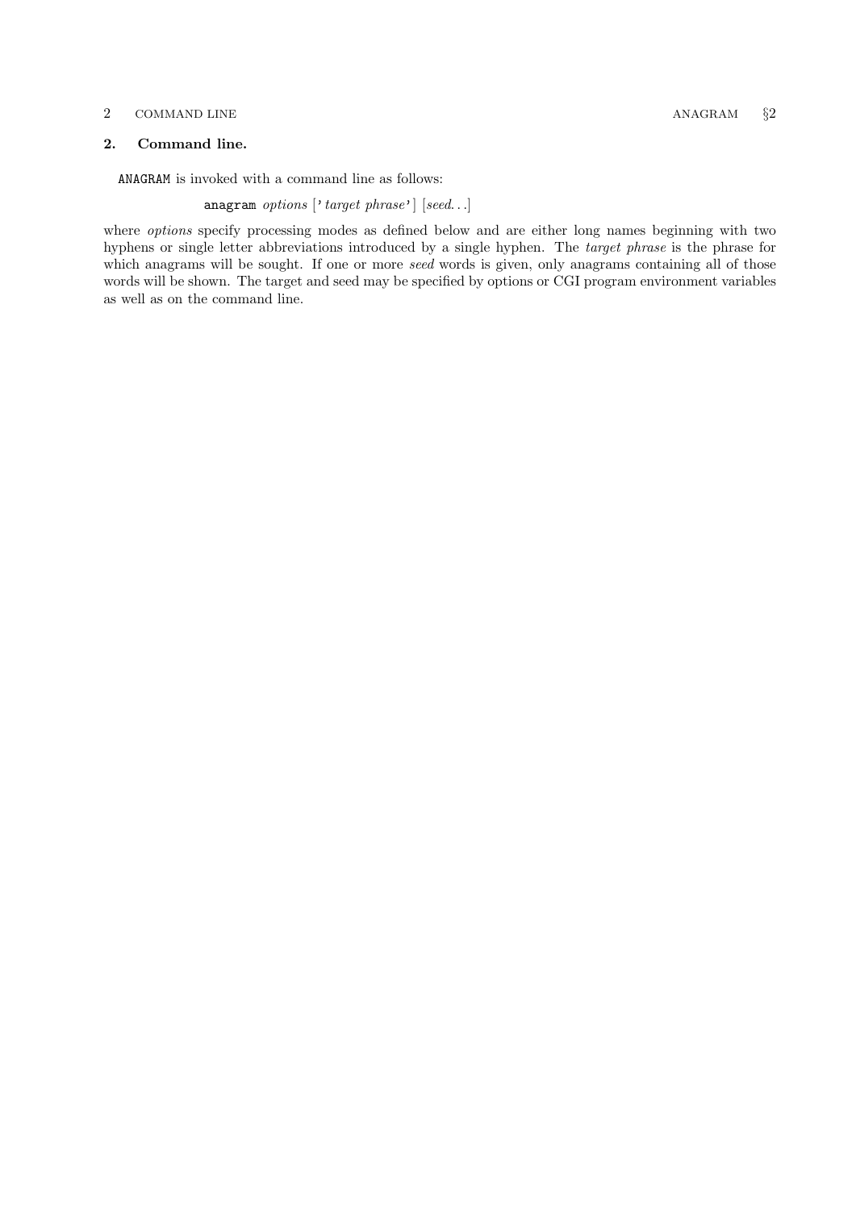## 2. Command line.

ANAGRAM is invoked with a command line as follows:

```
anagram options ['target phrase'] [seed...]
```

where *options* specify processing modes as defined below and are either long names beginning with two hyphens or single letter abbreviations introduced by a single hyphen. The *target phrase* is the phrase for which anagrams will be sought. If one or more *seed* words is given, only anagrams containing all of those words will be shown. The target and seed may be specified by options or CGI program environment variables as well as on the command line.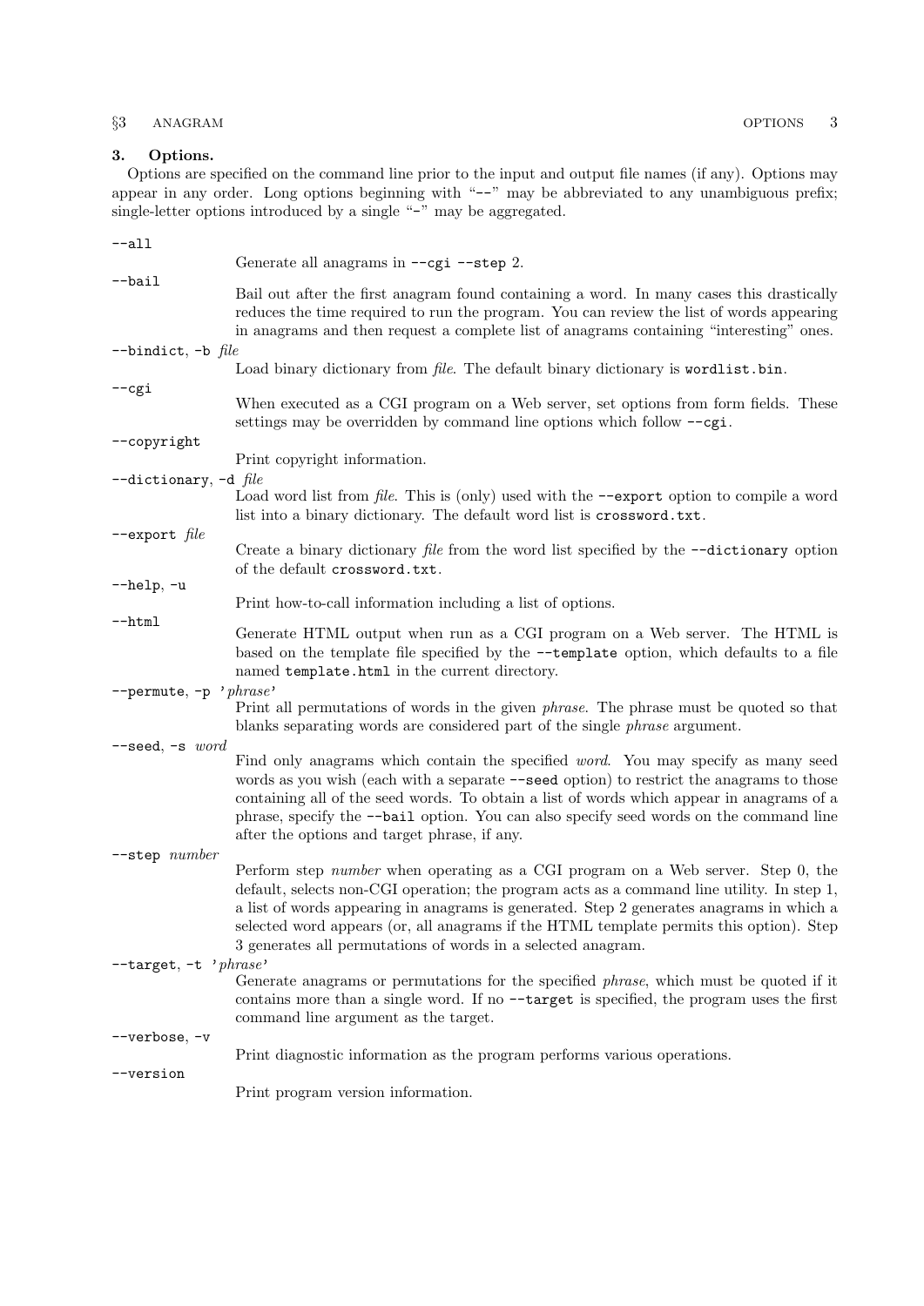### 3. Options.

Options are specified on the command line prior to the input and output file names (if any). Options may appear in any order. Long options beginning with "`--`" may be abbreviated to any unambiguous prefix; single-letter options introduced by a single "`-`" may be aggregated.

`--all`
: Generate all anagrams in `--cgi --step 2`.

`--bail`
: Bail out after the first anagram found containing a word. In many cases this drastically reduces the time required to run the program. You can review the list of words appearing in anagrams and then request a complete list of anagrams containing "interesting" ones.

`--bindict`, `-b` *file*
: Load binary dictionary from *file*. The default binary dictionary is `wordlist.bin`.

`--cgi`
: When executed as a CGI program on a Web server, set options from form fields. These settings may be overridden by command line options which follow `--cgi`.

`--copyright`
: Print copyright information.

`--dictionary`, `-d` *file*
: Load word list from *file*. This is (only) used with the `--export` option to compile a word list into a binary dictionary. The default word list is `crossword.txt`.

`--export` *file*
: Create a binary dictionary *file* from the word list specified by the `--dictionary` option of the default `crossword.txt`.

`--help`, `-u`
: Print how-to-call information including a list of options.

`--html`
: Generate HTML output when run as a CGI program on a Web server. The HTML is based on the template file specified by the `--template` option, which defaults to a file named `template.html` in the current directory.

`--permute`, `-p` '*phrase*'
: Print all permutations of words in the given *phrase*. The phrase must be quoted so that blanks separating words are considered part of the single *phrase* argument.

`--seed`, `-s` *word*
: Find only anagrams which contain the specified *word*. You may specify as many seed words as you wish (each with a separate `--seed` option) to restrict the anagrams to those containing all of the seed words. To obtain a list of words which appear in anagrams of a phrase, specify the `--bail` option. You can also specify seed words on the command line after the options and target phrase, if any.

`--step` *number*
: Perform step *number* when operating as a CGI program on a Web server. Step 0, the default, selects non-CGI operation; the program acts as a command line utility. In step 1, a list of words appearing in anagrams is generated. Step 2 generates anagrams in which a selected word appears (or, all anagrams if the HTML template permits this option). Step 3 generates all permutations of words in a selected anagram.

`--target`, `-t` '*phrase*'
: Generate anagrams or permutations for the specified *phrase*, which must be quoted if it contains more than a single word. If no `--target` is specified, the program uses the first command line argument as the target.

`--verbose`, `-v`
: Print diagnostic information as the program performs various operations.

`--version`
: Print program version information.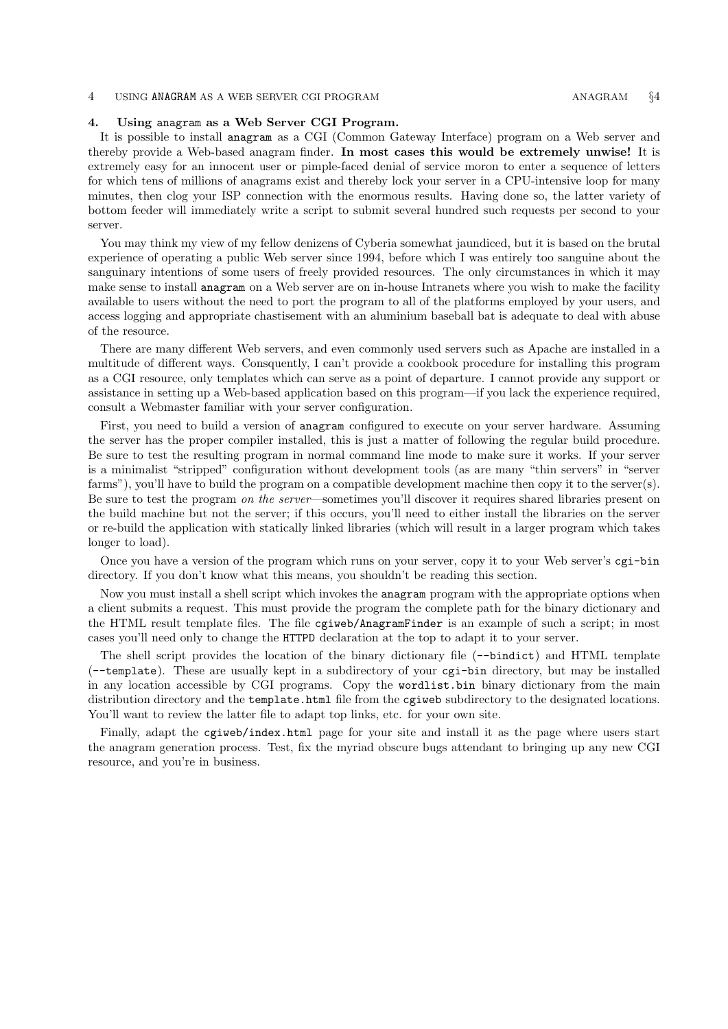## 4. Using anagram as a Web Server CGI Program.

It is possible to install `anagram` as a CGI (Common Gateway Interface) program on a Web server and thereby provide a Web-based anagram finder. **In most cases this would be extremely unwise!** It is extremely easy for an innocent user or pimple-faced denial of service moron to enter a sequence of letters for which tens of millions of anagrams exist and thereby lock your server in a CPU-intensive loop for many minutes, then clog your ISP connection with the enormous results. Having done so, the latter variety of bottom feeder will immediately write a script to submit several hundred such requests per second to your server.

You may think my view of my fellow denizens of Cyberia somewhat jaundiced, but it is based on the brutal experience of operating a public Web server since 1994, before which I was entirely too sanguine about the sanguinary intentions of some users of freely provided resources. The only circumstances in which it may make sense to install `anagram` on a Web server are on in-house Intranets where you wish to make the facility available to users without the need to port the program to all of the platforms employed by your users, and access logging and appropriate chastisement with an aluminium baseball bat is adequate to deal with abuse of the resource.

There are many different Web servers, and even commonly used servers such as Apache are installed in a multitude of different ways. Consquently, I can't provide a cookbook procedure for installing this program as a CGI resource, only templates which can serve as a point of departure. I cannot provide any support or assistance in setting up a Web-based application based on this program—if you lack the experience required, consult a Webmaster familiar with your server configuration.

First, you need to build a version of `anagram` configured to execute on your server hardware. Assuming the server has the proper compiler installed, this is just a matter of following the regular build procedure. Be sure to test the resulting program in normal command line mode to make sure it works. If your server is a minimalist "stripped" configuration without development tools (as are many "thin servers" in "server farms"), you'll have to build the program on a compatible development machine then copy it to the server(s). Be sure to test the program *on the server*—sometimes you'll discover it requires shared libraries present on the build machine but not the server; if this occurs, you'll need to either install the libraries on the server or re-build the application with statically linked libraries (which will result in a larger program which takes longer to load).

Once you have a version of the program which runs on your server, copy it to your Web server's `cgi-bin` directory. If you don't know what this means, you shouldn't be reading this section.

Now you must install a shell script which invokes the `anagram` program with the appropriate options when a client submits a request. This must provide the program the complete path for the binary dictionary and the HTML result template files. The file `cgiweb/AnagramFinder` is an example of such a script; in most cases you'll need only to change the `HTTPD` declaration at the top to adapt it to your server.

The shell script provides the location of the binary dictionary file (`--bindict`) and HTML template (`--template`). These are usually kept in a subdirectory of your `cgi-bin` directory, but may be installed in any location accessible by CGI programs. Copy the `wordlist.bin` binary dictionary from the main distribution directory and the `template.html` file from the `cgiweb` subdirectory to the designated locations. You'll want to review the latter file to adapt top links, etc. for your own site.

Finally, adapt the `cgiweb/index.html` page for your site and install it as the page where users start the anagram generation process. Test, fix the myriad obscure bugs attendant to bringing up any new CGI resource, and you're in business.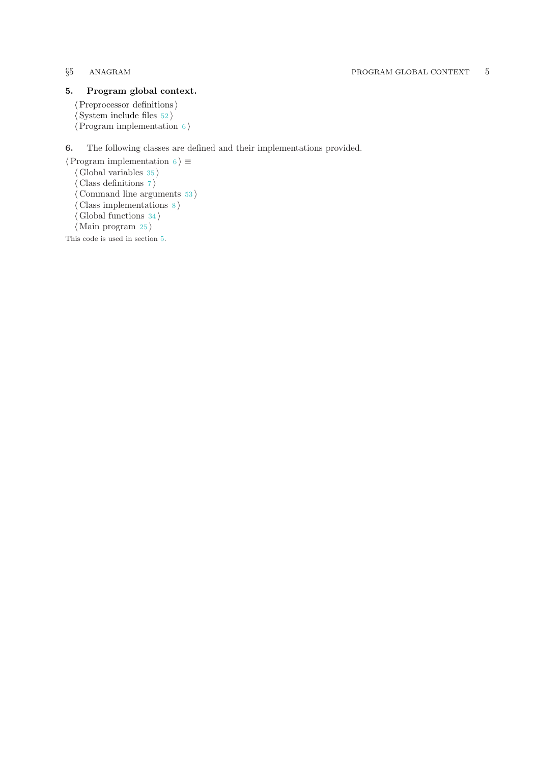**5. Program global context.**

⟨ Preprocessor definitions ⟩
⟨ System include files 52 ⟩
⟨ Program implementation 6 ⟩

**6.** The following classes are defined and their implementations provided.

⟨ Program implementation 6 ⟩ ≡
⟨ Global variables 35 ⟩
⟨ Class definitions 7 ⟩
⟨ Command line arguments 53 ⟩
⟨ Class implementations 8 ⟩
⟨ Global functions 34 ⟩
⟨ Main program 25 ⟩

This code is used in section 5.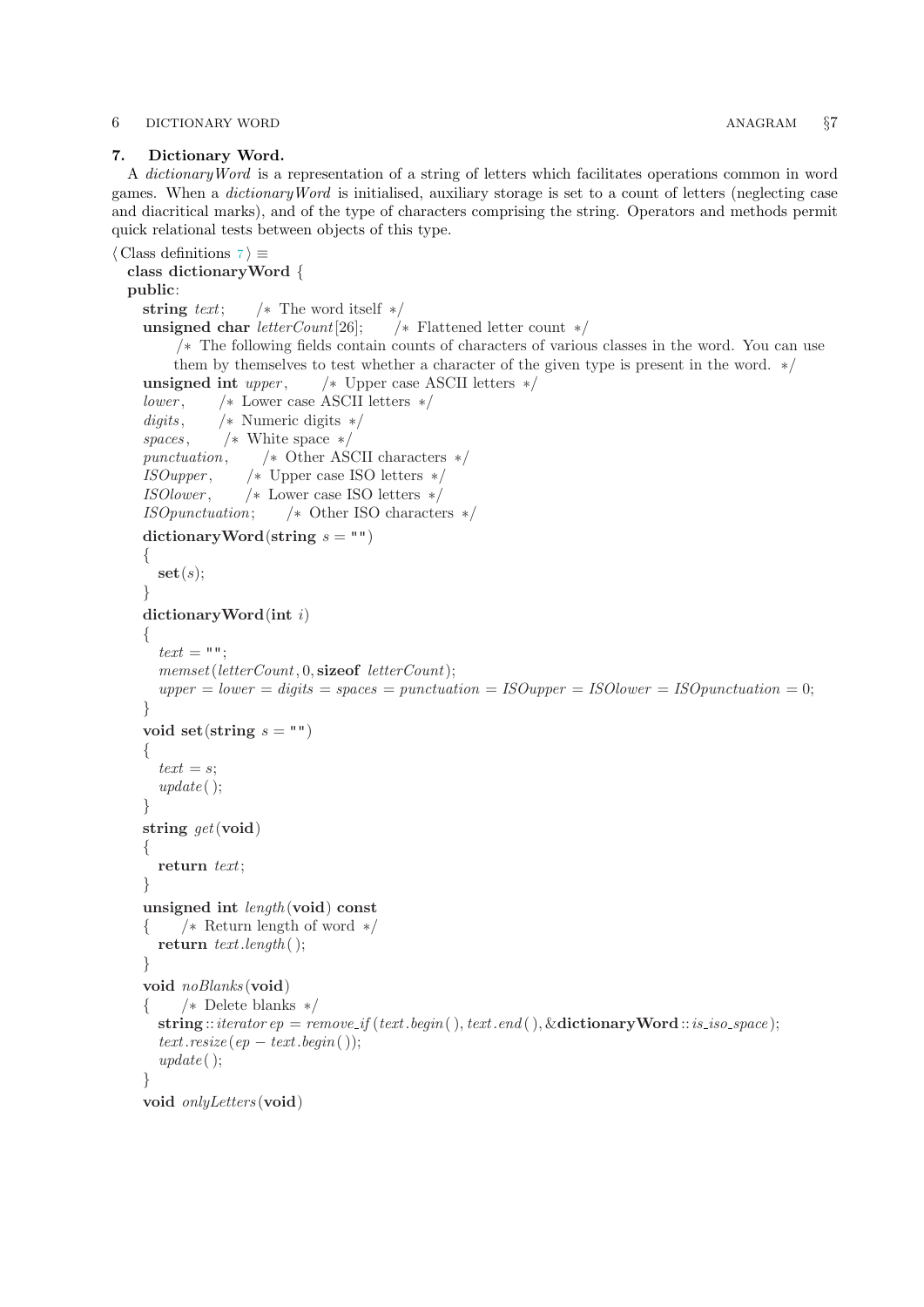## 7. Dictionary Word.

A *dictionaryWord* is a representation of a string of letters which facilitates operations common in word games. When a *dictionaryWord* is initialised, auxiliary storage is set to a count of letters (neglecting case and diacritical marks), and of the type of characters comprising the string. Operators and methods permit quick relational tests between objects of this type.

⟨ Class definitions 7 ⟩ ≡

```
class dictionaryWord {
public:
  string text;      /* The word itself */
  unsigned char letterCount[26];      /* Flattened letter count */
      /* The following fields contain counts of characters of various classes in the word. You can use
         them by themselves to test whether a character of the given type is present in the word. */
  unsigned int upper,      /* Upper case ASCII letters */
  lower,      /* Lower case ASCII letters */
  digits,      /* Numeric digits */
  spaces,      /* White space */
  punctuation,      /* Other ASCII characters */
  ISOupper,      /* Upper case ISO letters */
  ISOlower,      /* Lower case ISO letters */
  ISOpunctuation;      /* Other ISO characters */
  dictionaryWord(string s = "")
  {
    set(s);
  }
  dictionaryWord(int i)
  {
    text = "";
    memset(letterCount, 0, sizeof letterCount);
    upper = lower = digits = spaces = punctuation = ISOupper = ISOlower = ISOpunctuation = 0;
  }
  void set(string s = "")
  {
    text = s;
    update();
  }
  string get(void)
  {
    return text;
  }
  unsigned int length(void) const
  {      /* Return length of word */
    return text.length();
  }
  void noBlanks(void)
  {      /* Delete blanks */
    string::iterator ep = remove_if(text.begin(), text.end(), &dictionaryWord::is_iso_space);
    text.resize(ep − text.begin());
    update();
  }
  void onlyLetters(void)
```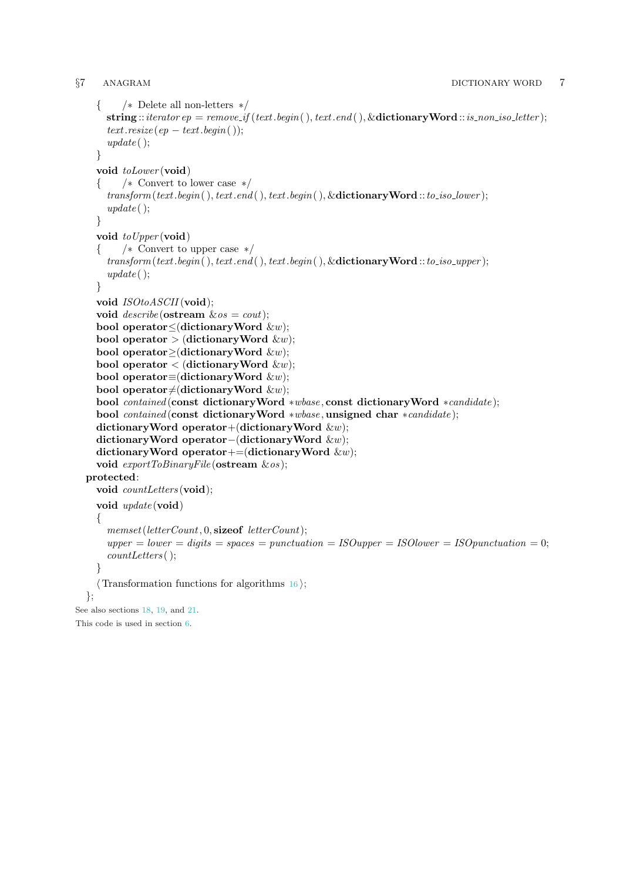```
    {     /* Delete all non-letters */
        string::iterator ep = remove_if(text.begin(), text.end(), &dictionaryWord::is_non_iso_letter);
        text.resize(ep - text.begin());
        update();
    }
    void toLower(void)
    {     /* Convert to lower case */
        transform(text.begin(), text.end(), text.begin(), &dictionaryWord::to_iso_lower);
        update();
    }
    void toUpper(void)
    {     /* Convert to upper case */
        transform(text.begin(), text.end(), text.begin(), &dictionaryWord::to_iso_upper);
        update();
    }
    void ISOtoASCII(void);
    void describe(ostream &os = cout);
    bool operator<=(dictionaryWord &w);
    bool operator > (dictionaryWord &w);
    bool operator>=(dictionaryWord &w);
    bool operator < (dictionaryWord &w);
    bool operator==(dictionaryWord &w);
    bool operator!=(dictionaryWord &w);
    bool contained(const dictionaryWord *wbase, const dictionaryWord *candidate);
    bool contained(const dictionaryWord *wbase, unsigned char *candidate);
    dictionaryWord operator+(dictionaryWord &w);
    dictionaryWord operator-(dictionaryWord &w);
    dictionaryWord operator+=(dictionaryWord &w);
    void exportToBinaryFile(ostream &os);
  protected:
    void countLetters(void);
    void update(void)
    {
        memset(letterCount, 0, sizeof letterCount);
        upper = lower = digits = spaces = punctuation = ISOupper = ISOlower = ISOpunctuation = 0;
        countLetters();
    }
    ⟨Transformation functions for algorithms 16⟩;
  };
```

See also sections 18, 19, and 21.

This code is used in section 6.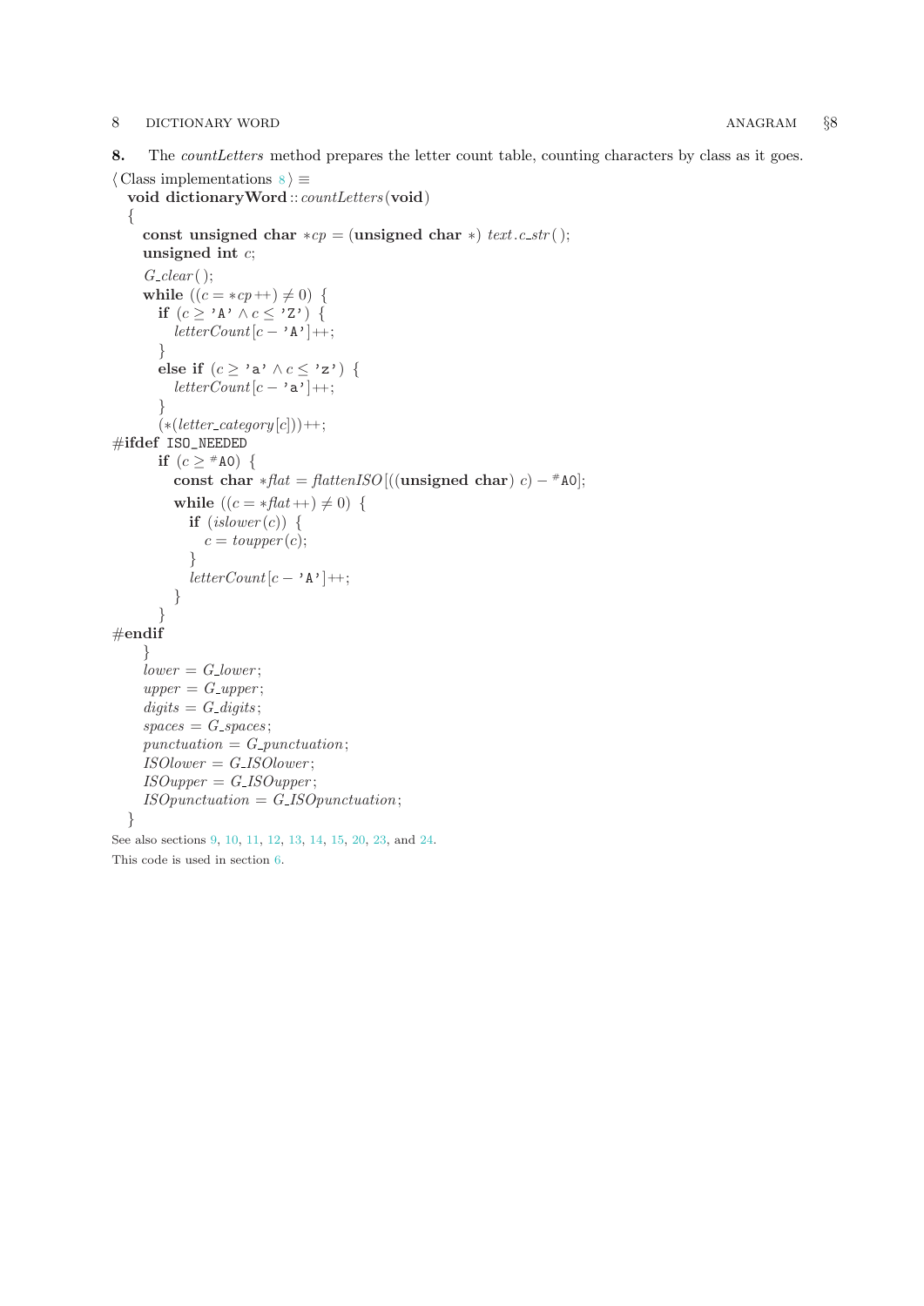**8.** The *countLetters* method prepares the letter count table, counting characters by class as it goes.

⟨ Class implementations 8 ⟩ ≡

```
void dictionaryWord::countLetters(void)
{
    const unsigned char *cp = (unsigned char *) text.c_str();
    unsigned int c;

    G_clear();
    while ((c = *cp++) ≠ 0) {
        if (c ≥ 'A' ∧ c ≤ 'Z') {
            letterCount[c − 'A']++;
        }
        else if (c ≥ 'a' ∧ c ≤ 'z') {
            letterCount[c − 'a']++;
        }
        (*(letter_category[c]))++;
#ifdef ISO_NEEDED
        if (c ≥ #A0) {
            const char *flat = flattenISO[((unsigned char) c) − #A0];
            while ((c = *flat++) ≠ 0) {
                if (islower(c)) {
                    c = toupper(c);
                }
                letterCount[c − 'A']++;
            }
        }
#endif
    }
    lower = G_lower;
    upper = G_upper;
    digits = G_digits;
    spaces = G_spaces;
    punctuation = G_punctuation;
    ISOlower = G_ISOlower;
    ISOupper = G_ISOupper;
    ISOpunctuation = G_ISOpunctuation;
}
```

See also sections 9, 10, 11, 12, 13, 14, 15, 20, 23, and 24.

This code is used in section 6.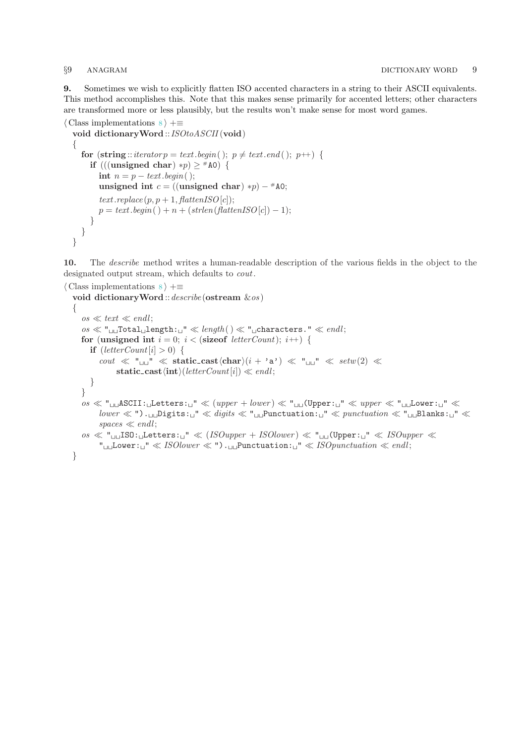**9.** Sometimes we wish to explicitly flatten ISO accented characters in a string to their ASCII equivalents. This method accomplishes this. Note that this makes sense primarily for accented letters; other characters are transformed more or less plausibly, but the results won't make sense for most word games.

⟨ Class implementations 8 ⟩ +≡

```
void dictionaryWord::ISOtoASCII(void)
{
  for (string::iterator p = text.begin(); p ≠ text.end(); p++) {
    if (((unsigned char) *p) ≥ #A0) {
      int n = p − text.begin();
      unsigned int c = ((unsigned char) *p) − #A0;
      text.replace(p, p + 1, flattenISO[c]);
      p = text.begin() + n + (strlen(flattenISO[c]) − 1);
    }
  }
}
```

**10.** The *describe* method writes a human-readable description of the various fields in the object to the designated output stream, which defaults to *cout*.

⟨ Class implementations 8 ⟩ +≡

```
void dictionaryWord::describe(ostream &os)
{
  os ≪ text ≪ endl;
  os ≪ "  Total length: " ≪ length() ≪ " characters." ≪ endl;
  for (unsigned int i = 0; i < (sizeof letterCount); i++) {
    if (letterCount[i] > 0) {
      cout ≪ "  " ≪ static_cast⟨char⟩(i + 'a') ≪ "  " ≪ setw(2) ≪
          static_cast⟨int⟩(letterCount[i]) ≪ endl;
    }
  }
  os ≪ "  ASCII: Letters: " ≪ (upper + lower) ≪ "  (Upper: " ≪ upper ≪ "  Lower: " ≪
      lower ≪ ").  Digits: " ≪ digits ≪ "  Punctuation: " ≪ punctuation ≪ "  Blanks: " ≪
      spaces ≪ endl;
  os ≪ "  ISO: Letters: " ≪ (ISOupper + ISOlower) ≪ "  (Upper: " ≪ ISOupper ≪
      "  Lower: " ≪ ISOlower ≪ ").  Punctuation: " ≪ ISOpunctuation ≪ endl;
}
```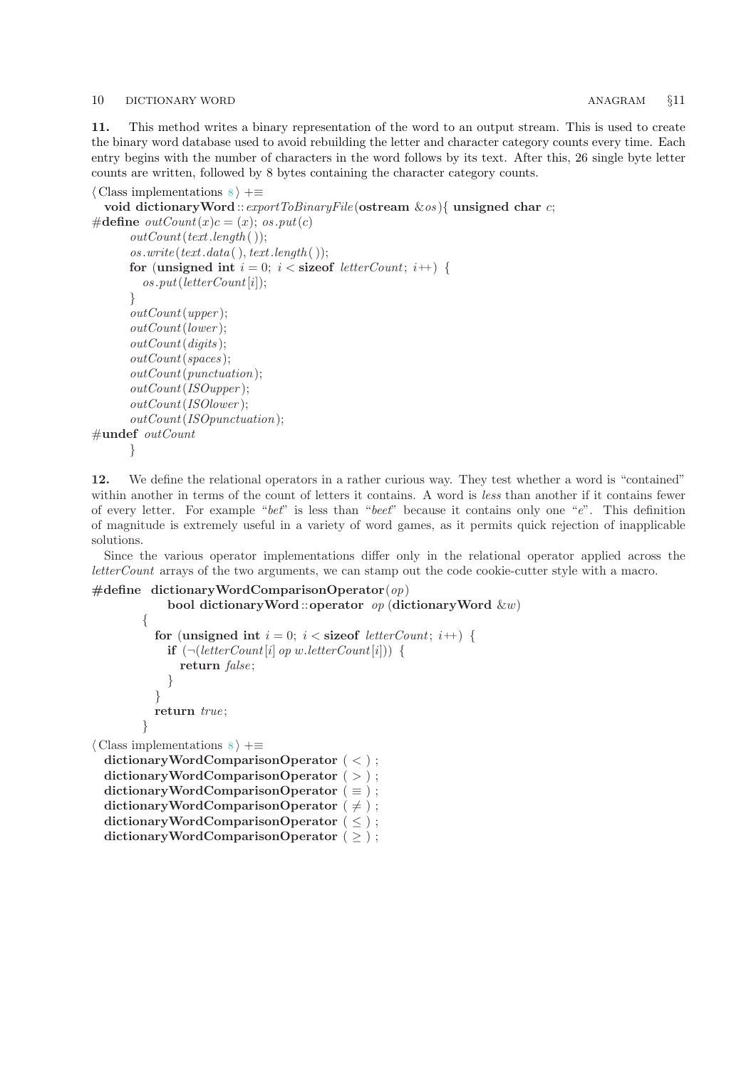**11.** This method writes a binary representation of the word to an output stream. This is used to create the binary word database used to avoid rebuilding the letter and character category counts every time. Each entry begins with the number of characters in the word follows by its text. After this, 26 single byte letter counts are written, followed by 8 bytes containing the character category counts.

⟨ Class implementations 8 ⟩ +≡

```
  void dictionaryWord::exportToBinaryFile(ostream &os){ unsigned char c;
#define outCount(x)c = (x); os.put(c)
        outCount(text.length());
        os.write(text.data(), text.length());
        for (unsigned int i = 0; i < sizeof letterCount; i++) {
          os.put(letterCount[i]);
        }
        outCount(upper);
        outCount(lower);
        outCount(digits);
        outCount(spaces);
        outCount(punctuation);
        outCount(ISOupper);
        outCount(ISOlower);
        outCount(ISOpunctuation);
#undef outCount
        }
```

**12.** We define the relational operators in a rather curious way. They test whether a word is "contained" within another in terms of the count of letters it contains. A word is *less* than another if it contains fewer of every letter. For example "*bet*" is less than "*beet*" because it contains only one "*e*". This definition of magnitude is extremely useful in a variety of word games, as it permits quick rejection of inapplicable solutions.

Since the various operator implementations differ only in the relational operator applied across the *letterCount* arrays of the two arguments, we can stamp out the code cookie-cutter style with a macro.

```
#define dictionaryWordComparisonOperator(op)
              bool dictionaryWord::operator op (dictionaryWord &w)
          {
            for (unsigned int i = 0; i < sizeof letterCount; i++) {
              if (¬(letterCount[i] op w.letterCount[i])) {
                return false;
              }
            }
            return true;
          }
```

⟨ Class implementations 8 ⟩ +≡

```
  dictionaryWordComparisonOperator ( < ) ;
  dictionaryWordComparisonOperator ( > ) ;
  dictionaryWordComparisonOperator ( ≡ ) ;
  dictionaryWordComparisonOperator ( ≠ ) ;
  dictionaryWordComparisonOperator ( ≤ ) ;
  dictionaryWordComparisonOperator ( ≥ ) ;
```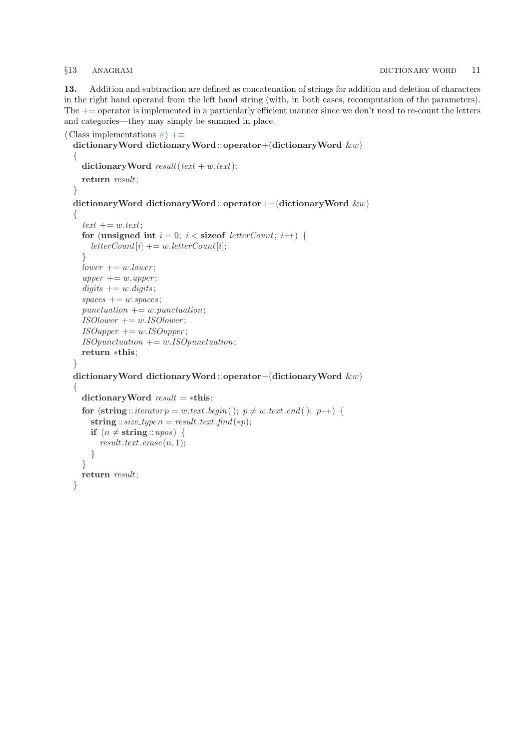**13.** Addition and subtraction are defined as concatenation of strings for addition and deletion of characters in the right hand operand from the left hand string (with, in both cases, recomputation of the parameters). The += operator is implemented in a particularly efficient manner since we don't need to re-count the letters and categories—they may simply be summed in place.

⟨ Class implementations 8 ⟩ +≡

```
dictionaryWord dictionaryWord::operator+(dictionaryWord &w)
{
    dictionaryWord result(text + w.text);
    return result;
}
dictionaryWord dictionaryWord::operator+=(dictionaryWord &w)
{
    text += w.text;
    for (unsigned int i = 0; i < sizeof letterCount; i++) {
        letterCount[i] += w.letterCount[i];
    }
    lower += w.lower;
    upper += w.upper;
    digits += w.digits;
    spaces += w.spaces;
    punctuation += w.punctuation;
    ISOlower += w.ISOlower;
    ISOupper += w.ISOupper;
    ISOpunctuation += w.ISOpunctuation;
    return *this;
}
dictionaryWord dictionaryWord::operator-(dictionaryWord &w)
{
    dictionaryWord result = *this;
    for (string::iterator p = w.text.begin(); p != w.text.end(); p++) {
        string::size_type n = result.text.find(*p);
        if (n != string::npos) {
            result.text.erase(n, 1);
        }
    }
    return result;
}
```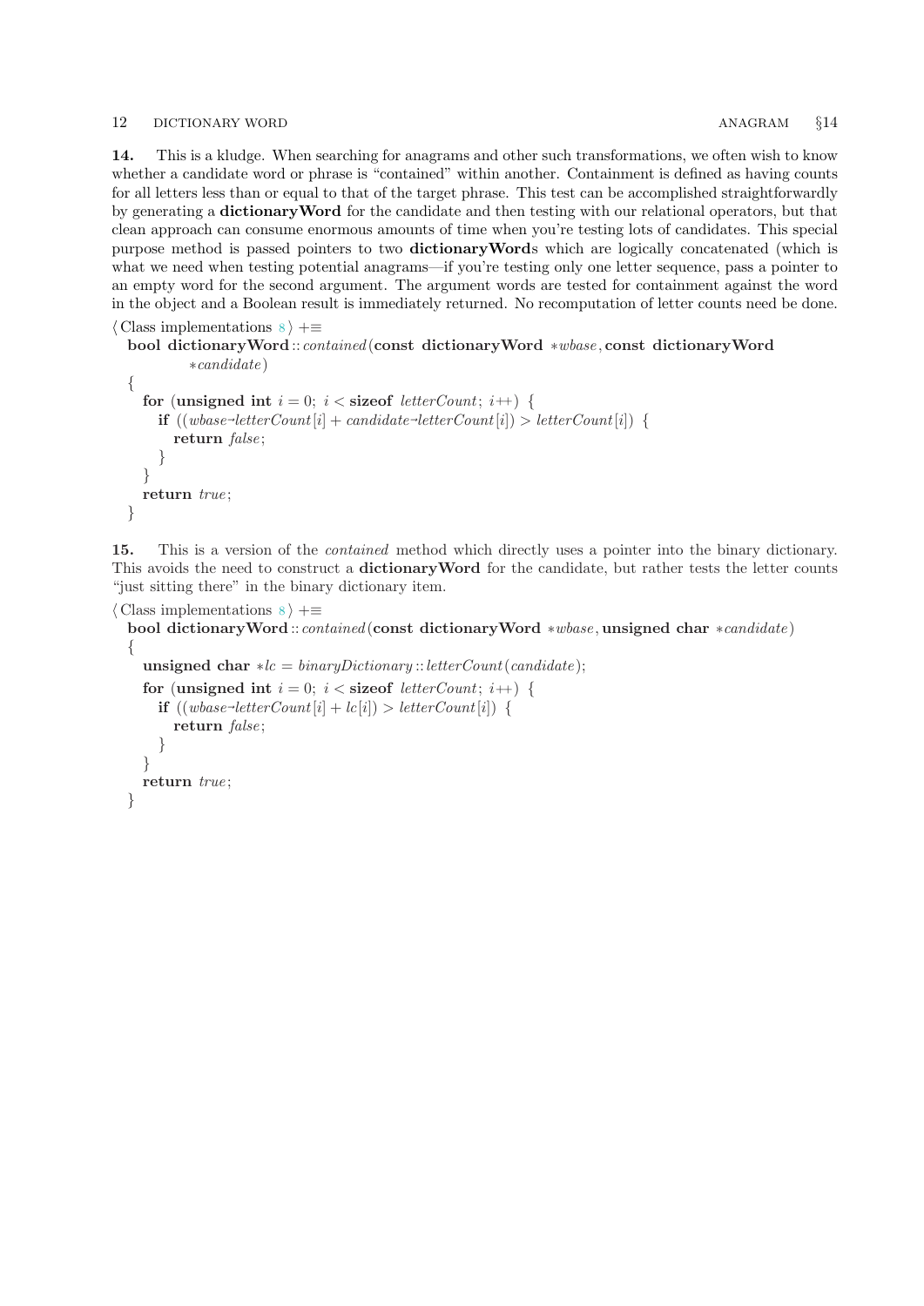**14.** This is a kludge. When searching for anagrams and other such transformations, we often wish to know whether a candidate word or phrase is "contained" within another. Containment is defined as having counts for all letters less than or equal to that of the target phrase. This test can be accomplished straightforwardly by generating a **dictionaryWord** for the candidate and then testing with our relational operators, but that clean approach can consume enormous amounts of time when you're testing lots of candidates. This special purpose method is passed pointers to two **dictionaryWord**s which are logically concatenated (which is what we need when testing potential anagrams—if you're testing only one letter sequence, pass a pointer to an empty word for the second argument. The argument words are tested for containment against the word in the object and a Boolean result is immediately returned. No recomputation of letter counts need be done.

⟨ Class implementations 8 ⟩ +≡

```
bool dictionaryWord::contained(const dictionaryWord *wbase, const dictionaryWord
        *candidate)
{
    for (unsigned int i = 0; i < sizeof letterCount; i++) {
        if ((wbase->letterCount[i] + candidate->letterCount[i]) > letterCount[i]) {
            return false;
        }
    }
    return true;
}
```

**15.** This is a version of the *contained* method which directly uses a pointer into the binary dictionary. This avoids the need to construct a **dictionaryWord** for the candidate, but rather tests the letter counts "just sitting there" in the binary dictionary item.

⟨ Class implementations 8 ⟩ +≡

```
bool dictionaryWord::contained(const dictionaryWord *wbase, unsigned char *candidate)
{
    unsigned char *lc = binaryDictionary::letterCount(candidate);
    for (unsigned int i = 0; i < sizeof letterCount; i++) {
        if ((wbase->letterCount[i] + lc[i]) > letterCount[i]) {
            return false;
        }
    }
    return true;
}
```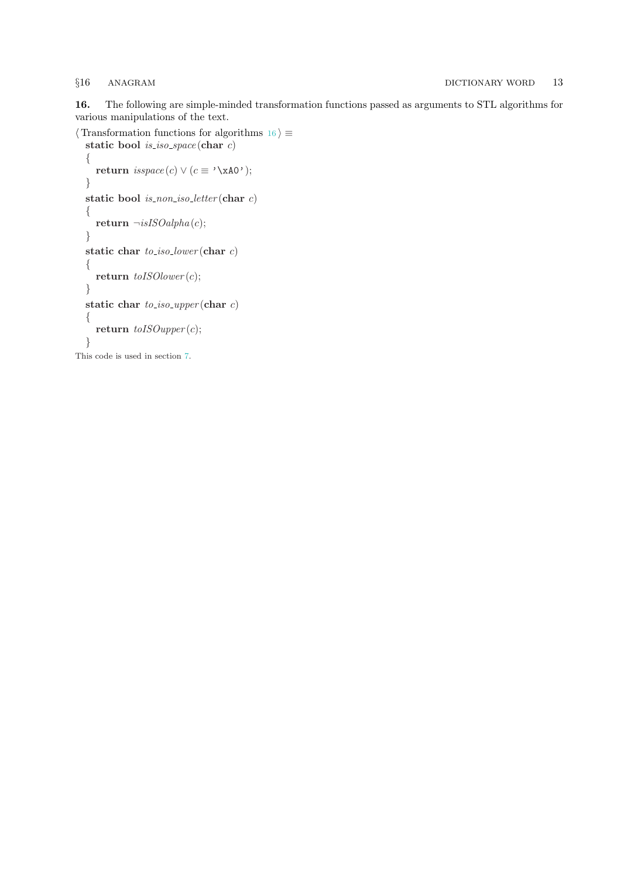**16.** The following are simple-minded transformation functions passed as arguments to STL algorithms for various manipulations of the text.

⟨ Transformation functions for algorithms 16 ⟩ ≡

```
static bool is_iso_space(char c)
{
  return isspace(c) ∨ (c ≡ '\xA0');
}
static bool is_non_iso_letter(char c)
{
  return ¬isISOalpha(c);
}
static char to_iso_lower(char c)
{
  return toISOlower(c);
}
static char to_iso_upper(char c)
{
  return toISOupper(c);
}
```

This code is used in section 7.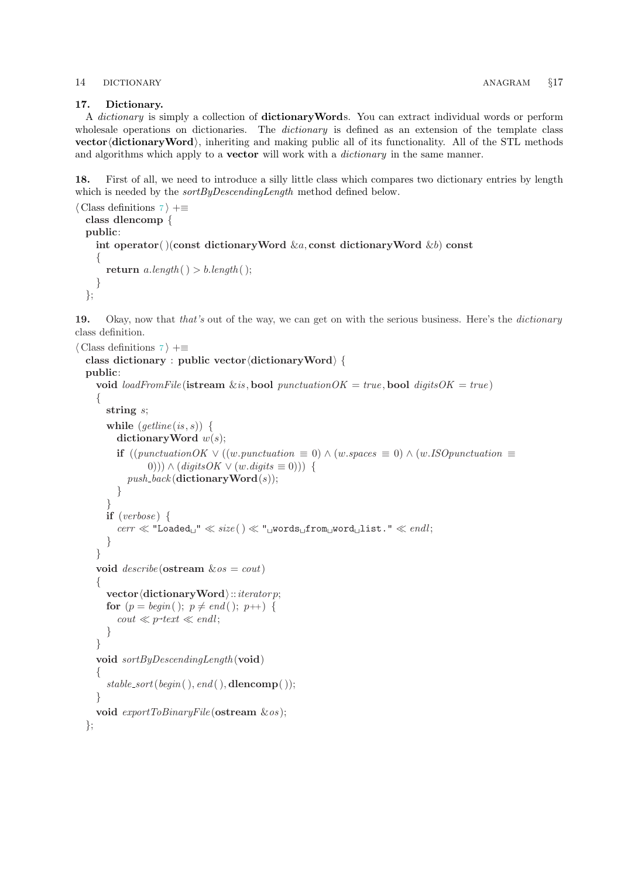### 17. Dictionary.

A *dictionary* is simply a collection of **dictionaryWord**s. You can extract individual words or perform wholesale operations on dictionaries. The *dictionary* is defined as an extension of the template class **vector⟨dictionaryWord⟩**, inheriting and making public all of its functionality. All of the STL methods and algorithms which apply to a **vector** will work with a *dictionary* in the same manner.

**18.** First of all, we need to introduce a silly little class which compares two dictionary entries by length which is needed by the *sortByDescendingLength* method defined below.

⟨ Class definitions 7 ⟩ +≡

```
class dlencomp {
public:
  int operator()(const dictionaryWord &a, const dictionaryWord &b) const
  {
    return a.length() > b.length();
  }
};
```

**19.** Okay, now that *that's* out of the way, we can get on with the serious business. Here's the *dictionary* class definition.

⟨ Class definitions 7 ⟩ +≡

```
class dictionary : public vector<dictionaryWord> {
public:
  void loadFromFile(istream &is, bool punctuationOK = true, bool digitsOK = true)
  {
    string s;
    while (getline(is, s)) {
      dictionaryWord w(s);
      if ((punctuationOK ∨ ((w.punctuation ≡ 0) ∧ (w.spaces ≡ 0) ∧ (w.ISOpunctuation ≡
            0))) ∧ (digitsOK ∨ (w.digits ≡ 0))) {
        push_back(dictionaryWord(s));
      }
    }
    if (verbose) {
      cerr << "Loaded " << size() << " words from word list." << endl;
    }
  }
  void describe(ostream &os = cout)
  {
    vector<dictionaryWord>::iterator p;
    for (p = begin(); p ≠ end(); p++) {
      cout << p→text << endl;
    }
  }
  void sortByDescendingLength(void)
  {
    stable_sort(begin(), end(), dlencomp());
  }
  void exportToBinaryFile(ostream &os);
};
```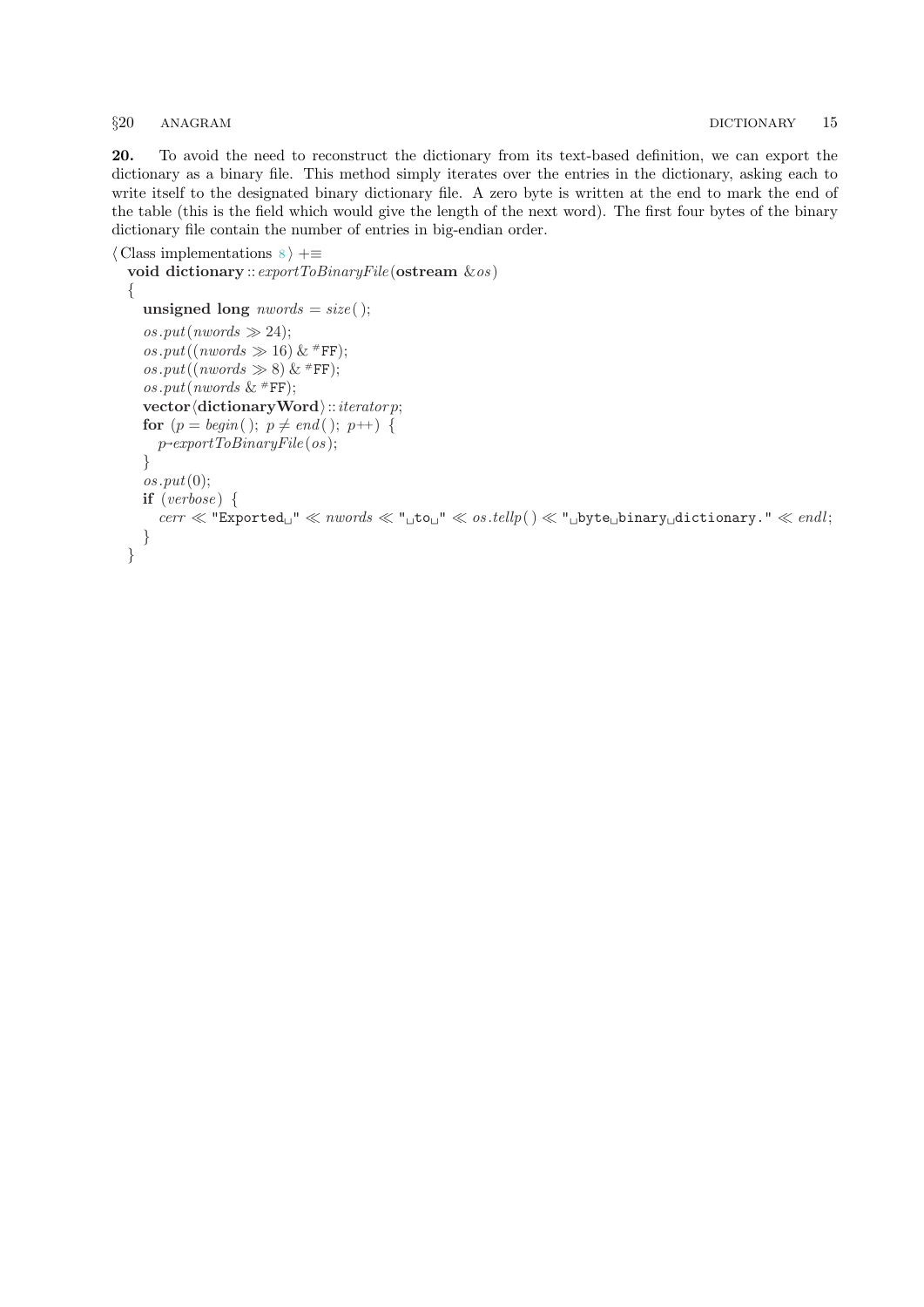**20.** To avoid the need to reconstruct the dictionary from its text-based definition, we can export the dictionary as a binary file. This method simply iterates over the entries in the dictionary, asking each to write itself to the designated binary dictionary file. A zero byte is written at the end to mark the end of the table (this is the field which would give the length of the next word). The first four bytes of the binary dictionary file contain the number of entries in big-endian order.

```
⟨ Class implementations 8 ⟩ +≡
  void dictionary::exportToBinaryFile(ostream &os)
  {
    unsigned long nwords = size();
    os.put(nwords >> 24);
    os.put((nwords >> 16) & #FF);
    os.put((nwords >> 8) & #FF);
    os.put(nwords & #FF);
    vector⟨dictionaryWord⟩::iterator p;
    for (p = begin(); p ≠ end(); p++) {
      p→exportToBinaryFile(os);
    }
    os.put(0);
    if (verbose) {
      cerr << "Exported " << nwords << " to " << os.tellp() << " byte binary dictionary." << endl;
    }
  }
```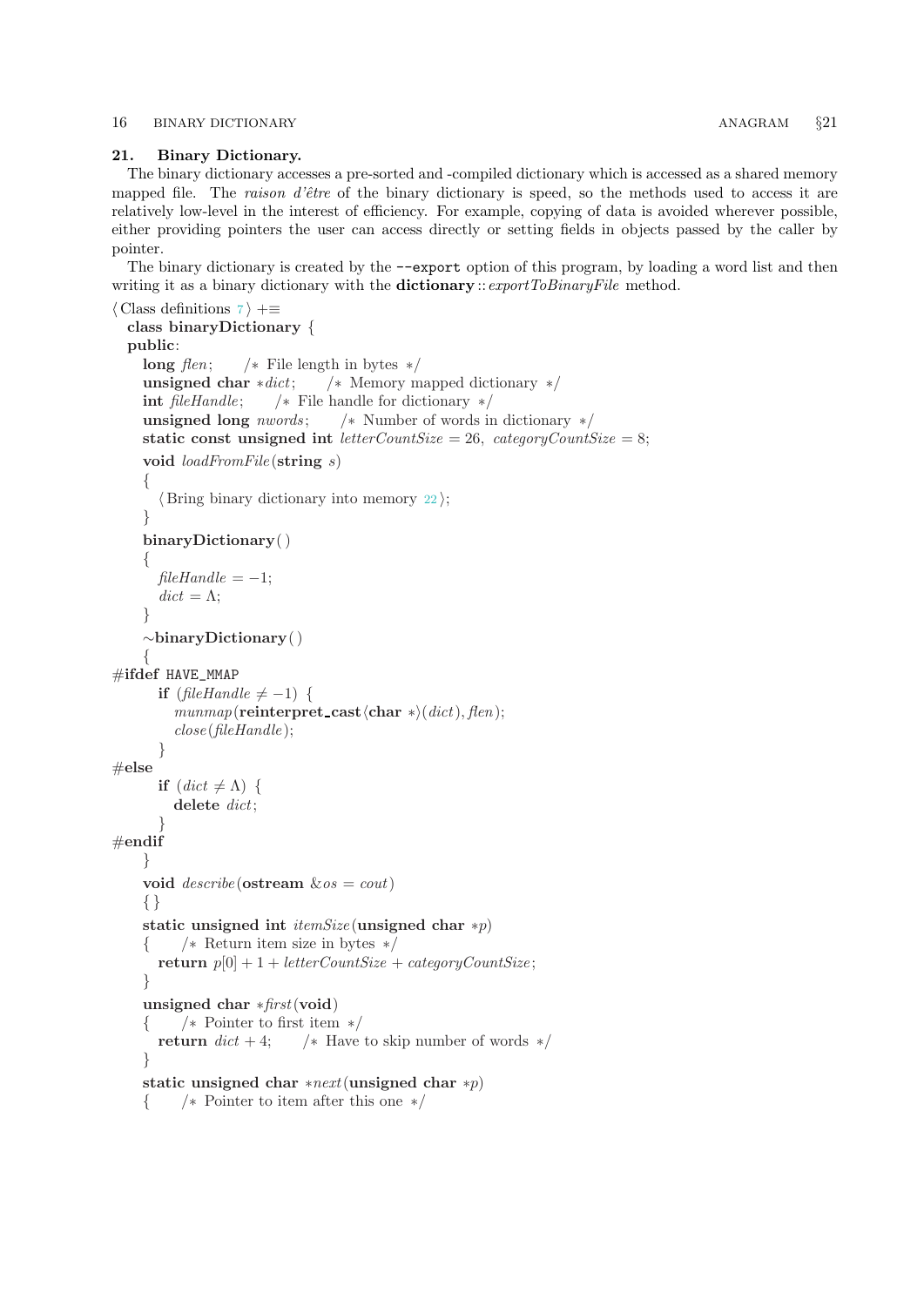## 21. Binary Dictionary.

The binary dictionary accesses a pre-sorted and -compiled dictionary which is accessed as a shared memory mapped file. The *raison d'être* of the binary dictionary is speed, so the methods used to access it are relatively low-level in the interest of efficiency. For example, copying of data is avoided wherever possible, either providing pointers the user can access directly or setting fields in objects passed by the caller by pointer.

The binary dictionary is created by the `--export` option of this program, by loading a word list and then writing it as a binary dictionary with the **dictionary** :: *exportToBinaryFile* method.

```
⟨ Class definitions 7 ⟩ +≡
  class binaryDictionary {
  public:
    long flen;      /* File length in bytes */
    unsigned char *dict;      /* Memory mapped dictionary */
    int fileHandle;      /* File handle for dictionary */
    unsigned long nwords;      /* Number of words in dictionary */
    static const unsigned int letterCountSize = 26, categoryCountSize = 8;
    void loadFromFile(string s)
    {
      ⟨ Bring binary dictionary into memory 22 ⟩;
    }
    binaryDictionary( )
    {
      fileHandle = −1;
      dict = Λ;
    }
    ~binaryDictionary( )
    {
#ifdef HAVE_MMAP
      if (fileHandle ≠ −1) {
        munmap(reinterpret_cast⟨char *⟩(dict), flen);
        close(fileHandle);
      }
#else
      if (dict ≠ Λ) {
        delete dict;
      }
#endif
    }
    void describe(ostream &os = cout)
    { }
    static unsigned int itemSize(unsigned char *p)
    {      /* Return item size in bytes */
      return p[0] + 1 + letterCountSize + categoryCountSize;
    }
    unsigned char *first(void)
    {      /* Pointer to first item */
      return dict + 4;      /* Have to skip number of words */
    }
    static unsigned char *next(unsigned char *p)
    {      /* Pointer to item after this one */
```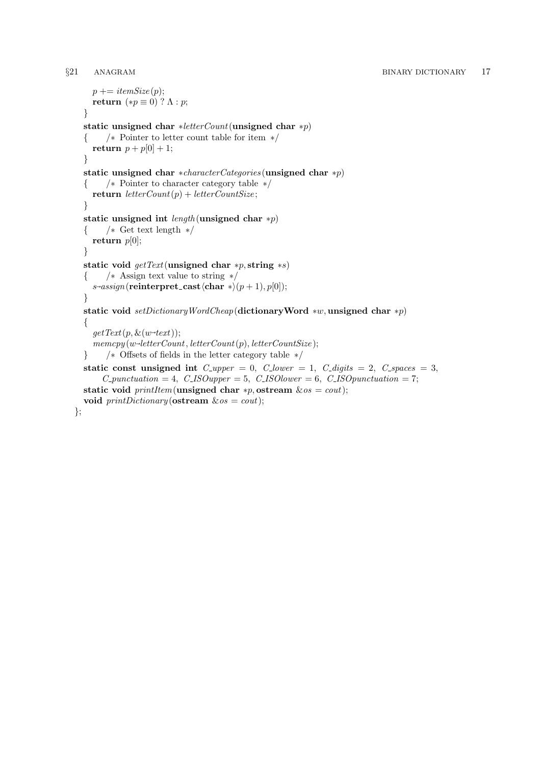```
    p += itemSize(p);
    return (*p ≡ 0) ? Λ : p;
  }
  static unsigned char *letterCount(unsigned char *p)
  {     /* Pointer to letter count table for item */
    return p + p[0] + 1;
  }
  static unsigned char *characterCategories(unsigned char *p)
  {     /* Pointer to character category table */
    return letterCount(p) + letterCountSize;
  }
  static unsigned int length(unsigned char *p)
  {     /* Get text length */
    return p[0];
  }
  static void getText(unsigned char *p, string *s)
  {     /* Assign text value to string */
    s→assign(reinterpret_cast⟨char *⟩(p + 1), p[0]);
  }
  static void setDictionaryWordCheap(dictionaryWord *w, unsigned char *p)
  {
    getText(p, &(w→text));
    memcpy(w→letterCount, letterCount(p), letterCountSize);
  }     /* Offsets of fields in the letter category table */
  static const unsigned int C_upper = 0, C_lower = 1, C_digits = 2, C_spaces = 3,
      C_punctuation = 4, C_ISOupper = 5, C_ISOlower = 6, C_ISOpunctuation = 7;
  static void printItem(unsigned char *p, ostream &os = cout);
  void printDictionary(ostream &os = cout);
};
```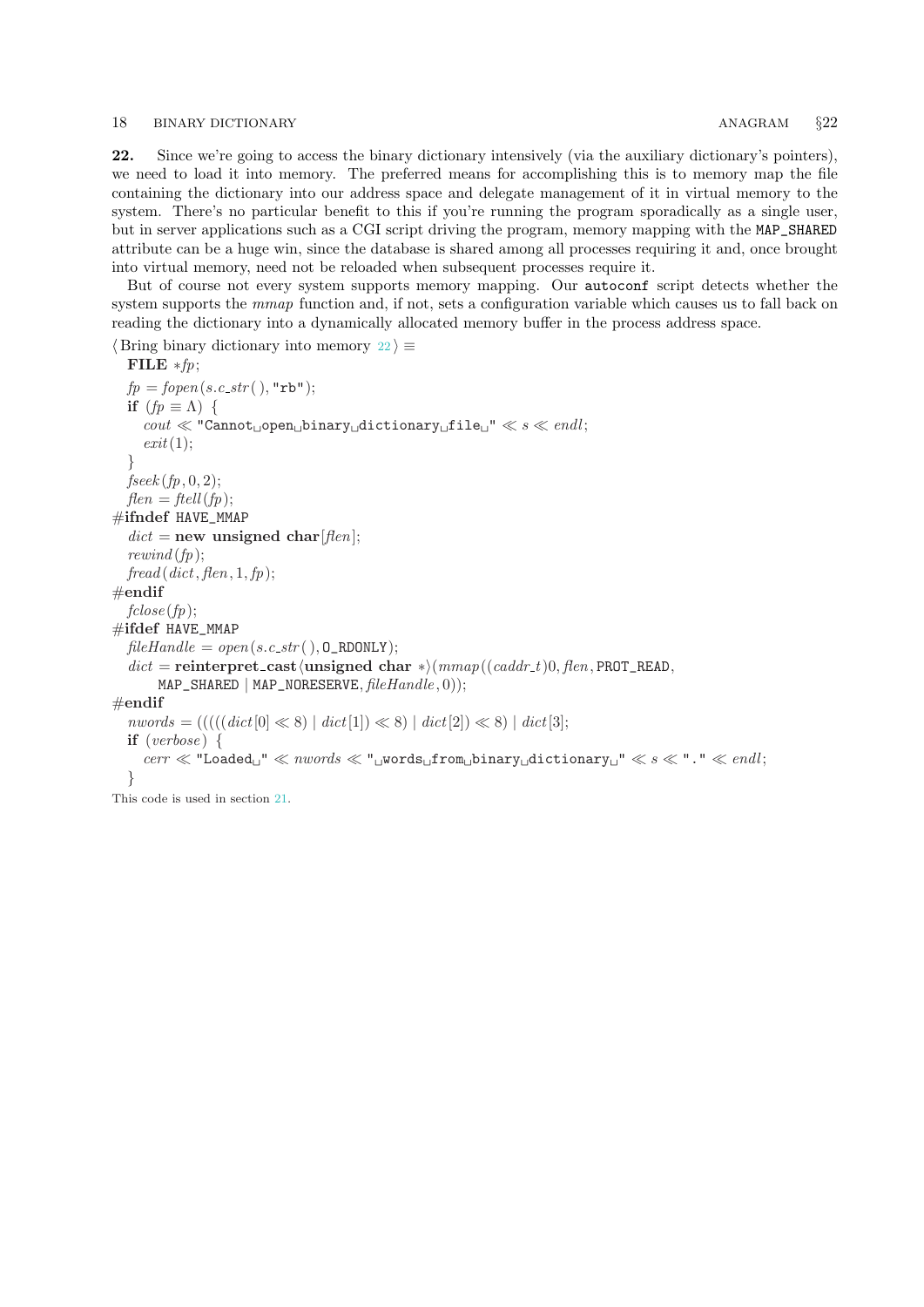**22.** Since we're going to access the binary dictionary intensively (via the auxiliary dictionary's pointers), we need to load it into memory. The preferred means for accomplishing this is to memory map the file containing the dictionary into our address space and delegate management of it in virtual memory to the system. There's no particular benefit to this if you're running the program sporadically as a single user, but in server applications such as a CGI script driving the program, memory mapping with the `MAP_SHARED` attribute can be a huge win, since the database is shared among all processes requiring it and, once brought into virtual memory, need not be reloaded when subsequent processes require it.

But of course not every system supports memory mapping. Our `autoconf` script detects whether the system supports the *mmap* function and, if not, sets a configuration variable which causes us to fall back on reading the dictionary into a dynamically allocated memory buffer in the process address space.

⟨ Bring binary dictionary into memory 22 ⟩ ≡

```
  FILE *fp;
  fp = fopen(s.c_str(), "rb");
  if (fp == NULL) {
    cout << "Cannot open binary dictionary file " << s << endl;
    exit(1);
  }
  fseek(fp, 0, 2);
  flen = ftell(fp);
#ifndef HAVE_MMAP
  dict = new unsigned char[flen];
  rewind(fp);
  fread(dict, flen, 1, fp);
#endif
  fclose(fp);
#ifdef HAVE_MMAP
  fileHandle = open(s.c_str(), O_RDONLY);
  dict = reinterpret_cast<unsigned char *>(mmap((caddr_t)0, flen, PROT_READ,
      MAP_SHARED | MAP_NORESERVE, fileHandle, 0));
#endif
  nwords = (((((dict[0] << 8) | dict[1]) << 8) | dict[2]) << 8) | dict[3];
  if (verbose) {
    cerr << "Loaded " << nwords << " words from binary dictionary " << s << "." << endl;
  }
```

This code is used in section 21.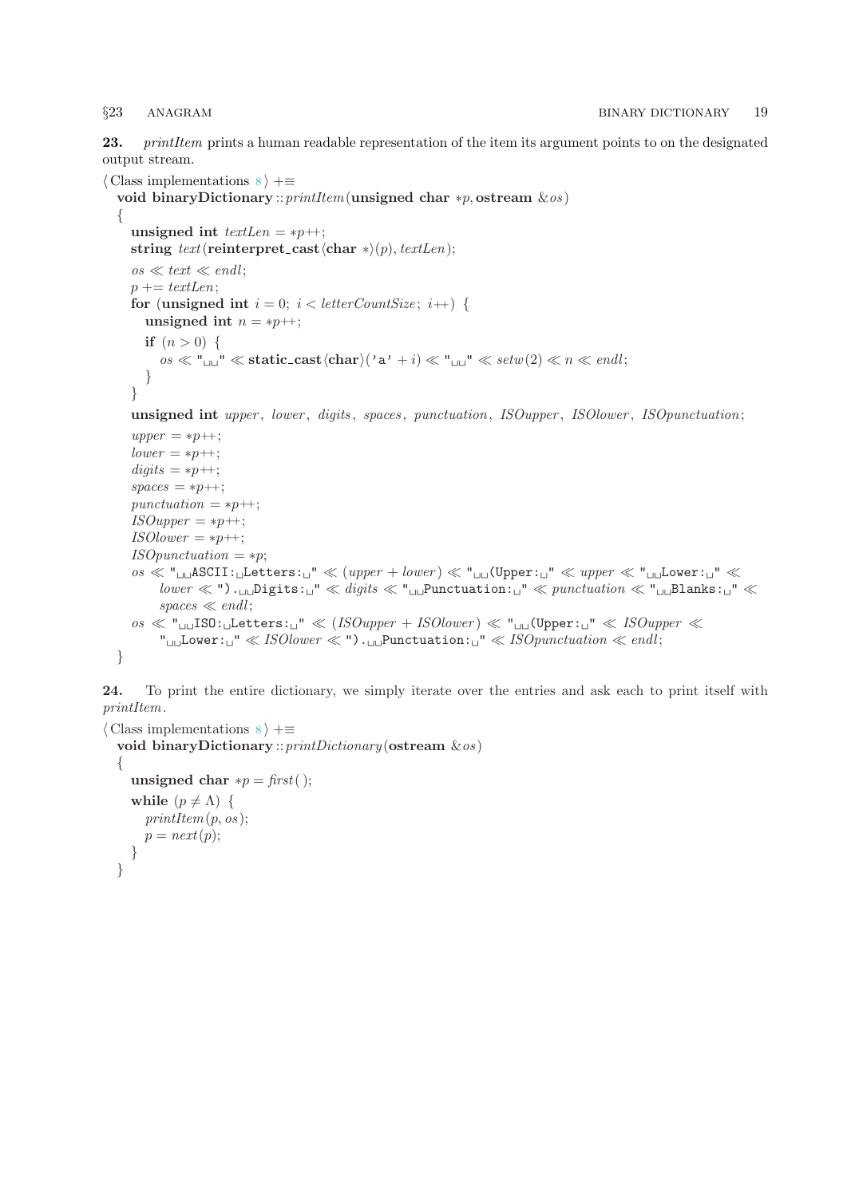**23.** *printItem* prints a human readable representation of the item its argument points to on the designated output stream.

⟨ Class implementations 8 ⟩ +≡

```
void binaryDictionary::printItem(unsigned char *p, ostream &os)
{
    unsigned int textLen = *p++;
    string text(reinterpret_cast<char *>(p), textLen);
    os << text << endl;
    p += textLen;
    for (unsigned int i = 0; i < letterCountSize; i++) {
        unsigned int n = *p++;
        if (n > 0) {
            os << "  " << static_cast<char>('a' + i) << "  " << setw(2) << n << endl;
        }
    }
    unsigned int upper, lower, digits, spaces, punctuation, ISOupper, ISOlower, ISOpunctuation;
    upper = *p++;
    lower = *p++;
    digits = *p++;
    spaces = *p++;
    punctuation = *p++;
    ISOupper = *p++;
    ISOlower = *p++;
    ISOpunctuation = *p;
    os << "  ASCII: Letters: " << (upper + lower) << "  (Upper: " << upper << "  Lower: " <<
        lower << ").  Digits: " << digits << "  Punctuation: " << punctuation << "  Blanks: " <<
        spaces << endl;
    os << "  ISO: Letters: " << (ISOupper + ISOlower) << "  (Upper: " << ISOupper <<
        "  Lower: " << ISOlower << ").  Punctuation: " << ISOpunctuation << endl;
}
```

**24.** To print the entire dictionary, we simply iterate over the entries and ask each to print itself with *printItem*.

⟨ Class implementations 8 ⟩ +≡

```
void binaryDictionary::printDictionary(ostream &os)
{
    unsigned char *p = first();
    while (p ≠ Λ) {
        printItem(p, os);
        p = next(p);
    }
}
```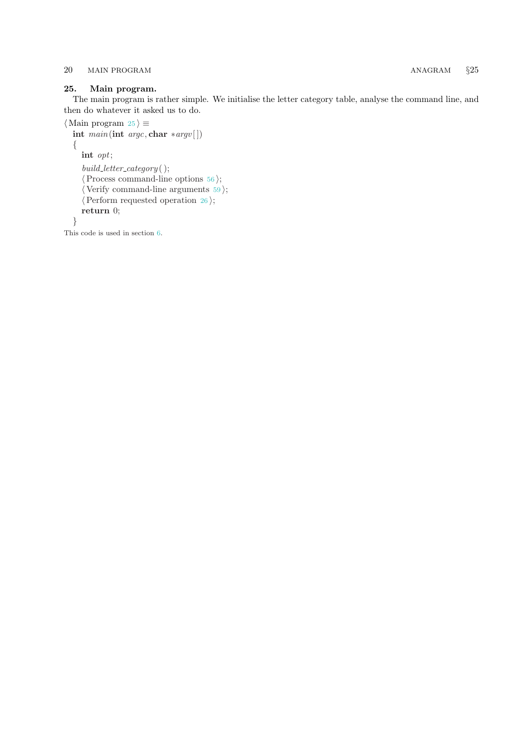**25. Main program.**

The main program is rather simple. We initialise the letter category table, analyse the command line, and then do whatever it asked us to do.

```
⟨ Main program 25 ⟩ ≡
  int main(int argc, char *argv[])
  {
    int opt;

    build_letter_category();
    ⟨ Process command-line options 56 ⟩;
    ⟨ Verify command-line arguments 59 ⟩;
    ⟨ Perform requested operation 26 ⟩;
    return 0;
  }
```

This code is used in section 6.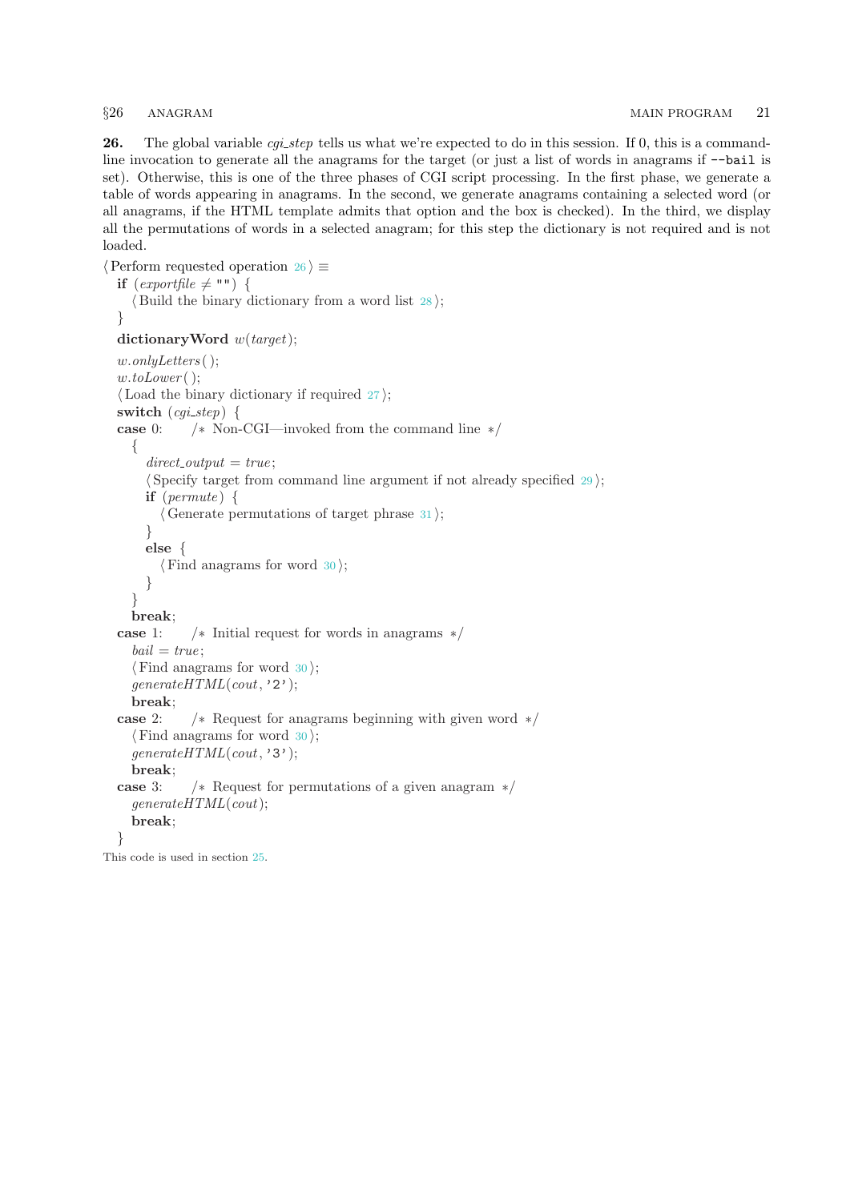**26.** The global variable *cgi_step* tells us what we're expected to do in this session. If 0, this is a command-line invocation to generate all the anagrams for the target (or just a list of words in anagrams if `--bail` is set). Otherwise, this is one of the three phases of CGI script processing. In the first phase, we generate a table of words appearing in anagrams. In the second, we generate anagrams containing a selected word (or all anagrams, if the HTML template admits that option and the box is checked). In the third, we display all the permutations of words in a selected anagram; for this step the dictionary is not required and is not loaded.

```
⟨Perform requested operation 26⟩ ≡
  if (exportfile ≠ "") {
    ⟨Build the binary dictionary from a word list 28⟩;
  }
  dictionaryWord w(target);
  w.onlyLetters();
  w.toLower();
  ⟨Load the binary dictionary if required 27⟩;
  switch (cgi_step) {
  case 0:    /* Non-CGI—invoked from the command line */
    {
      direct_output = true;
      ⟨Specify target from command line argument if not already specified 29⟩;
      if (permute) {
        ⟨Generate permutations of target phrase 31⟩;
      }
      else {
        ⟨Find anagrams for word 30⟩;
      }
    }
    break;
  case 1:    /* Initial request for words in anagrams */
    bail = true;
    ⟨Find anagrams for word 30⟩;
    generateHTML(cout, '2');
    break;
  case 2:    /* Request for anagrams beginning with given word */
    ⟨Find anagrams for word 30⟩;
    generateHTML(cout, '3');
    break;
  case 3:    /* Request for permutations of a given anagram */
    generateHTML(cout);
    break;
  }
```

This code is used in section 25.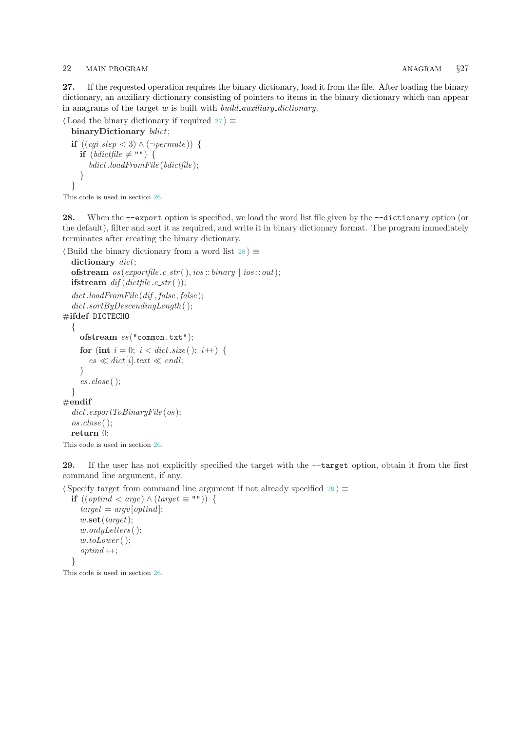**27.** If the requested operation requires the binary dictionary, load it from the file. After loading the binary dictionary, an auxiliary dictionary consisting of pointers to items in the binary dictionary which can appear in anagrams of the target $w$ is built with *build_auxiliary_dictionary*.

⟨Load the binary dictionary if required 27⟩ ≡

```
binaryDictionary bdict;
if ((cgi_step < 3) ∧ (¬permute)) {
    if (bdictfile ≠ "") {
        bdict.loadFromFile(bdictfile);
    }
}
```

This code is used in section 26.

**28.** When the `--export` option is specified, we load the word list file given by the `--dictionary` option (or the default), filter and sort it as required, and write it in binary dictionary format. The program immediately terminates after creating the binary dictionary.

⟨Build the binary dictionary from a word list 28⟩ ≡

```
dictionary dict;
ofstream os(exportfile.c_str(), ios::binary | ios::out);
ifstream dif(dictfile.c_str());
dict.loadFromFile(dif, false, false);
dict.sortByDescendingLength();
#ifdef DICTECHO
{
    ofstream es("common.txt");
    for (int i = 0; i < dict.size(); i++) {
        es << dict[i].text << endl;
    }
    es.close();
}
#endif
dict.exportToBinaryFile(os);
os.close();
return 0;
```

This code is used in section 26.

**29.** If the user has not explicitly specified the target with the `--target` option, obtain it from the first command line argument, if any.

⟨Specify target from command line argument if not already specified 29⟩ ≡

```
if ((optind < argc) ∧ (target ≡ "")) {
    target = argv[optind];
    w.set(target);
    w.onlyLetters();
    w.toLower();
    optind++;
}
```

This code is used in section 26.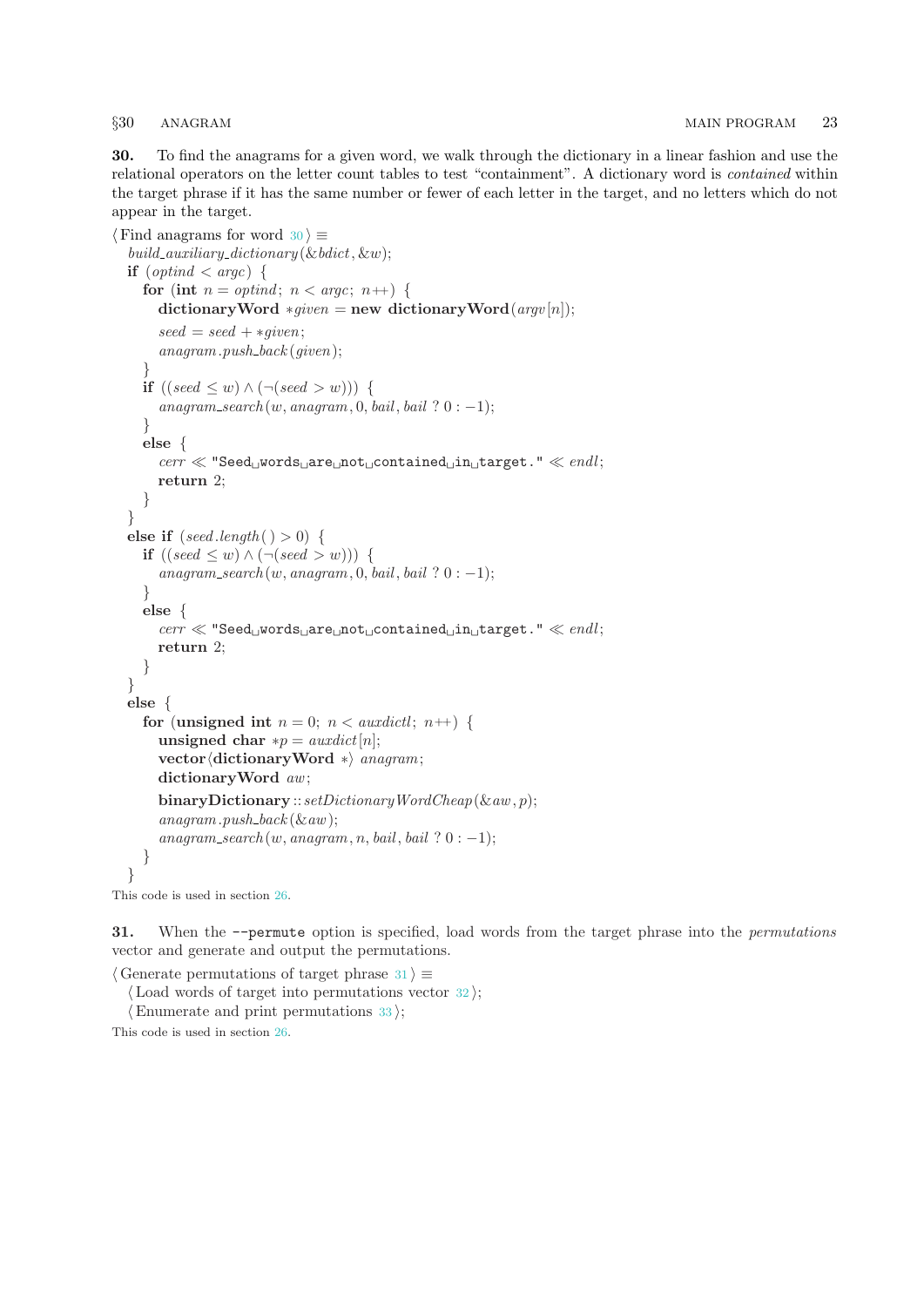**30.** To find the anagrams for a given word, we walk through the dictionary in a linear fashion and use the relational operators on the letter count tables to test "containment". A dictionary word is *contained* within the target phrase if it has the same number or fewer of each letter in the target, and no letters which do not appear in the target.

```
⟨Find anagrams for word 30⟩ ≡
  build_auxiliary_dictionary(&bdict, &w);
  if (optind < argc) {
    for (int n = optind; n < argc; n++) {
      dictionaryWord *given = new dictionaryWord(argv[n]);
      seed = seed + *given;
      anagram.push_back(given);
    }
    if ((seed ≤ w) ∧ (¬(seed > w))) {
      anagram_search(w, anagram, 0, bail, bail ? 0 : −1);
    }
    else {
      cerr ≪ "Seed words are not contained in target." ≪ endl;
      return 2;
    }
  }
  else if (seed.length() > 0) {
    if ((seed ≤ w) ∧ (¬(seed > w))) {
      anagram_search(w, anagram, 0, bail, bail ? 0 : −1);
    }
    else {
      cerr ≪ "Seed words are not contained in target." ≪ endl;
      return 2;
    }
  }
  else {
    for (unsigned int n = 0; n < auxdictl; n++) {
      unsigned char *p = auxdict[n];
      vector⟨dictionaryWord *⟩ anagram;
      dictionaryWord aw;
      binaryDictionary::setDictionaryWordCheap(&aw, p);
      anagram.push_back(&aw);
      anagram_search(w, anagram, n, bail, bail ? 0 : −1);
    }
  }
```

This code is used in section 26.

**31.** When the `--permute` option is specified, load words from the target phrase into the *permutations* vector and generate and output the permutations.

```
⟨Generate permutations of target phrase 31⟩ ≡
  ⟨Load words of target into permutations vector 32⟩;
  ⟨Enumerate and print permutations 33⟩;
```

This code is used in section 26.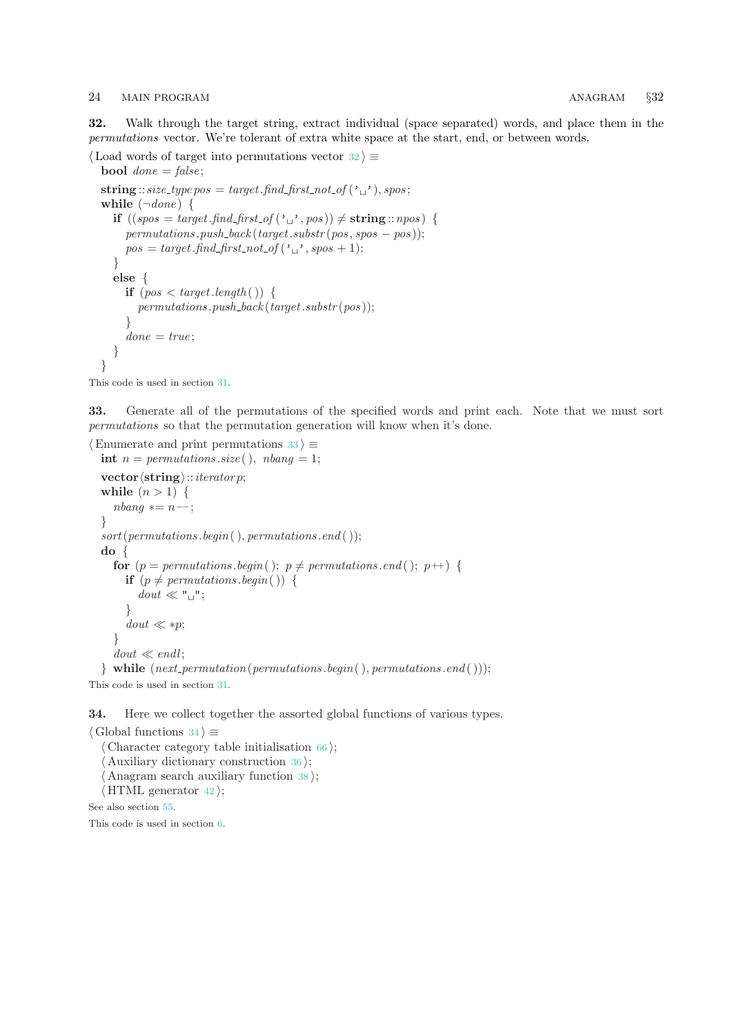**32.** Walk through the target string, extract individual (space separated) words, and place them in the *permutations* vector. We're tolerant of extra white space at the start, end, or between words.

⟨ Load words of target into permutations vector 32 ⟩ ≡

```
bool done = false;
string::size_type pos = target.find_first_not_of(' '), spos;
while (¬done) {
   if ((spos = target.find_first_of(' ', pos)) ≠ string::npos) {
      permutations.push_back(target.substr(pos, spos − pos));
      pos = target.find_first_not_of(' ', spos + 1);
   }
   else {
      if (pos < target.length()) {
         permutations.push_back(target.substr(pos));
      }
      done = true;
   }
}
```

This code is used in section 31.

**33.** Generate all of the permutations of the specified words and print each. Note that we must sort *permutations* so that the permutation generation will know when it's done.

⟨ Enumerate and print permutations 33 ⟩ ≡

```
int n = permutations.size(), nbang = 1;
vector⟨string⟩::iterator p;
while (n > 1) {
   nbang *= n−−;
}
sort(permutations.begin(), permutations.end());
do {
   for (p = permutations.begin(); p ≠ permutations.end(); p++) {
      if (p ≠ permutations.begin()) {
         dout ≪ " ";
      }
      dout ≪ *p;
   }
   dout ≪ endl;
} while (next_permutation(permutations.begin(), permutations.end()));
```

This code is used in section 31.

**34.** Here we collect together the assorted global functions of various types.

⟨ Global functions 34 ⟩ ≡

```
⟨ Character category table initialisation 66 ⟩;
⟨ Auxiliary dictionary construction 36 ⟩;
⟨ Anagram search auxiliary function 38 ⟩;
⟨ HTML generator 42 ⟩;
```

See also section 55.

This code is used in section 6.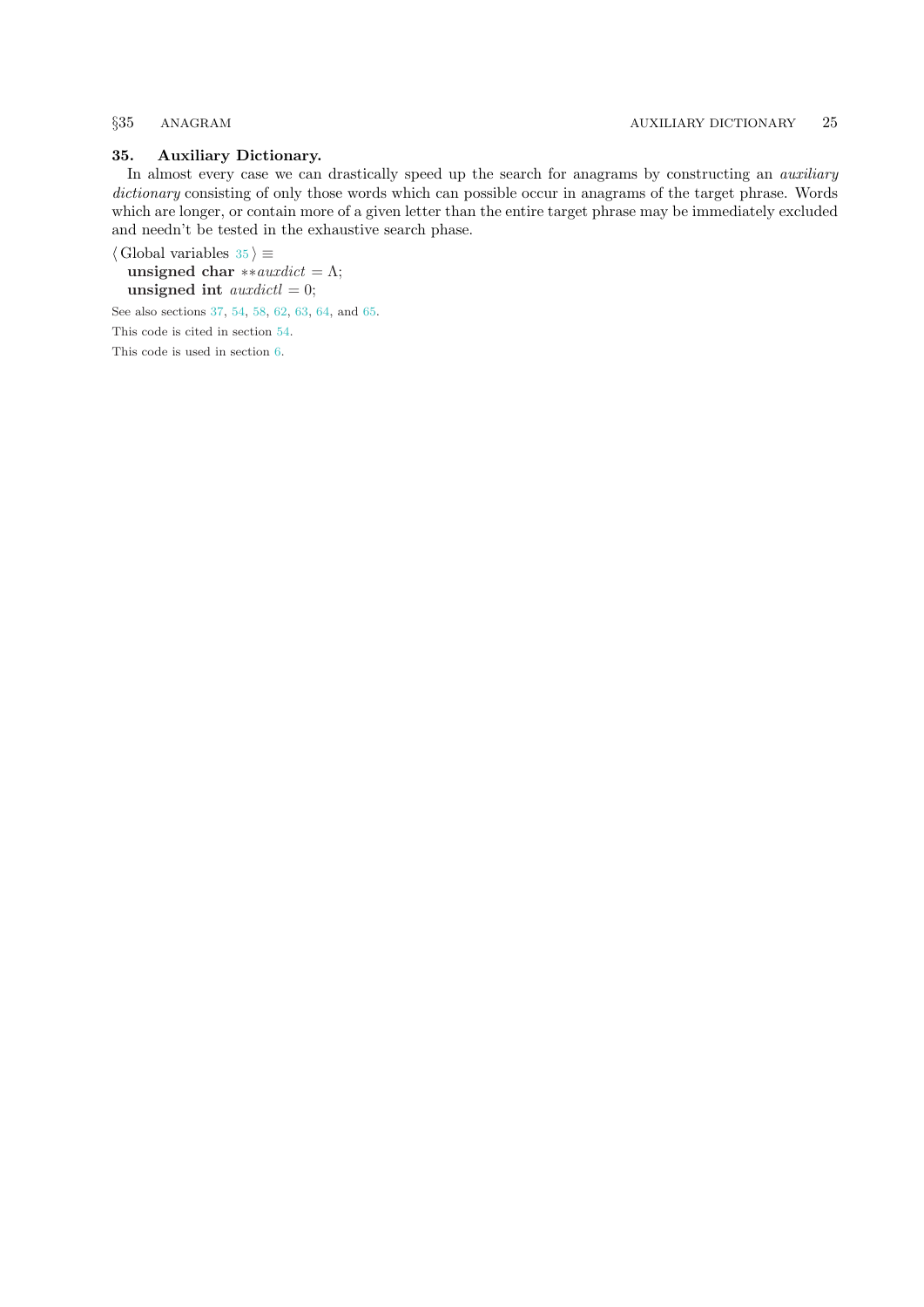### 35. Auxiliary Dictionary.

In almost every case we can drastically speed up the search for anagrams by constructing an *auxiliary dictionary* consisting of only those words which can possible occur in anagrams of the target phrase. Words which are longer, or contain more of a given letter than the entire target phrase may be immediately excluded and needn't be tested in the exhaustive search phase.

⟨ Global variables 35 ⟩ ≡

```
unsigned char **auxdict = Λ;
unsigned int auxdictl = 0;
```

See also sections 37, 54, 58, 62, 63, 64, and 65.

This code is cited in section 54.

This code is used in section 6.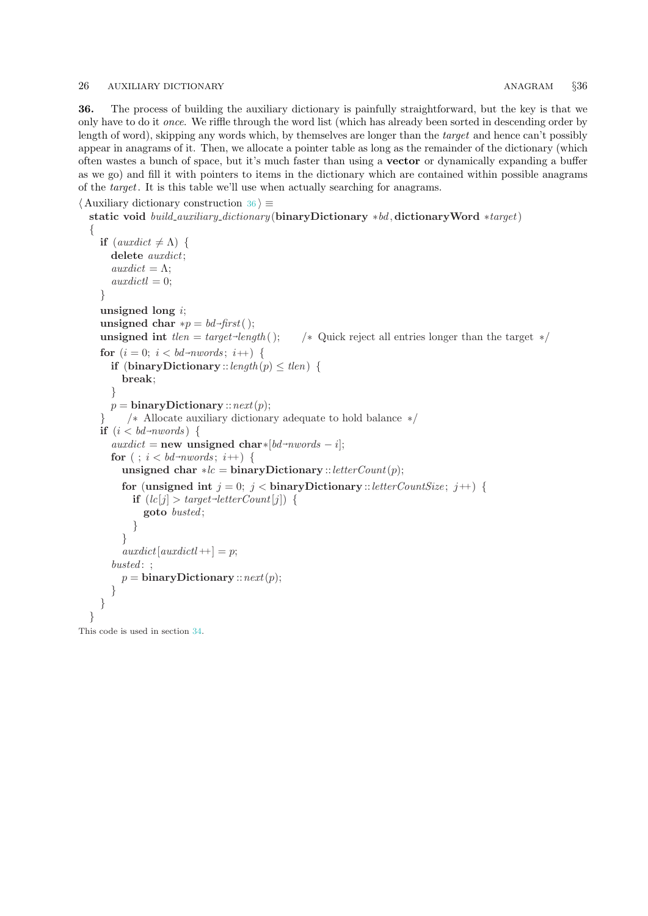**36.** The process of building the auxiliary dictionary is painfully straightforward, but the key is that we only have to do it *once.* We riffle through the word list (which has already been sorted in descending order by length of word), skipping any words which, by themselves are longer than the *target* and hence can't possibly appear in anagrams of it. Then, we allocate a pointer table as long as the remainder of the dictionary (which often wastes a bunch of space, but it's much faster than using a **vector** or dynamically expanding a buffer as we go) and fill it with pointers to items in the dictionary which are contained within possible anagrams of the *target*. It is this table we'll use when actually searching for anagrams.

⟨ Auxiliary dictionary construction 36 ⟩ ≡

```
static void build_auxiliary_dictionary(binaryDictionary *bd, dictionaryWord *target)
{
  if (auxdict ≠ Λ) {
    delete auxdict;
    auxdict = Λ;
    auxdictl = 0;
  }
  unsigned long i;
  unsigned char *p = bd→first();
  unsigned int tlen = target→length();    /* Quick reject all entries longer than the target */
  for (i = 0; i < bd→nwords; i++) {
    if (binaryDictionary::length(p) ≤ tlen) {
      break;
    }
    p = binaryDictionary::next(p);
  }    /* Allocate auxiliary dictionary adequate to hold balance */
  if (i < bd→nwords) {
    auxdict = new unsigned char*[bd→nwords − i];
    for ( ; i < bd→nwords; i++) {
      unsigned char *lc = binaryDictionary::letterCount(p);
      for (unsigned int j = 0; j < binaryDictionary::letterCountSize; j++) {
        if (lc[j] > target→letterCount[j]) {
          goto busted;
        }
      }
      auxdict[auxdictl++] = p;
    busted: ;
      p = binaryDictionary::next(p);
    }
  }
}
```

This code is used in section 34.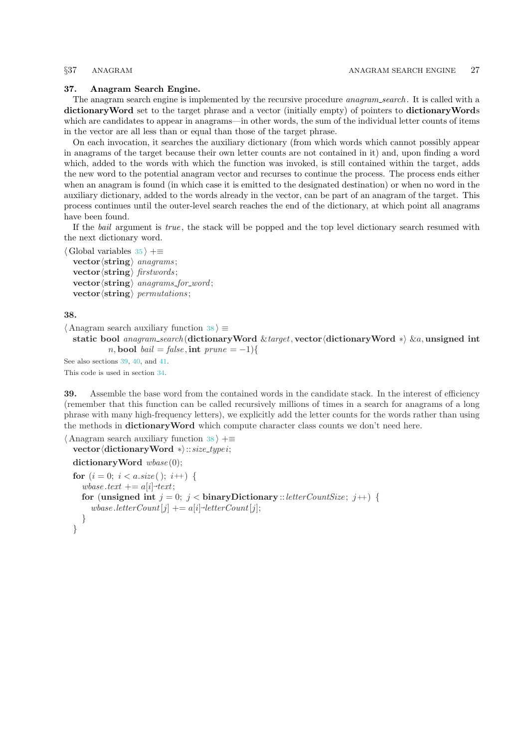**37. Anagram Search Engine.**

The anagram search engine is implemented by the recursive procedure *anagram_search*. It is called with a **dictionaryWord** set to the target phrase and a vector (initially empty) of pointers to **dictionaryWord**s which are candidates to appear in anagrams—in other words, the sum of the individual letter counts of items in the vector are all less than or equal than those of the target phrase.

On each invocation, it searches the auxiliary dictionary (from which words which cannot possibly appear in anagrams of the target because their own letter counts are not contained in it) and, upon finding a word which, added to the words with which the function was invoked, is still contained within the target, adds the new word to the potential anagram vector and recurses to continue the process. The process ends either when an anagram is found (in which case it is emitted to the designated destination) or when no word in the auxiliary dictionary, added to the words already in the vector, can be part of an anagram of the target. This process continues until the outer-level search reaches the end of the dictionary, at which point all anagrams have been found.

If the *bail* argument is *true*, the stack will be popped and the top level dictionary search resumed with the next dictionary word.

```
⟨ Global variables 35 ⟩ +≡
   vector⟨string⟩ anagrams;
   vector⟨string⟩ firstwords;
   vector⟨string⟩ anagrams_for_word;
   vector⟨string⟩ permutations;
```

**38.**

```
⟨ Anagram search auxiliary function 38 ⟩ ≡
   static bool anagram_search(dictionaryWord &target, vector⟨dictionaryWord ∗⟩ &a, unsigned int
         n, bool bail = false, int prune = −1){
```

See also sections 39, 40, and 41.

This code is used in section 34.

**39.** Assemble the base word from the contained words in the candidate stack. In the interest of efficiency (remember that this function can be called recursively millions of times in a search for anagrams of a long phrase with many high-frequency letters), we explicitly add the letter counts for the words rather than using the methods in **dictionaryWord** which compute character class counts we don't need here.

```
⟨ Anagram search auxiliary function 38 ⟩ +≡
   vector⟨dictionaryWord ∗⟩ :: size_type i;
   dictionaryWord wbase(0);
   for (i = 0; i < a.size( ); i++) {
      wbase.text += a[i]→text;
      for (unsigned int j = 0; j < binaryDictionary :: letterCountSize; j++) {
         wbase.letterCount[j] += a[i]→letterCount[j];
      }
   }
```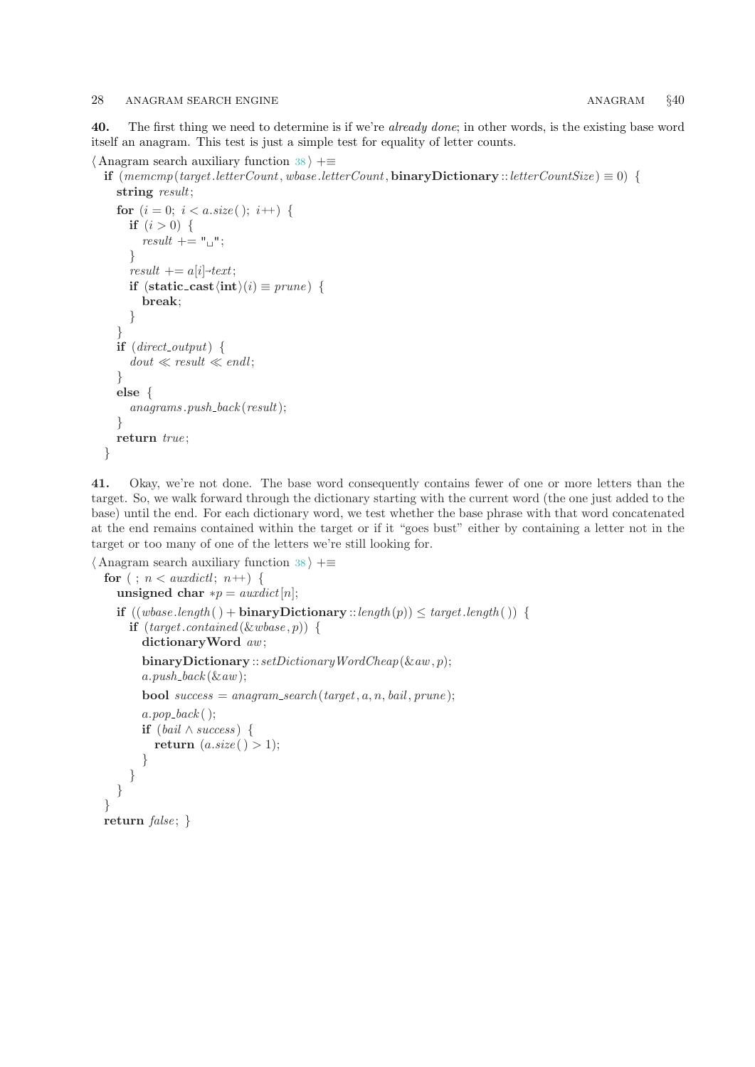**40.** The first thing we need to determine is if we're *already done*; in other words, is the existing base word itself an anagram. This test is just a simple test for equality of letter counts.

```
⟨ Anagram search auxiliary function 38 ⟩ +≡
  if (memcmp(target.letterCount, wbase.letterCount, binaryDictionary::letterCountSize) ≡ 0) {
    string result;
    for (i = 0; i < a.size(); i++) {
      if (i > 0) {
        result += "␣";
      }
      result += a[i]→text;
      if (static_cast⟨int⟩(i) ≡ prune) {
        break;
      }
    }
    if (direct_output) {
      dout ≪ result ≪ endl;
    }
    else {
      anagrams.push_back(result);
    }
    return true;
  }
```

**41.** Okay, we're not done. The base word consequently contains fewer of one or more letters than the target. So, we walk forward through the dictionary starting with the current word (the one just added to the base) until the end. For each dictionary word, we test whether the base phrase with that word concatenated at the end remains contained within the target or if it "goes bust" either by containing a letter not in the target or too many of one of the letters we're still looking for.

```
⟨ Anagram search auxiliary function 38 ⟩ +≡
  for ( ; n < auxdictl; n++) {
    unsigned char *p = auxdict[n];
    if ((wbase.length() + binaryDictionary::length(p)) ≤ target.length()) {
      if (target.contained(&wbase, p)) {
        dictionaryWord aw;
        binaryDictionary::setDictionaryWordCheap(&aw, p);
        a.push_back(&aw);
        bool success = anagram_search(target, a, n, bail, prune);
        a.pop_back();
        if (bail ∧ success) {
          return (a.size() > 1);
        }
      }
    }
  }
  return false; }
```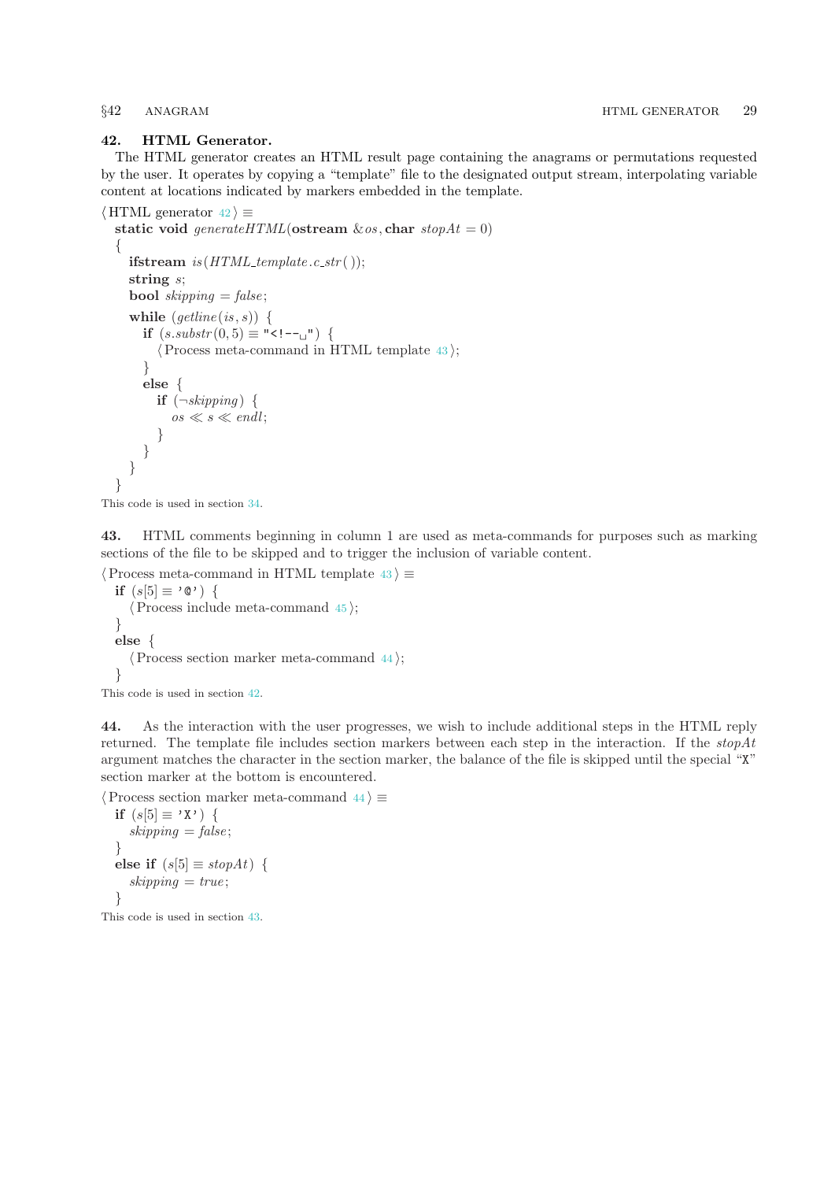**42. HTML Generator.**
The HTML generator creates an HTML result page containing the anagrams or permutations requested by the user. It operates by copying a "template" file to the designated output stream, interpolating variable content at locations indicated by markers embedded in the template.

```
⟨ HTML generator 42 ⟩ ≡
  static void generateHTML(ostream &os, char stopAt = 0)
  {
    ifstream is(HTML_template.c_str());
    string s;
    bool skipping = false;

    while (getline(is, s)) {
      if (s.substr(0, 5) ≡ "<!--␣") {
        ⟨ Process meta-command in HTML template 43 ⟩;
      }
      else {
        if (¬skipping) {
          os ≪ s ≪ endl;
        }
      }
    }
  }
```

This code is used in section 34.

**43.** HTML comments beginning in column 1 are used as meta-commands for purposes such as marking sections of the file to be skipped and to trigger the inclusion of variable content.

```
⟨ Process meta-command in HTML template 43 ⟩ ≡
  if (s[5] ≡ '@') {
    ⟨ Process include meta-command 45 ⟩;
  }
  else {
    ⟨ Process section marker meta-command 44 ⟩;
  }
```

This code is used in section 42.

**44.** As the interaction with the user progresses, we wish to include additional steps in the HTML reply returned. The template file includes section markers between each step in the interaction. If the *stopAt* argument matches the character in the section marker, the balance of the file is skipped until the special "X" section marker at the bottom is encountered.

```
⟨ Process section marker meta-command 44 ⟩ ≡
  if (s[5] ≡ 'X') {
    skipping = false;
  }
  else if (s[5] ≡ stopAt) {
    skipping = true;
  }
```

This code is used in section 43.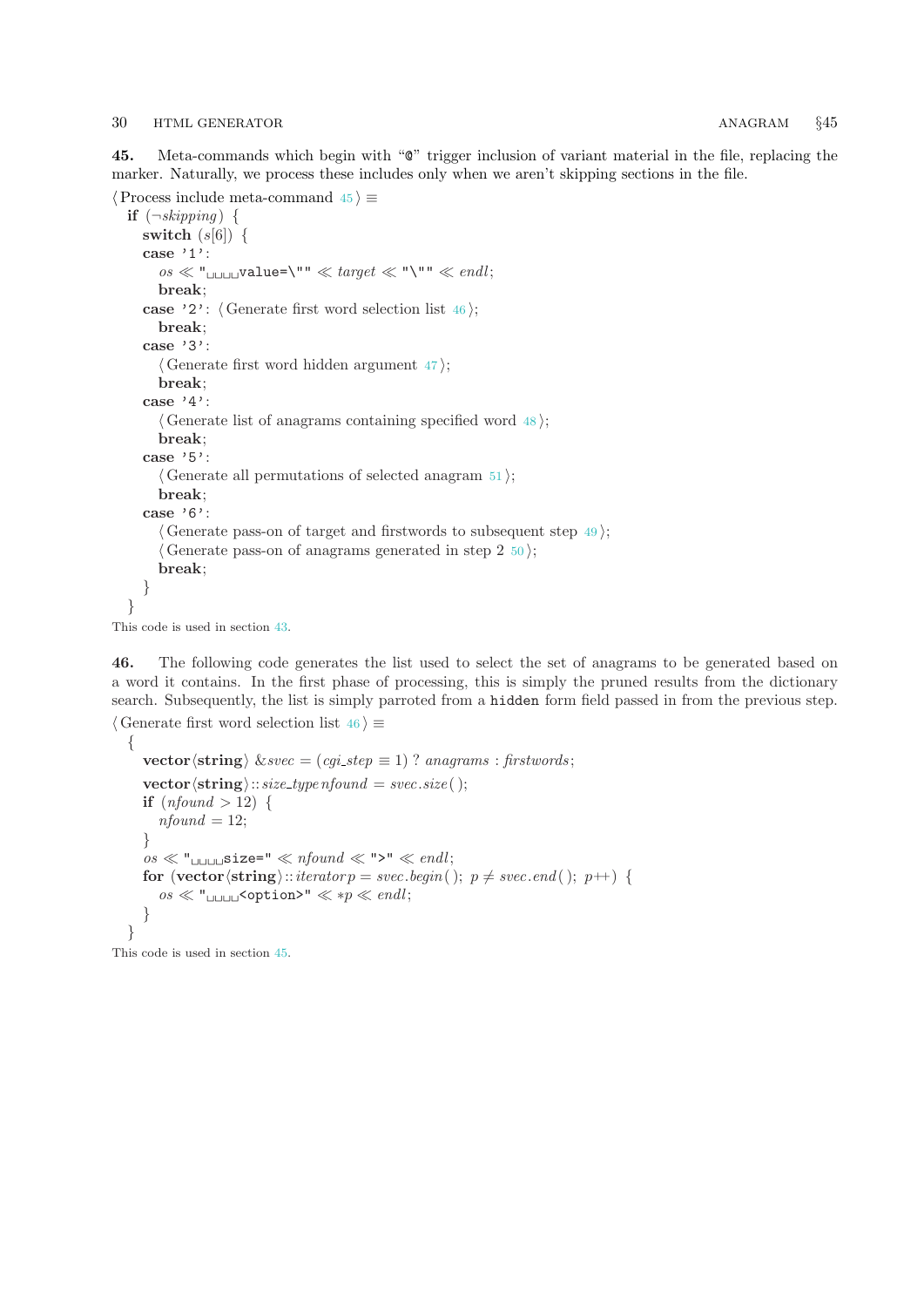**45.** Meta-commands which begin with "@" trigger inclusion of variant material in the file, replacing the marker. Naturally, we process these includes only when we aren't skipping sections in the file.

```
⟨ Process include meta-command 45 ⟩ ≡
  if (¬skipping) {
    switch (s[6]) {
    case '1':
      os ≪ "    value=\"" ≪ target ≪ "\"" ≪ endl;
      break;
    case '2': ⟨ Generate first word selection list 46 ⟩;
      break;
    case '3':
      ⟨ Generate first word hidden argument 47 ⟩;
      break;
    case '4':
      ⟨ Generate list of anagrams containing specified word 48 ⟩;
      break;
    case '5':
      ⟨ Generate all permutations of selected anagram 51 ⟩;
      break;
    case '6':
      ⟨ Generate pass-on of target and firstwords to subsequent step 49 ⟩;
      ⟨ Generate pass-on of anagrams generated in step 2 50 ⟩;
      break;
    }
  }
```

This code is used in section 43.

**46.** The following code generates the list used to select the set of anagrams to be generated based on a word it contains. In the first phase of processing, this is simply the pruned results from the dictionary search. Subsequently, the list is simply parroted from a `hidden` form field passed in from the previous step.

```
⟨ Generate first word selection list 46 ⟩ ≡
  {
    vector⟨string⟩ &svec = (cgi_step ≡ 1) ? anagrams : firstwords;
    vector⟨string⟩::size_type nfound = svec.size();
    if (nfound > 12) {
      nfound = 12;
    }
    os ≪ "    size=" ≪ nfound ≪ ">" ≪ endl;
    for (vector⟨string⟩::iterator p = svec.begin(); p ≠ svec.end(); p++) {
      os ≪ "    <option>" ≪ *p ≪ endl;
    }
  }
```

This code is used in section 45.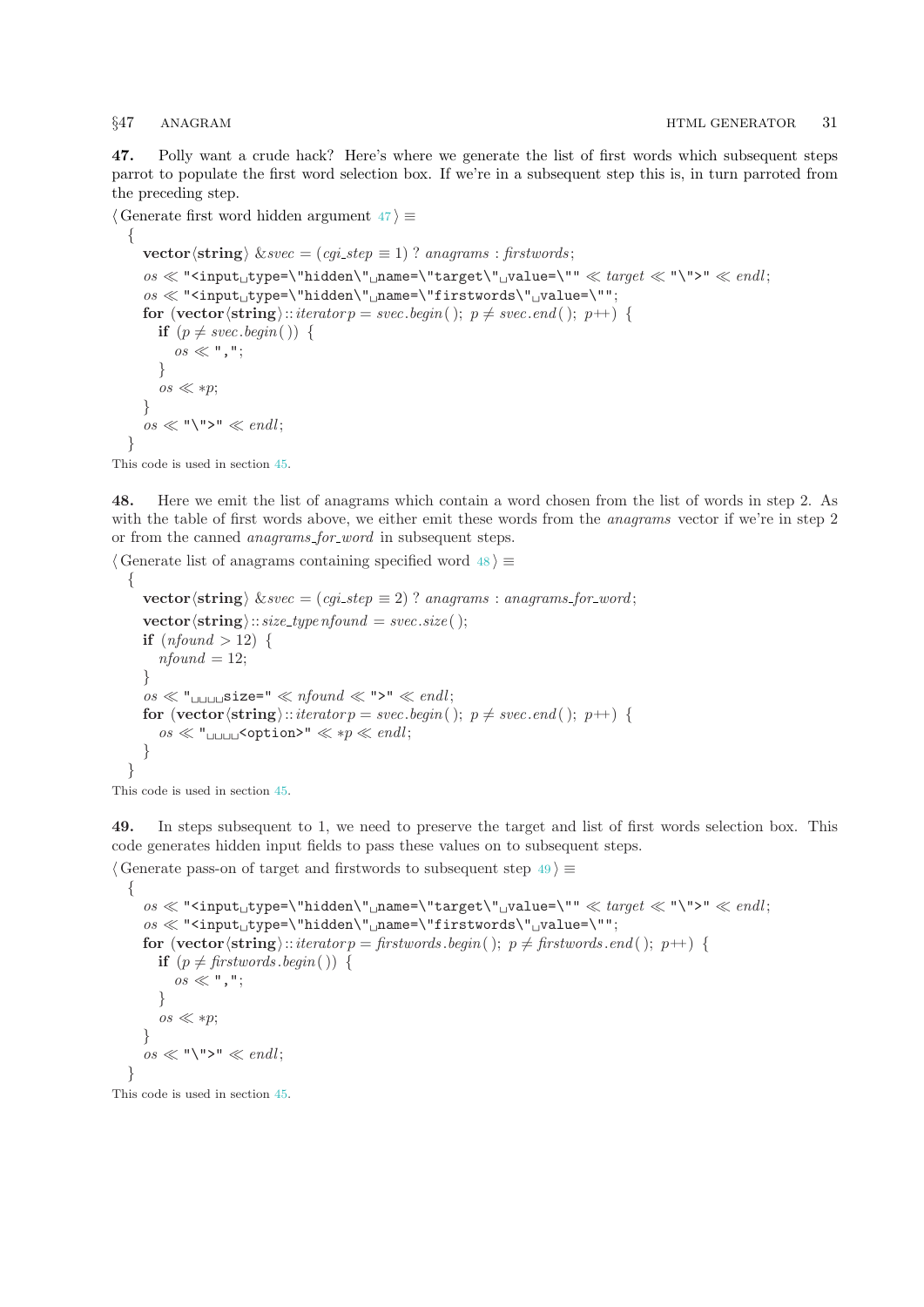**47.** Polly want a crude hack? Here's where we generate the list of first words which subsequent steps parrot to populate the first word selection box. If we're in a subsequent step this is, in turn parroted from the preceding step.

⟨ Generate first word hidden argument 47 ⟩ ≡

```
{
  vector<string> &svec = (cgi_step == 1) ? anagrams : firstwords;
  os << "<input type=\"hidden\" name=\"target\" value=\"" << target << "\">" << endl;
  os << "<input type=\"hidden\" name=\"firstwords\" value=\"";
  for (vector<string>::iterator p = svec.begin(); p != svec.end(); p++) {
    if (p != svec.begin()) {
      os << ",";
    }
    os << *p;
  }
  os << "\">" << endl;
}
```

This code is used in section 45.

**48.** Here we emit the list of anagrams which contain a word chosen from the list of words in step 2. As with the table of first words above, we either emit these words from the *anagrams* vector if we're in step 2 or from the canned *anagrams_for_word* in subsequent steps.

⟨ Generate list of anagrams containing specified word 48 ⟩ ≡

```
{
  vector<string> &svec = (cgi_step == 2) ? anagrams : anagrams_for_word;
  vector<string>::size_type nfound = svec.size();
  if (nfound > 12) {
    nfound = 12;
  }
  os << "    size=" << nfound << ">" << endl;
  for (vector<string>::iterator p = svec.begin(); p != svec.end(); p++) {
    os << "    <option>" << *p << endl;
  }
}
```

This code is used in section 45.

**49.** In steps subsequent to 1, we need to preserve the target and list of first words selection box. This code generates hidden input fields to pass these values on to subsequent steps.

⟨ Generate pass-on of target and firstwords to subsequent step 49 ⟩ ≡

```
{
  os << "<input type=\"hidden\" name=\"target\" value=\"" << target << "\">" << endl;
  os << "<input type=\"hidden\" name=\"firstwords\" value=\"";
  for (vector<string>::iterator p = firstwords.begin(); p != firstwords.end(); p++) {
    if (p != firstwords.begin()) {
      os << ",";
    }
    os << *p;
  }
  os << "\">" << endl;
}
```

This code is used in section 45.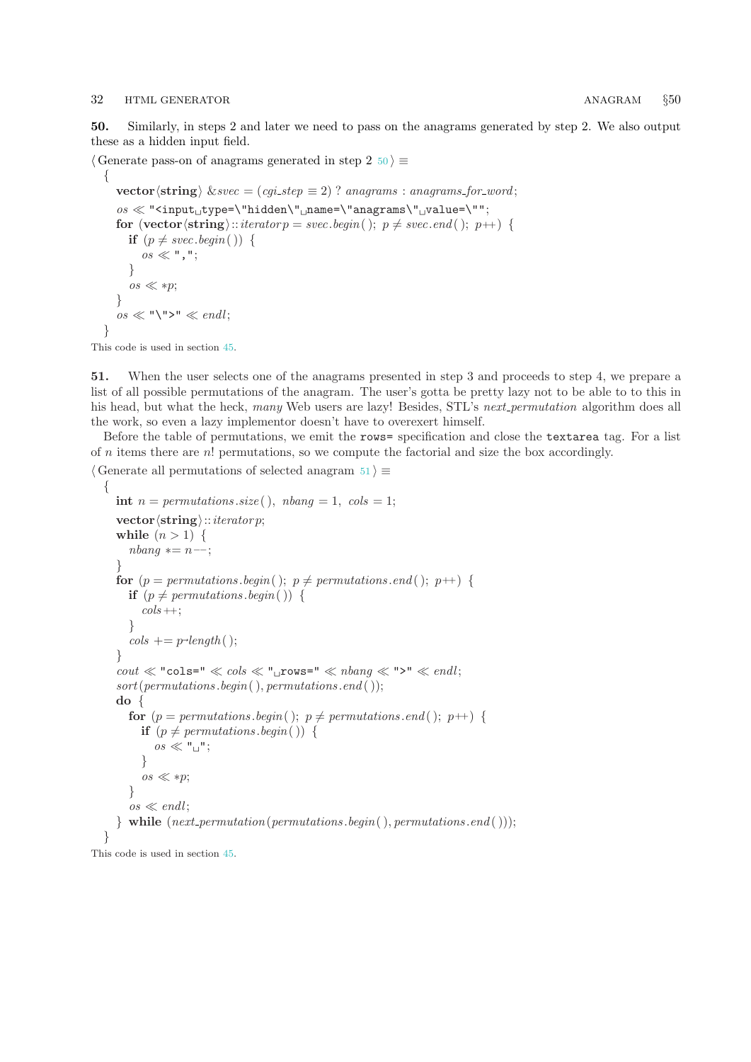**50.** Similarly, in steps 2 and later we need to pass on the anagrams generated by step 2. We also output these as a hidden input field.

⟨ Generate pass-on of anagrams generated in step 2 50 ⟩ ≡

```
{
  vector<string> &svec = (cgi_step ≡ 2) ? anagrams : anagrams_for_word;
  os ≪ "<input type=\"hidden\" name=\"anagrams\" value=\"";
  for (vector<string>::iterator p = svec.begin(); p ≠ svec.end(); p++) {
    if (p ≠ svec.begin()) {
      os ≪ ",";
    }
    os ≪ *p;
  }
  os ≪ "\">" ≪ endl;
}
```

This code is used in section 45.

**51.** When the user selects one of the anagrams presented in step 3 and proceeds to step 4, we prepare a list of all possible permutations of the anagram. The user's gotta be pretty lazy not to be able to to this in his head, but what the heck, *many* Web users are lazy! Besides, STL's *next_permutation* algorithm does all the work, so even a lazy implementor doesn't have to overexert himself.

Before the table of permutations, we emit the `rows=` specification and close the `textarea` tag. For a list of $n$ items there are $n!$ permutations, so we compute the factorial and size the box accordingly.

⟨ Generate all permutations of selected anagram 51 ⟩ ≡

```
{
  int n = permutations.size(), nbang = 1, cols = 1;
  vector<string>::iterator p;
  while (n > 1) {
    nbang *= n--;
  }
  for (p = permutations.begin(); p ≠ permutations.end(); p++) {
    if (p ≠ permutations.begin()) {
      cols++;
    }
    cols += p->length();
  }
  cout ≪ "cols=" ≪ cols ≪ " rows=" ≪ nbang ≪ ">" ≪ endl;
  sort(permutations.begin(), permutations.end());
  do {
    for (p = permutations.begin(); p ≠ permutations.end(); p++) {
      if (p ≠ permutations.begin()) {
        os ≪ " ";
      }
      os ≪ *p;
    }
    os ≪ endl;
  } while (next_permutation(permutations.begin(), permutations.end()));
}
```

This code is used in section 45.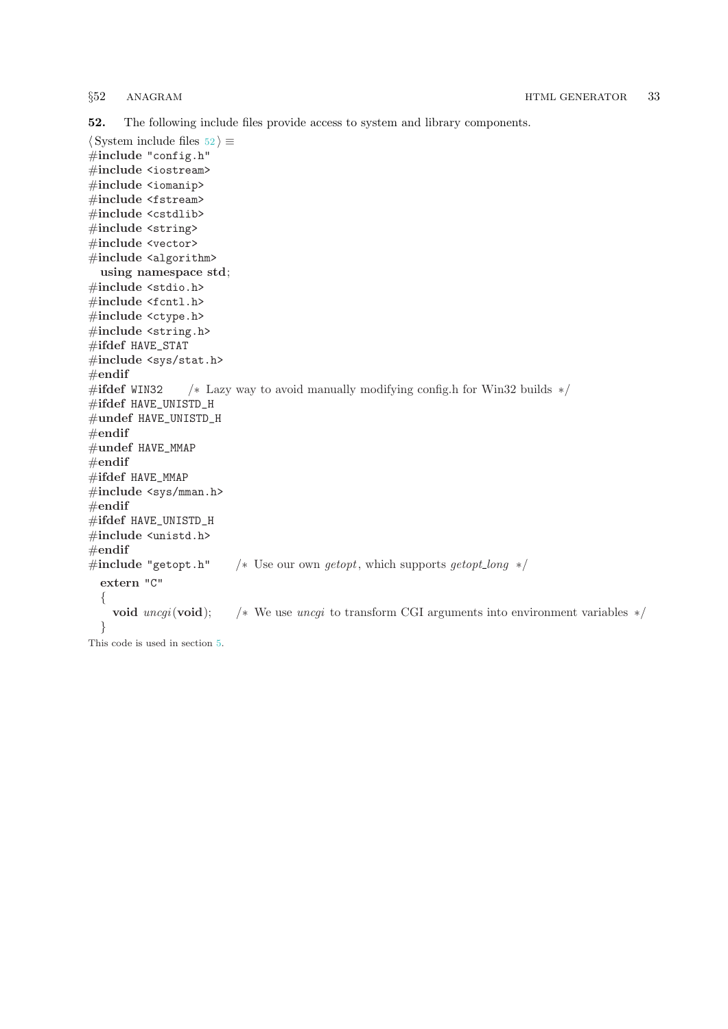**52.** The following include files provide access to system and library components.

⟨ System include files 52 ⟩ ≡

```
#include "config.h"
#include <iostream>
#include <iomanip>
#include <fstream>
#include <cstdlib>
#include <string>
#include <vector>
#include <algorithm>
  using namespace std;
#include <stdio.h>
#include <fcntl.h>
#include <ctype.h>
#include <string.h>
#ifdef HAVE_STAT
#include <sys/stat.h>
#endif
#ifdef WIN32    /* Lazy way to avoid manually modifying config.h for Win32 builds */
#ifdef HAVE_UNISTD_H
#undef HAVE_UNISTD_H
#endif
#undef HAVE_MMAP
#endif
#ifdef HAVE_MMAP
#include <sys/mman.h>
#endif
#ifdef HAVE_UNISTD_H
#include <unistd.h>
#endif
#include "getopt.h"    /* Use our own getopt, which supports getopt_long */
  extern "C"
  {
    void uncgi(void);    /* We use uncgi to transform CGI arguments into environment variables */
  }
```

This code is used in section 5.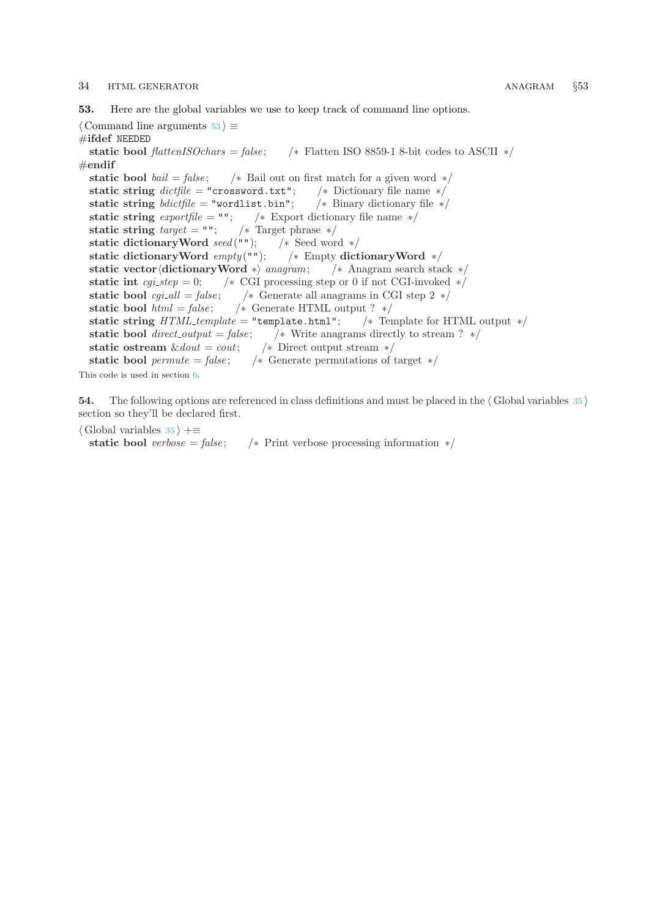**53.** Here are the global variables we use to keep track of command line options.

⟨ Command line arguments 53 ⟩ ≡

```
#ifdef NEEDED
  static bool flattenISOchars = false;    /* Flatten ISO 8859-1 8-bit codes to ASCII */
#endif
  static bool bail = false;    /* Bail out on first match for a given word */
  static string dictfile = "crossword.txt";    /* Dictionary file name */
  static string bdictfile = "wordlist.bin";    /* Binary dictionary file */
  static string exportfile = "";    /* Export dictionary file name */
  static string target = "";    /* Target phrase */
  static dictionaryWord seed("");    /* Seed word */
  static dictionaryWord empty("");    /* Empty dictionaryWord */
  static vector<dictionaryWord *> anagram;    /* Anagram search stack */
  static int cgi_step = 0;    /* CGI processing step or 0 if not CGI-invoked */
  static bool cgi_all = false;    /* Generate all anagrams in CGI step 2 */
  static bool html = false;    /* Generate HTML output ? */
  static string HTML_template = "template.html";    /* Template for HTML output */
  static bool direct_output = false;    /* Write anagrams directly to stream ? */
  static ostream &dout = cout;    /* Direct output stream */
  static bool permute = false;    /* Generate permutations of target */
```

This code is used in section 6.

**54.** The following options are referenced in class definitions and must be placed in the ⟨ Global variables 35 ⟩ section so they'll be declared first.

⟨ Global variables 35 ⟩ +≡

```
  static bool verbose = false;    /* Print verbose processing information */
```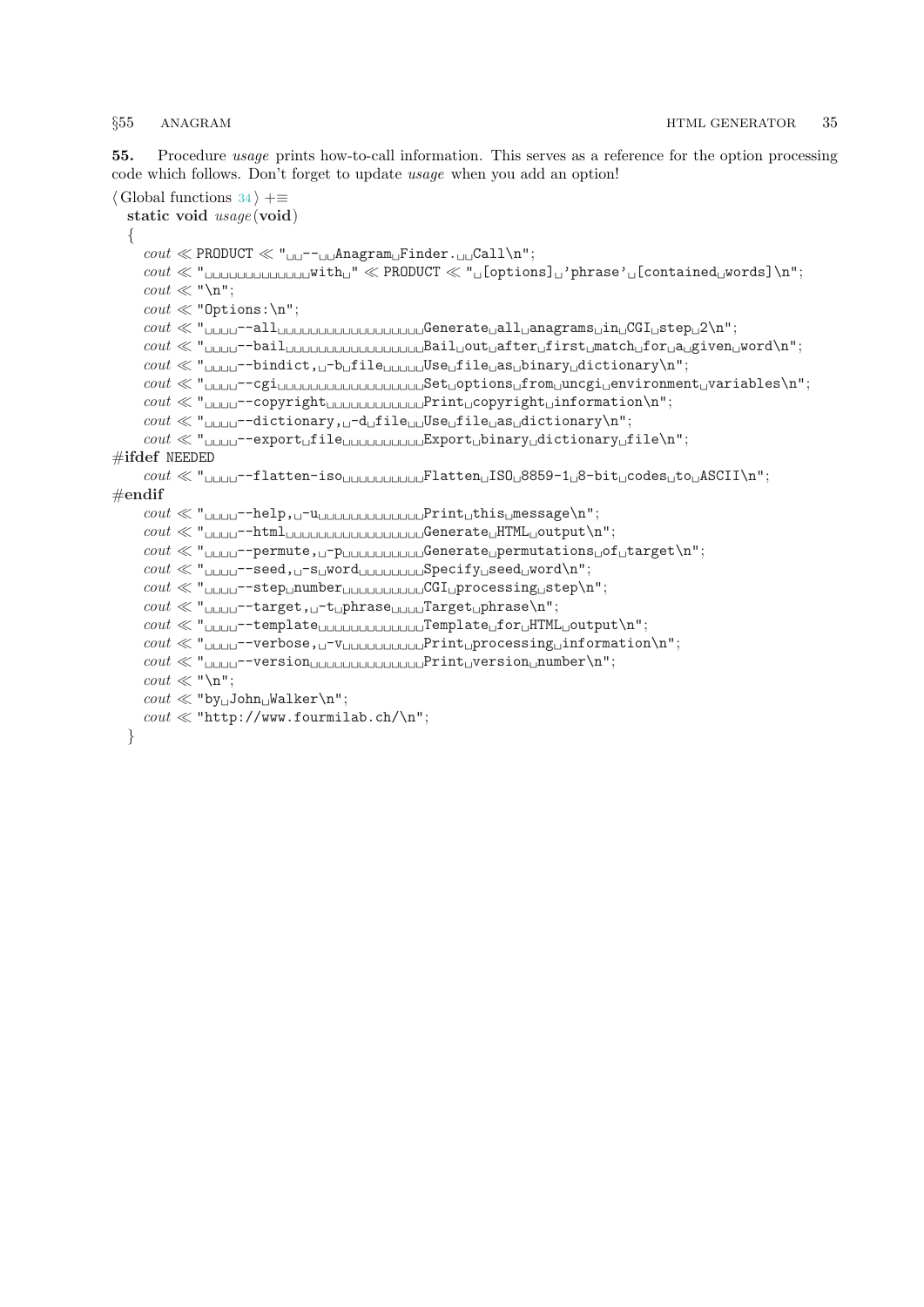**55.** Procedure *usage* prints how-to-call information. This serves as a reference for the option processing code which follows. Don't forget to update *usage* when you add an option!

⟨ Global functions 34 ⟩ +≡

```
static void usage(void)
{
    cout << PRODUCT << "  --  Anagram Finder.  Call\n";
    cout << "             with " << PRODUCT << " [options] 'phrase' [contained words]\n";
    cout << "\n";
    cout << "Options:\n";
    cout << "    --all                   Generate all anagrams in CGI step 2\n";
    cout << "    --bail                  Bail out after first match for a given word\n";
    cout << "    --bindict, -b file      Use file as binary dictionary\n";
    cout << "    --cgi                   Set options from uncgi environment variables\n";
    cout << "    --copyright             Print copyright information\n";
    cout << "    --dictionary, -d file   Use file as dictionary\n";
    cout << "    --export file           Export binary dictionary file\n";
#ifdef NEEDED
    cout << "    --flatten-iso           Flatten ISO 8859-1 8-bit codes to ASCII\n";
#endif
    cout << "    --help, -u              Print this message\n";
    cout << "    --html                  Generate HTML output\n";
    cout << "    --permute, -p           Generate permutations of target\n";
    cout << "    --seed, -s word         Specify seed word\n";
    cout << "    --step number           CGI processing step\n";
    cout << "    --target, -t phrase     Target phrase\n";
    cout << "    --template              Template for HTML output\n";
    cout << "    --verbose, -v           Print processing information\n";
    cout << "    --version               Print version number\n";
    cout << "\n";
    cout << "by John Walker\n";
    cout << "http://www.fourmilab.ch/\n";
}
```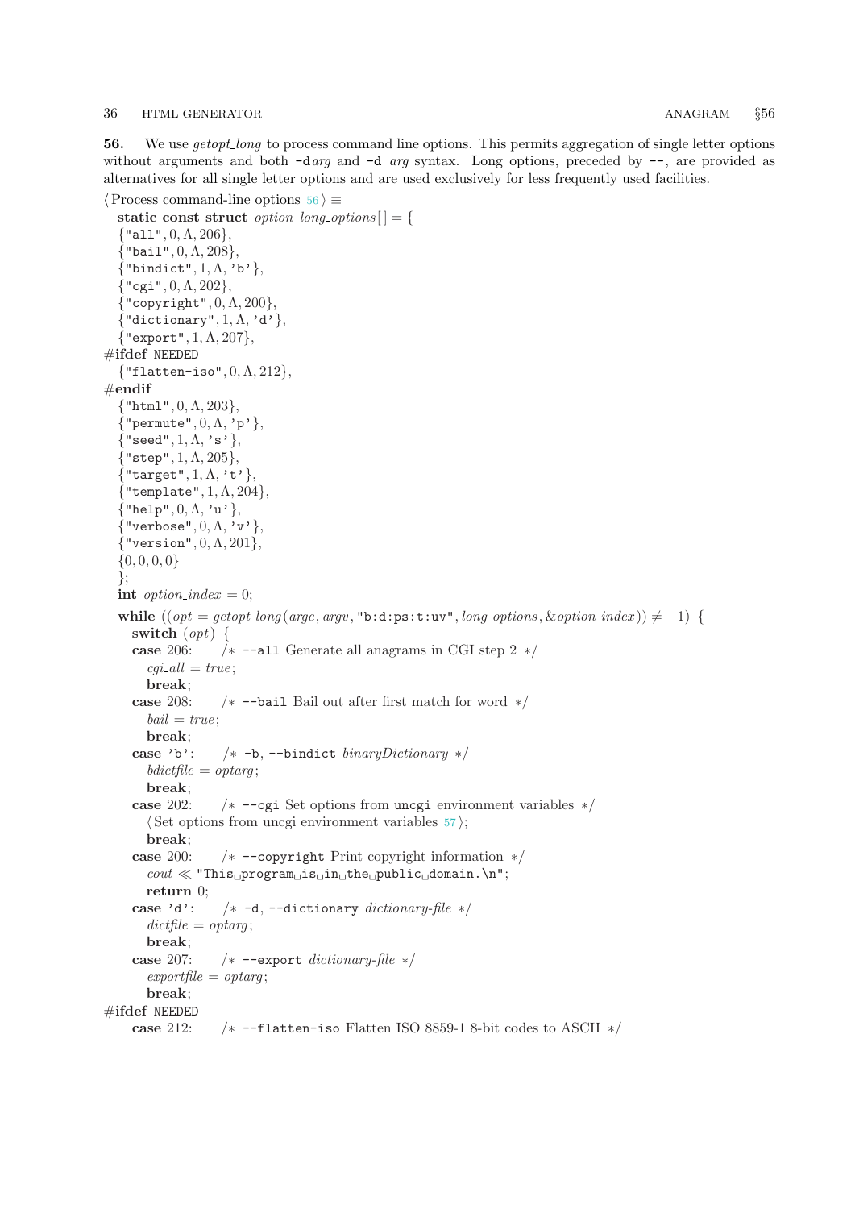**56.** We use *getopt_long* to process command line options. This permits aggregation of single letter options without arguments and both `-d`*arg* and `-d` *arg* syntax. Long options, preceded by `--`, are provided as alternatives for all single letter options and are used exclusively for less frequently used facilities.

⟨Process command-line options 56⟩ ≡

```
static const struct option long_options[] = {
  {"all", 0, Λ, 206},
  {"bail", 0, Λ, 208},
  {"bindict", 1, Λ, 'b'},
  {"cgi", 0, Λ, 202},
  {"copyright", 0, Λ, 200},
  {"dictionary", 1, Λ, 'd'},
  {"export", 1, Λ, 207},
#ifdef NEEDED
  {"flatten-iso", 0, Λ, 212},
#endif
  {"html", 0, Λ, 203},
  {"permute", 0, Λ, 'p'},
  {"seed", 1, Λ, 's'},
  {"step", 1, Λ, 205},
  {"target", 1, Λ, 't'},
  {"template", 1, Λ, 204},
  {"help", 0, Λ, 'u'},
  {"verbose", 0, Λ, 'v'},
  {"version", 0, Λ, 201},
  {0, 0, 0, 0}
};
int option_index = 0;
while ((opt = getopt_long(argc, argv, "b:d:ps:t:uv", long_options, &option_index)) ≠ −1) {
  switch (opt) {
  case 206:    /* --all Generate all anagrams in CGI step 2 */
    cgi_all = true;
    break;
  case 208:    /* --bail Bail out after first match for word */
    bail = true;
    break;
  case 'b':    /* -b, --bindict binaryDictionary */
    bdictfile = optarg;
    break;
  case 202:    /* --cgi Set options from uncgi environment variables */
    ⟨Set options from uncgi environment variables 57⟩;
    break;
  case 200:    /* --copyright Print copyright information */
    cout ≪ "This␣program␣is␣in␣the␣public␣domain.\n";
    return 0;
  case 'd':    /* -d, --dictionary dictionary-file */
    dictfile = optarg;
    break;
  case 207:    /* --export dictionary-file */
    exportfile = optarg;
    break;
#ifdef NEEDED
  case 212:    /* --flatten-iso Flatten ISO 8859-1 8-bit codes to ASCII */
```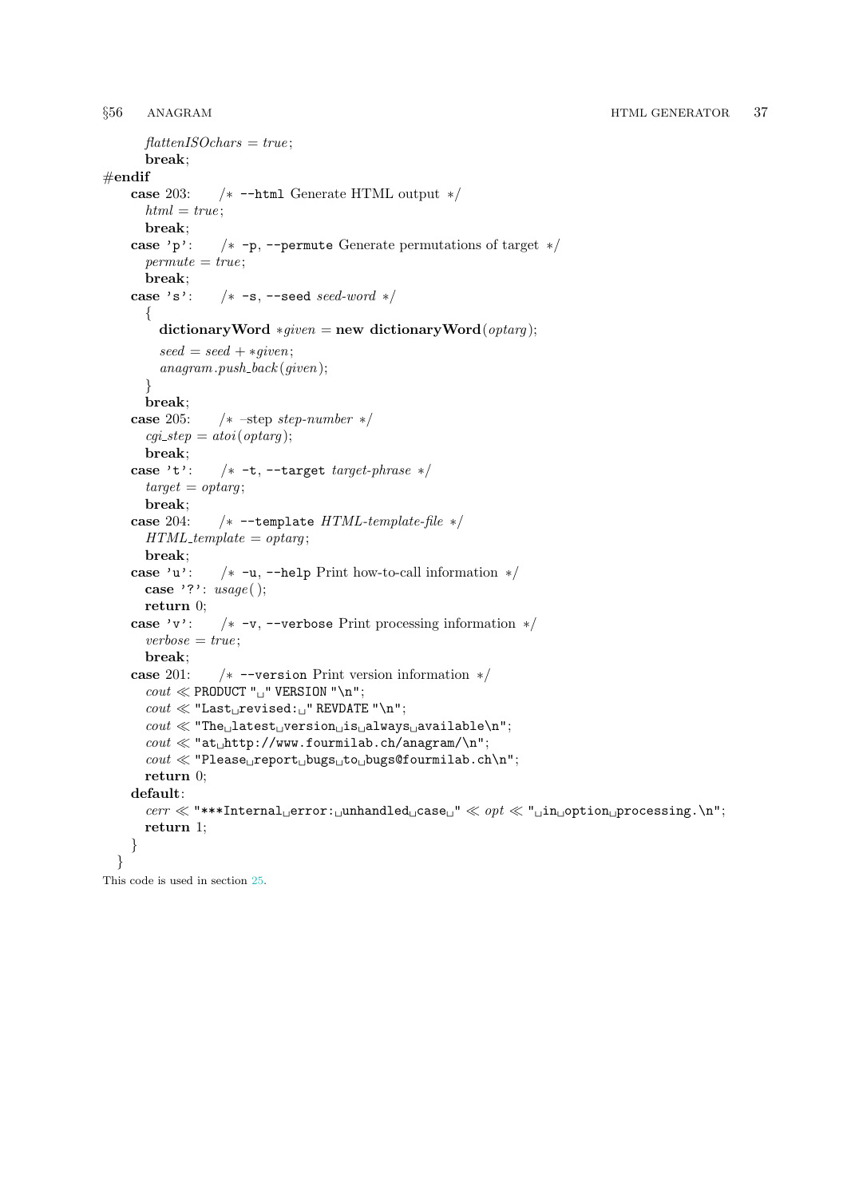```
        flattenISOchars = true;
        break;
#endif
    case 203:     /* --html Generate HTML output */
        html = true;
        break;
    case 'p':     /* -p, --permute Generate permutations of target */
        permute = true;
        break;
    case 's':     /* -s, --seed seed-word */
        {
            dictionaryWord *given = new dictionaryWord(optarg);
            seed = seed + *given;
            anagram.push_back(given);
        }
        break;
    case 205:     /* –step step-number */
        cgi_step = atoi(optarg);
        break;
    case 't':     /* -t, --target target-phrase */
        target = optarg;
        break;
    case 204:     /* --template HTML-template-file */
        HTML_template = optarg;
        break;
    case 'u':     /* -u, --help Print how-to-call information */
        case '?': usage();
        return 0;
    case 'v':     /* -v, --verbose Print processing information */
        verbose = true;
        break;
    case 201:     /* --version Print version information */
        cout << PRODUCT " " VERSION "\n";
        cout << "Last revised: " REVDATE "\n";
        cout << "The latest version is always available\n";
        cout << "at http://www.fourmilab.ch/anagram/\n";
        cout << "Please report bugs to bugs@fourmilab.ch\n";
        return 0;
    default:
        cerr << "***Internal error: unhandled case " << opt << " in option processing.\n";
        return 1;
    }
}
```

This code is used in section 25.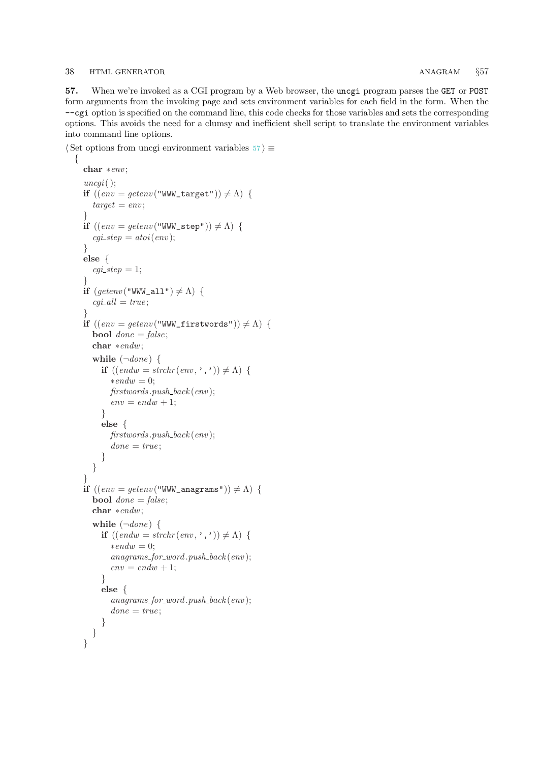**57.** When we're invoked as a CGI program by a Web browser, the `uncgi` program parses the `GET` or `POST` form arguments from the invoking page and sets environment variables for each field in the form. When the `--cgi` option is specified on the command line, this code checks for those variables and sets the corresponding options. This avoids the need for a clumsy and inefficient shell script to translate the environment variables into command line options.

⟨ Set options from uncgi environment variables 57 ⟩ ≡

```
{
    char *env;
    uncgi();
    if ((env = getenv("WWW_target")) ≠ Λ) {
        target = env;
    }
    if ((env = getenv("WWW_step")) ≠ Λ) {
        cgi_step = atoi(env);
    }
    else {
        cgi_step = 1;
    }
    if (getenv("WWW_all") ≠ Λ) {
        cgi_all = true;
    }
    if ((env = getenv("WWW_firstwords")) ≠ Λ) {
        bool done = false;
        char *endw;
        while (¬done) {
            if ((endw = strchr(env, ',')) ≠ Λ) {
                *endw = 0;
                firstwords.push_back(env);
                env = endw + 1;
            }
            else {
                firstwords.push_back(env);
                done = true;
            }
        }
    }
    if ((env = getenv("WWW_anagrams")) ≠ Λ) {
        bool done = false;
        char *endw;
        while (¬done) {
            if ((endw = strchr(env, ',')) ≠ Λ) {
                *endw = 0;
                anagrams_for_word.push_back(env);
                env = endw + 1;
            }
            else {
                anagrams_for_word.push_back(env);
                done = true;
            }
        }
    }
```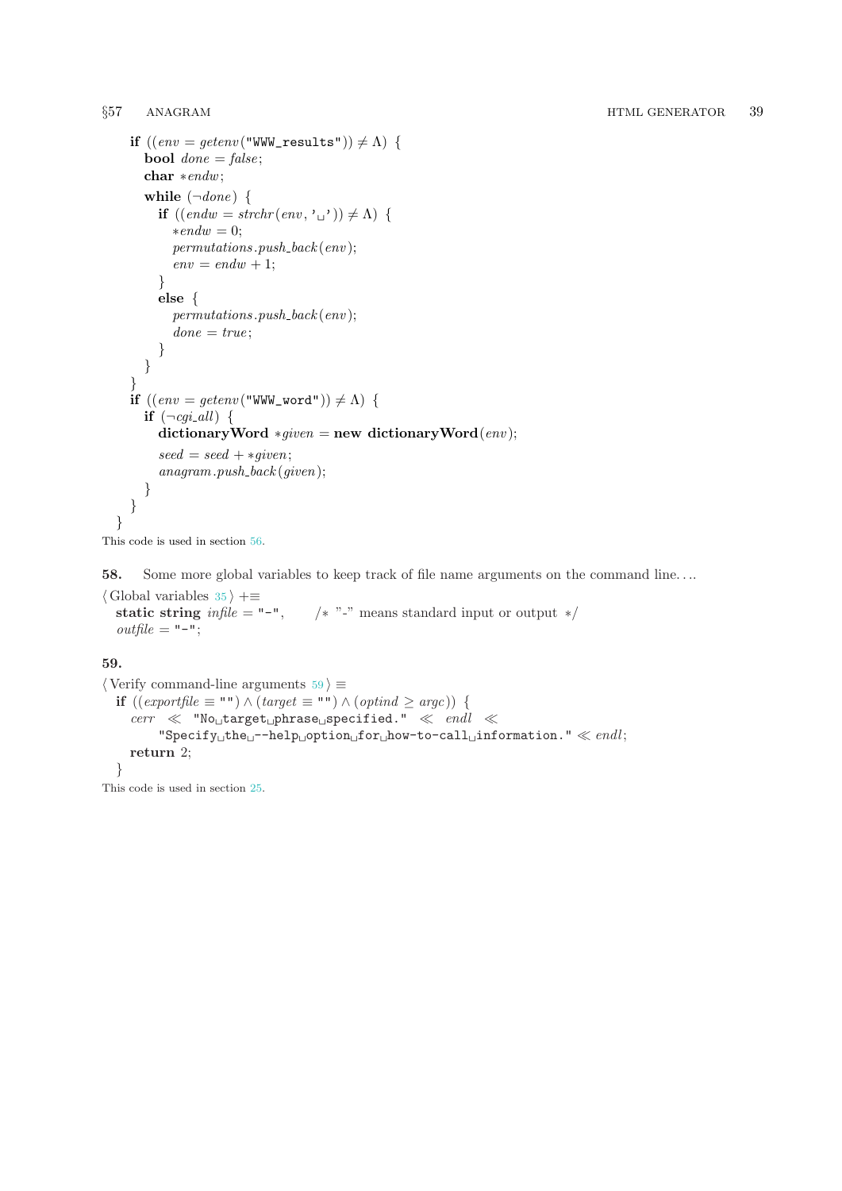```
if ((env = getenv("WWW_results")) ≠ Λ) {
  bool done = false;
  char *endw;
  while (¬done) {
    if ((endw = strchr(env, ' ')) ≠ Λ) {
      *endw = 0;
      permutations.push_back(env);
      env = endw + 1;
    }
    else {
      permutations.push_back(env);
      done = true;
    }
  }
}
if ((env = getenv("WWW_word")) ≠ Λ) {
  if (¬cgi_all) {
    dictionaryWord *given = new dictionaryWord(env);
    seed = seed + *given;
    anagram.push_back(given);
  }
}
}
```

This code is used in section 56.

**58.** Some more global variables to keep track of file name arguments on the command line. . . .

⟨ Global variables 35 ⟩ +≡

```
static string infile = "-",    /* "-" means standard input or output */
outfile = "-";
```

**59.**

⟨ Verify command-line arguments 59 ⟩ ≡

```
if ((exportfile ≡ "") ∧ (target ≡ "") ∧ (optind ≥ argc)) {
  cerr ≪ "No target phrase specified." ≪ endl ≪
    "Specify the --help option for how-to-call information." ≪ endl;
  return 2;
}
```

This code is used in section 25.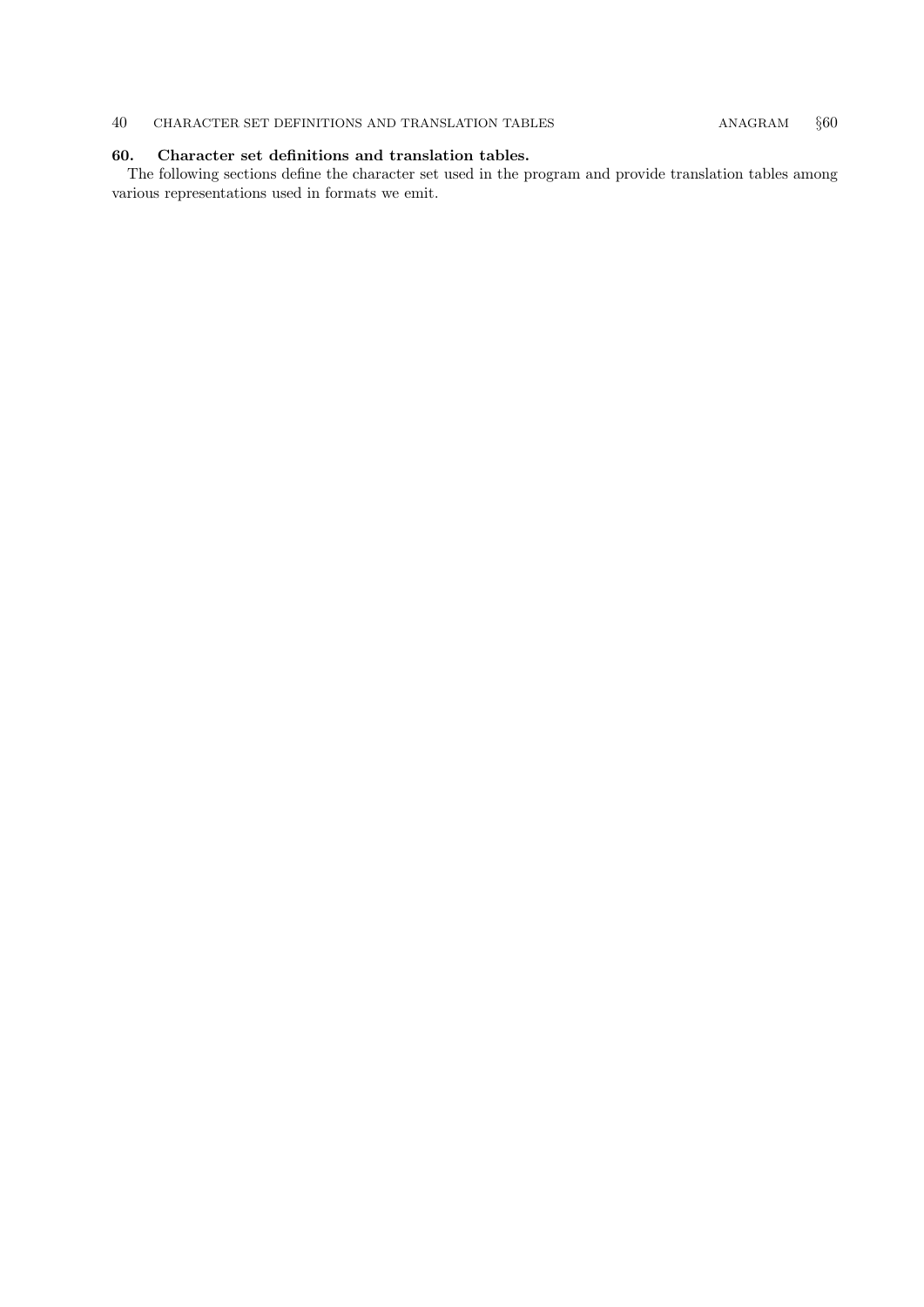**60. Character set definitions and translation tables.**

The following sections define the character set used in the program and provide translation tables among various representations used in formats we emit.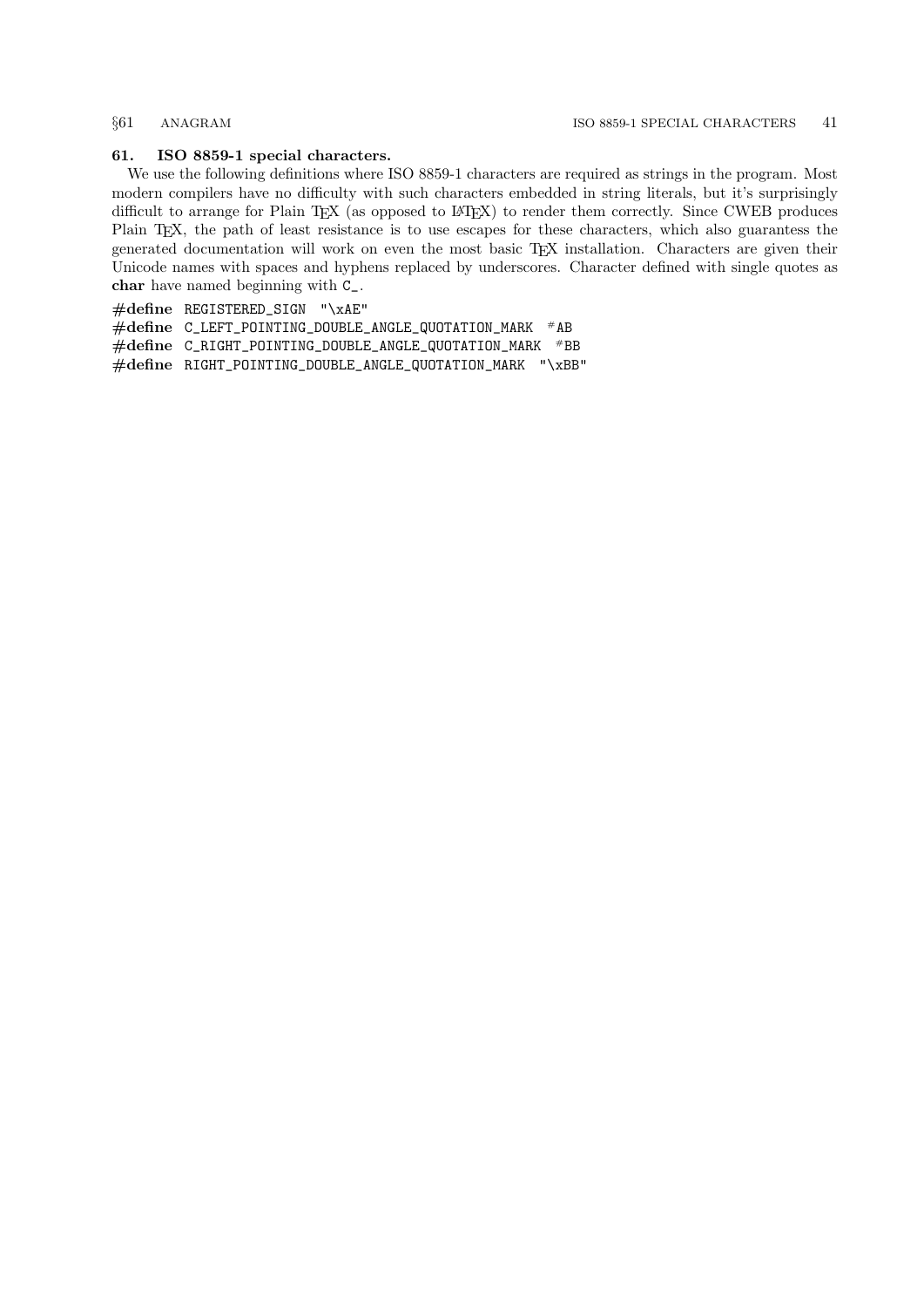### 61. ISO 8859-1 special characters.

We use the following definitions where ISO 8859-1 characters are required as strings in the program. Most modern compilers have no difficulty with such characters embedded in string literals, but it's surprisingly difficult to arrange for Plain TEX (as opposed to LATEX) to render them correctly. Since CWEB produces Plain TEX, the path of least resistance is to use escapes for these characters, which also guarantess the generated documentation will work on even the most basic TEX installation. Characters are given their Unicode names with spaces and hyphens replaced by underscores. Character defined with single quotes as **char** have named beginning with C_.

```
#define REGISTERED_SIGN "\xAE"
#define C_LEFT_POINTING_DOUBLE_ANGLE_QUOTATION_MARK #AB
#define C_RIGHT_POINTING_DOUBLE_ANGLE_QUOTATION_MARK #BB
#define RIGHT_POINTING_DOUBLE_ANGLE_QUOTATION_MARK "\xBB"
```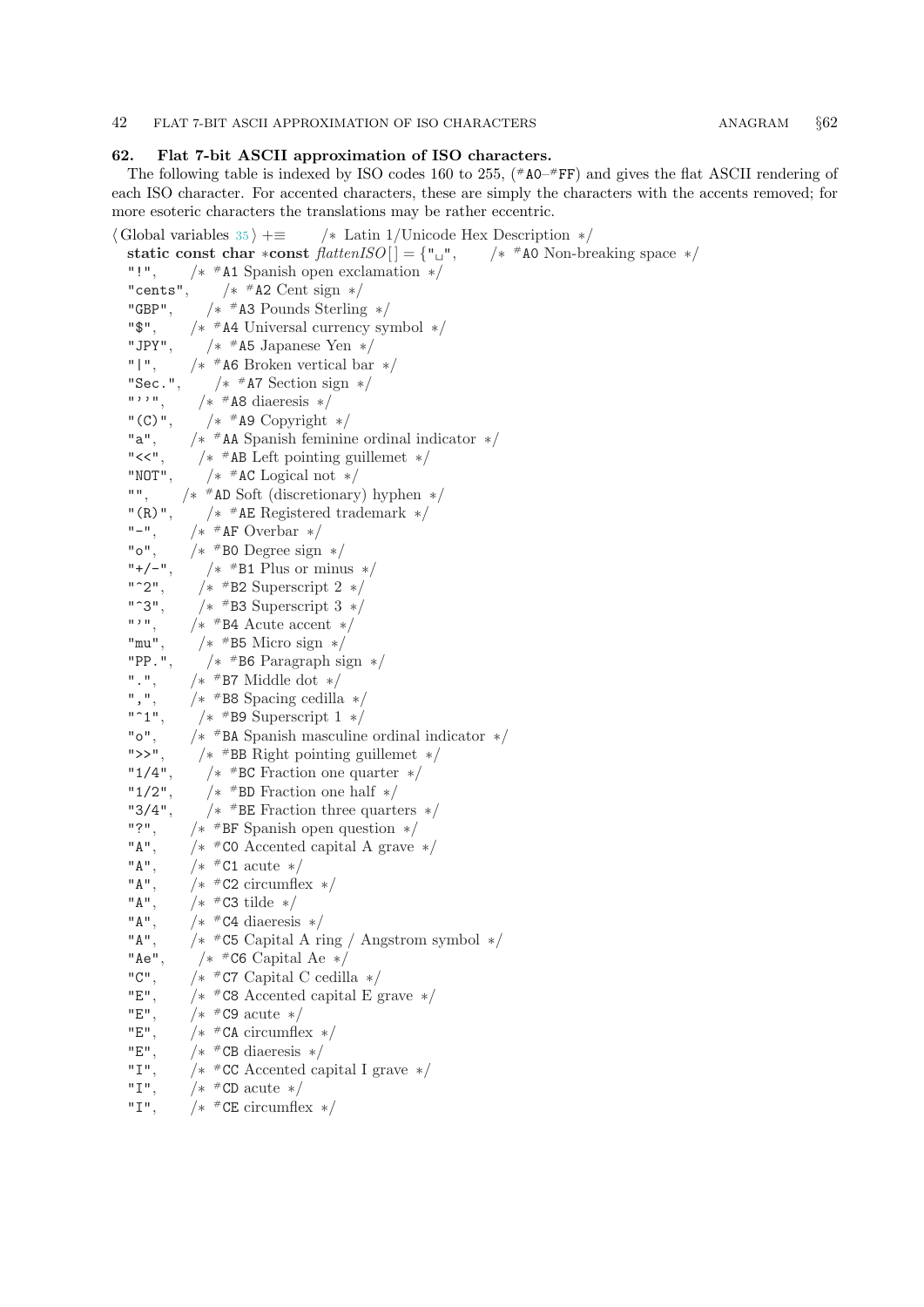## 62. Flat 7-bit ASCII approximation of ISO characters.

The following table is indexed by ISO codes 160 to 255, (#A0–#FF) and gives the flat ASCII rendering of each ISO character. For accented characters, these are simply the characters with the accents removed; for more esoteric characters the translations may be rather eccentric.

```
⟨ Global variables 35 ⟩ +≡    /* Latin 1/Unicode Hex Description */
  static const char *const flattenISO[] = {"␣",    /* #A0 Non-breaking space */
  "!",    /* #A1 Spanish open exclamation */
  "cents",    /* #A2 Cent sign */
  "GBP",    /* #A3 Pounds Sterling */
  "$",    /* #A4 Universal currency symbol */
  "JPY",    /* #A5 Japanese Yen */
  "|",    /* #A6 Broken vertical bar */
  "Sec.",    /* #A7 Section sign */
  "''",    /* #A8 diaeresis */
  "(C)",    /* #A9 Copyright */
  "a",    /* #AA Spanish feminine ordinal indicator */
  "<<",    /* #AB Left pointing guillemet */
  "NOT",    /* #AC Logical not */
  "",    /* #AD Soft (discretionary) hyphen */
  "(R)",    /* #AE Registered trademark */
  "-",    /* #AF Overbar */
  "o",    /* #B0 Degree sign */
  "+/-",    /* #B1 Plus or minus */
  "^2",    /* #B2 Superscript 2 */
  "^3",    /* #B3 Superscript 3 */
  "'",    /* #B4 Acute accent */
  "mu",    /* #B5 Micro sign */
  "PP.",    /* #B6 Paragraph sign */
  ".",    /* #B7 Middle dot */
  ",",    /* #B8 Spacing cedilla */
  "^1",    /* #B9 Superscript 1 */
  "o",    /* #BA Spanish masculine ordinal indicator */
  ">>",    /* #BB Right pointing guillemet */
  "1/4",    /* #BC Fraction one quarter */
  "1/2",    /* #BD Fraction one half */
  "3/4",    /* #BE Fraction three quarters */
  "?",    /* #BF Spanish open question */
  "A",    /* #C0 Accented capital A grave */
  "A",    /* #C1 acute */
  "A",    /* #C2 circumflex */
  "A",    /* #C3 tilde */
  "A",    /* #C4 diaeresis */
  "A",    /* #C5 Capital A ring / Angstrom symbol */
  "Ae",    /* #C6 Capital Ae */
  "C",    /* #C7 Capital C cedilla */
  "E",    /* #C8 Accented capital E grave */
  "E",    /* #C9 acute */
  "E",    /* #CA circumflex */
  "E",    /* #CB diaeresis */
  "I",    /* #CC Accented capital I grave */
  "I",    /* #CD acute */
  "I",    /* #CE circumflex */
```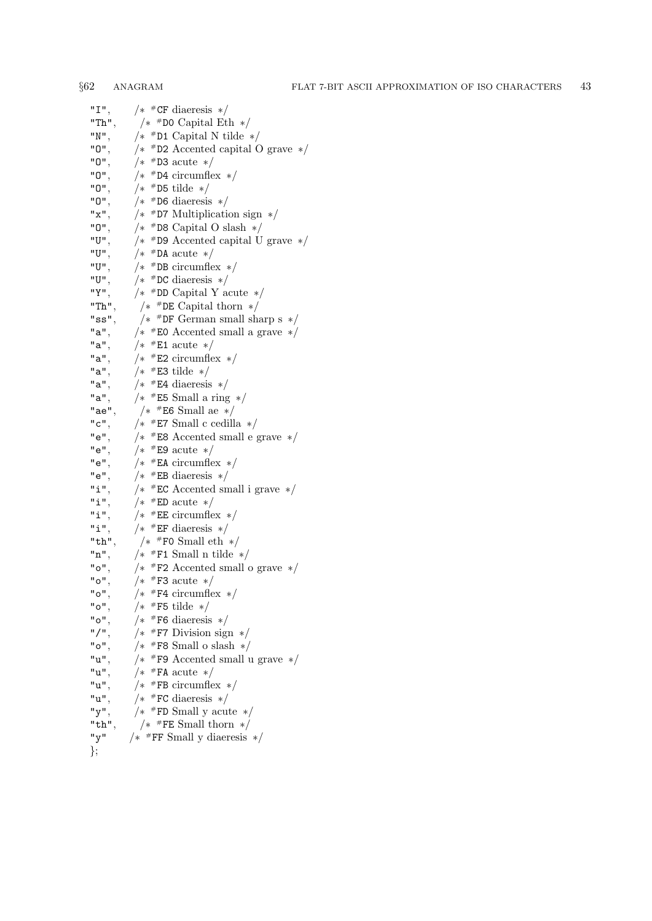```
"I",     /* #CF diaeresis */
"Th",    /* #D0 Capital Eth */
"N",     /* #D1 Capital N tilde */
"O",     /* #D2 Accented capital O grave */
"O",     /* #D3 acute */
"O",     /* #D4 circumflex */
"O",     /* #D5 tilde */
"O",     /* #D6 diaeresis */
"x",     /* #D7 Multiplication sign */
"O",     /* #D8 Capital O slash */
"U",     /* #D9 Accented capital U grave */
"U",     /* #DA acute */
"U",     /* #DB circumflex */
"U",     /* #DC diaeresis */
"Y",     /* #DD Capital Y acute */
"Th",    /* #DE Capital thorn */
"ss",    /* #DF German small sharp s */
"a",     /* #E0 Accented small a grave */
"a",     /* #E1 acute */
"a",     /* #E2 circumflex */
"a",     /* #E3 tilde */
"a",     /* #E4 diaeresis */
"a",     /* #E5 Small a ring */
"ae",    /* #E6 Small ae */
"c",     /* #E7 Small c cedilla */
"e",     /* #E8 Accented small e grave */
"e",     /* #E9 acute */
"e",     /* #EA circumflex */
"e",     /* #EB diaeresis */
"i",     /* #EC Accented small i grave */
"i",     /* #ED acute */
"i",     /* #EE circumflex */
"i",     /* #EF diaeresis */
"th",    /* #F0 Small eth */
"n",     /* #F1 Small n tilde */
"o",     /* #F2 Accented small o grave */
"o",     /* #F3 acute */
"o",     /* #F4 circumflex */
"o",     /* #F5 tilde */
"o",     /* #F6 diaeresis */
"/",     /* #F7 Division sign */
"o",     /* #F8 Small o slash */
"u",     /* #F9 Accented small u grave */
"u",     /* #FA acute */
"u",     /* #FB circumflex */
"u",     /* #FC diaeresis */
"y",     /* #FD Small y acute */
"th",    /* #FE Small thorn */
"y"      /* #FF Small y diaeresis */
};
```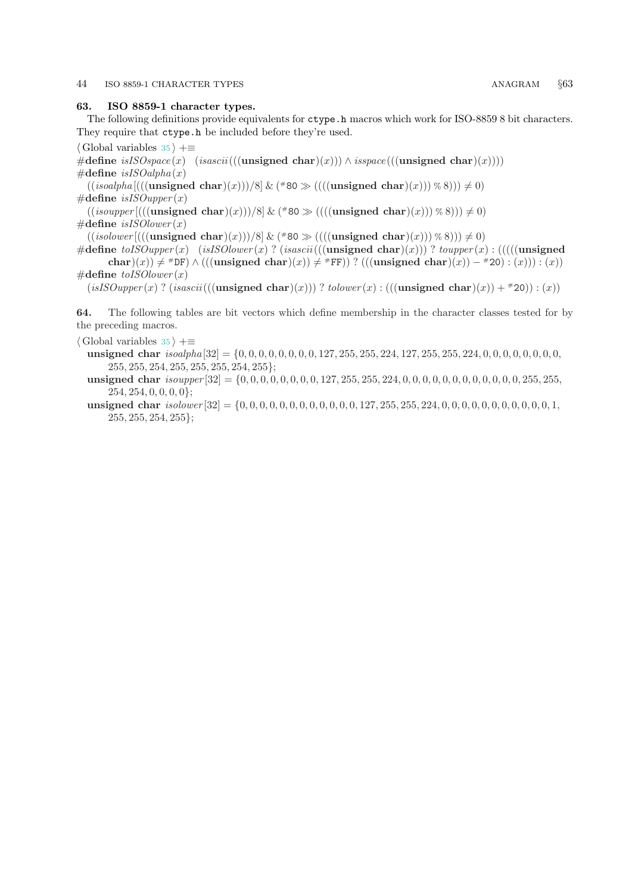**63. ISO 8859-1 character types.**

The following definitions provide equivalents for `ctype.h` macros which work for ISO-8859 8 bit characters. They require that `ctype.h` be included before they're used.

⟨ Global variables 35 ⟩ +≡

**#define** *isISOspace*($x$)   (*isascii*(((**unsigned char**)($x$))) ∧ *isspace*(((**unsigned char**)($x$))))

**#define** *isISOalpha*($x$)
  ((*isoalpha*[(((**unsigned char**)($x$)))/8] & (#80 ≫ ((((**unsigned char**)($x$))) % 8))) ≠ 0)

**#define** *isISOupper*($x$)
  ((*isoupper*[(((**unsigned char**)($x$)))/8] & (#80 ≫ ((((**unsigned char**)($x$))) % 8))) ≠ 0)

**#define** *isISOlower*($x$)
  ((*isolower*[(((**unsigned char**)($x$)))/8] & (#80 ≫ ((((**unsigned char**)($x$))) % 8))) ≠ 0)

**#define** *toISOupper*($x$)   (*isISOlower*($x$) ? (*isascii*(((**unsigned char**)($x$))) ? *toupper*($x$) : (((((**unsigned char**)($x$)) ≠ #DF) ∧ (((**unsigned char**)($x$)) ≠ #FF)) ? (((**unsigned char**)($x$)) − #20) : ($x$))) : ($x$))

**#define** *toISOlower*($x$)
  (*isISOupper*($x$) ? (*isascii*(((**unsigned char**)($x$))) ? *tolower*($x$) : (((**unsigned char**)($x$)) + #20)) : ($x$))

**64.** The following tables are bit vectors which define membership in the character classes tested for by the preceding macros.

⟨ Global variables 35 ⟩ +≡

  **unsigned char** *isoalpha*[32] = {0, 0, 0, 0, 0, 0, 0, 0, 127, 255, 255, 224, 127, 255, 255, 224, 0, 0, 0, 0, 0, 0, 0, 0, 255, 255, 254, 255, 255, 255, 254, 255};

  **unsigned char** *isoupper*[32] = {0, 0, 0, 0, 0, 0, 0, 0, 127, 255, 255, 224, 0, 0, 0, 0, 0, 0, 0, 0, 0, 0, 0, 0, 255, 255, 254, 254, 0, 0, 0, 0};

  **unsigned char** *isolower*[32] = {0, 0, 0, 0, 0, 0, 0, 0, 0, 0, 0, 0, 127, 255, 255, 224, 0, 0, 0, 0, 0, 0, 0, 0, 0, 0, 0, 1, 255, 255, 254, 255};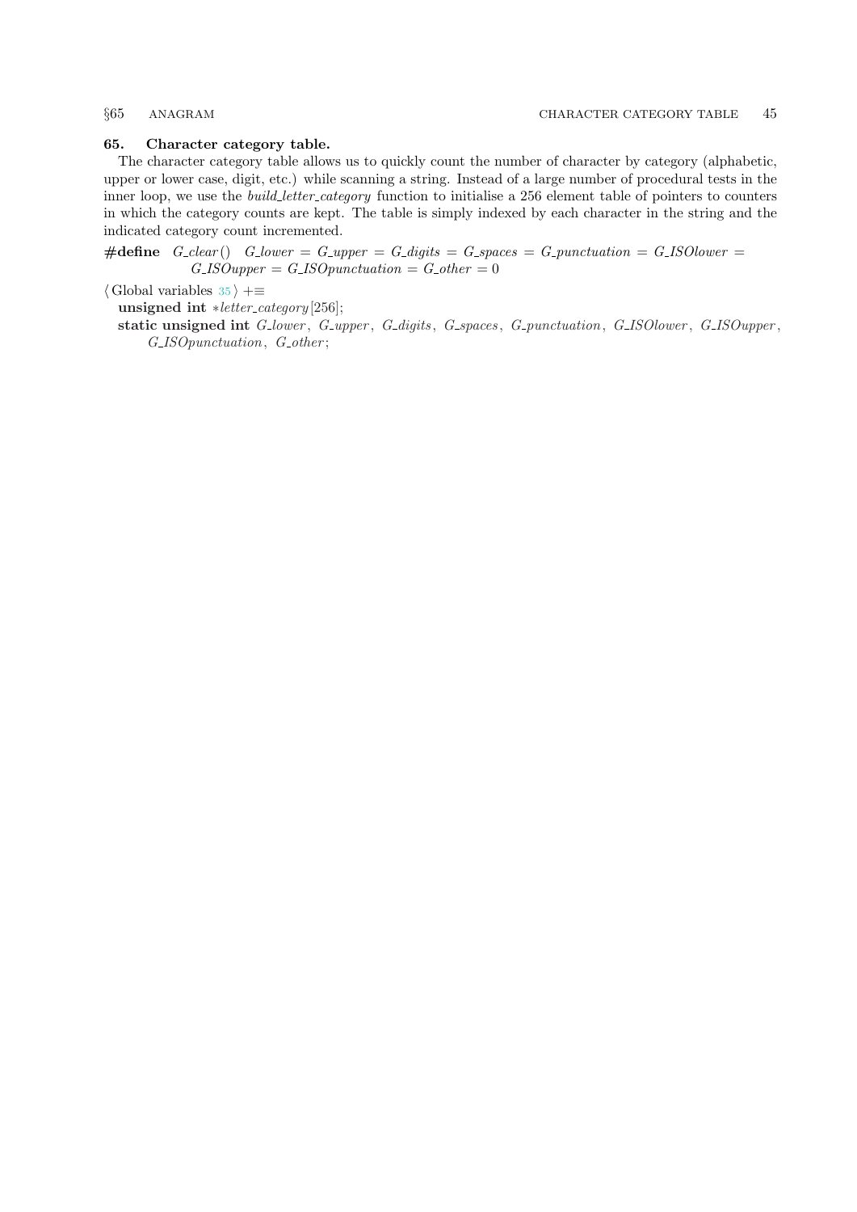## 65. Character category table.

The character category table allows us to quickly count the number of character by category (alphabetic, upper or lower case, digit, etc.) while scanning a string. Instead of a large number of procedural tests in the inner loop, we use the *build_letter_category* function to initialise a 256 element table of pointers to counters in which the category counts are kept. The table is simply indexed by each character in the string and the indicated category count incremented.

**#define** *G_clear*() *G_lower* = *G_upper* = *G_digits* = *G_spaces* = *G_punctuation* = *G_ISOlower* = *G_ISOupper* = *G_ISOpunctuation* = *G_other* = 0

⟨ Global variables 35 ⟩ +≡

```
unsigned int *letter_category[256];
static unsigned int G_lower, G_upper, G_digits, G_spaces, G_punctuation, G_ISOlower, G_ISOupper,
    G_ISOpunctuation, G_other;
```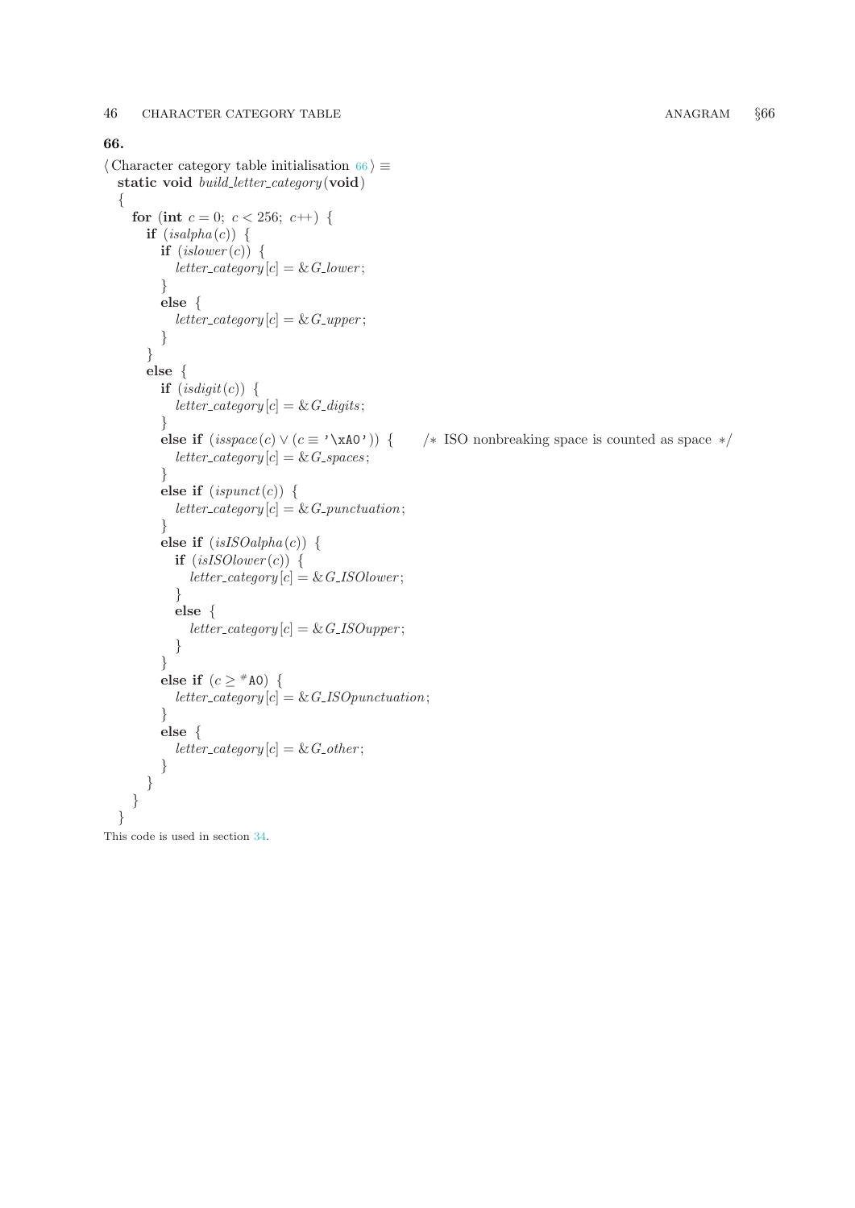**66.**

⟨ Character category table initialisation 66 ⟩ ≡

```
static void build_letter_category(void)
{
  for (int c = 0; c < 256; c++) {
    if (isalpha(c)) {
      if (islower(c)) {
        letter_category[c] = &G_lower;
      }
      else {
        letter_category[c] = &G_upper;
      }
    }
    else {
      if (isdigit(c)) {
        letter_category[c] = &G_digits;
      }
      else if (isspace(c) ∨ (c ≡ '\xA0')) {    /* ISO nonbreaking space is counted as space */
        letter_category[c] = &G_spaces;
      }
      else if (ispunct(c)) {
        letter_category[c] = &G_punctuation;
      }
      else if (isISOalpha(c)) {
        if (isISOlower(c)) {
          letter_category[c] = &G_ISOlower;
        }
        else {
          letter_category[c] = &G_ISOupper;
        }
      }
      else if (c ≥ #A0) {
        letter_category[c] = &G_ISOpunctuation;
      }
      else {
        letter_category[c] = &G_other;
      }
    }
  }
}
```

This code is used in section 34.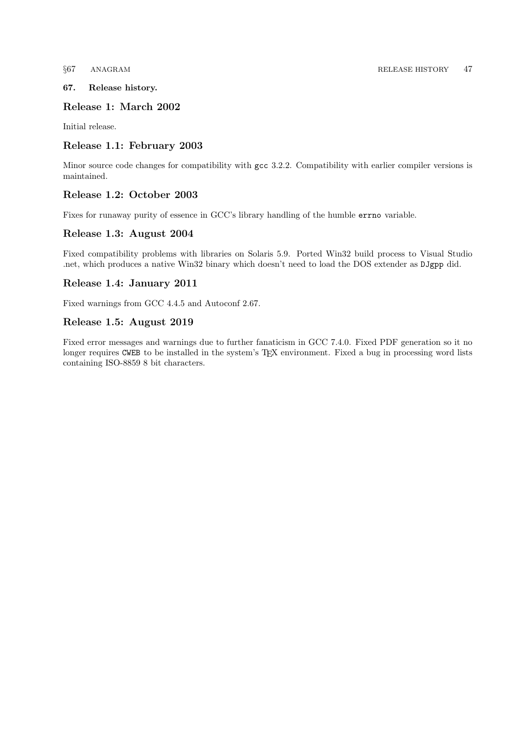**67. Release history.**

## Release 1: March 2002

Initial release.

## Release 1.1: February 2003

Minor source code changes for compatibility with `gcc` 3.2.2. Compatibility with earlier compiler versions is maintained.

## Release 1.2: October 2003

Fixes for runaway purity of essence in GCC's library handling of the humble `errno` variable.

## Release 1.3: August 2004

Fixed compatibility problems with libraries on Solaris 5.9. Ported Win32 build process to Visual Studio .net, which produces a native Win32 binary which doesn't need to load the DOS extender as `DJgpp` did.

## Release 1.4: January 2011

Fixed warnings from GCC 4.4.5 and Autoconf 2.67.

## Release 1.5: August 2019

Fixed error messages and warnings due to further fanaticism in GCC 7.4.0. Fixed PDF generation so it no longer requires `CWEB` to be installed in the system's TEX environment. Fixed a bug in processing word lists containing ISO-8859 8 bit characters.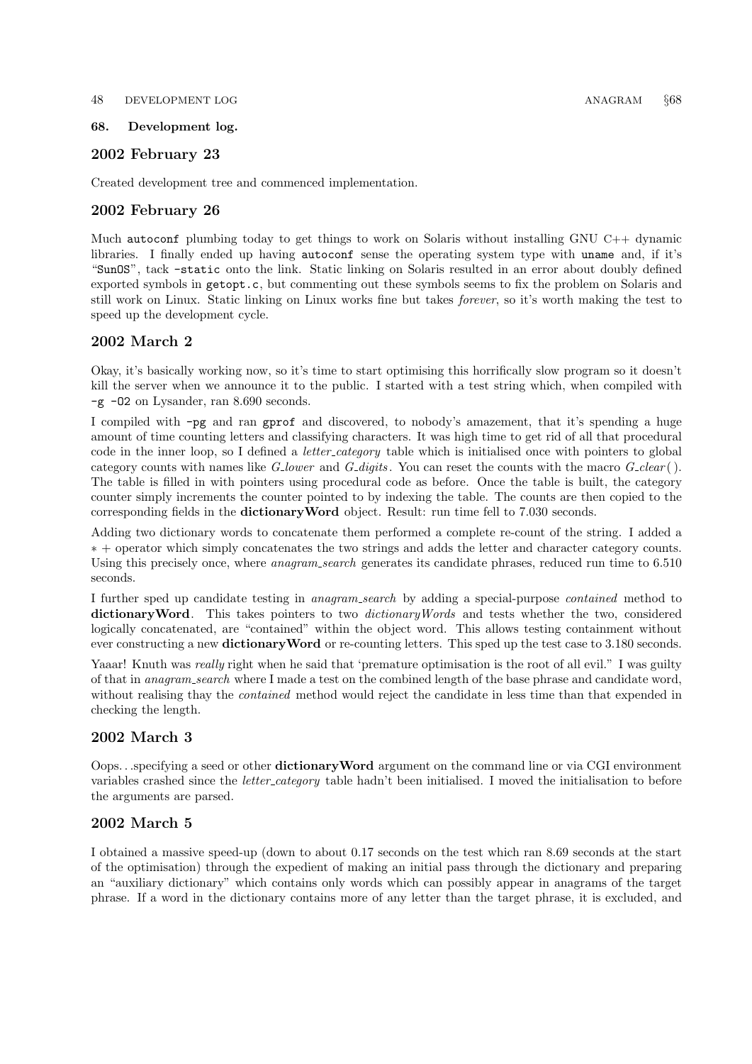**68. Development log.**

## 2002 February 23

Created development tree and commenced implementation.

## 2002 February 26

Much `autoconf` plumbing today to get things to work on Solaris without installing GNU C++ dynamic libraries. I finally ended up having `autoconf` sense the operating system type with `uname` and, if it's "`SunOS`", tack `-static` onto the link. Static linking on Solaris resulted in an error about doubly defined exported symbols in `getopt.c`, but commenting out these symbols seems to fix the problem on Solaris and still work on Linux. Static linking on Linux works fine but takes *forever*, so it's worth making the test to speed up the development cycle.

## 2002 March 2

Okay, it's basically working now, so it's time to start optimising this horrifically slow program so it doesn't kill the server when we announce it to the public. I started with a test string which, when compiled with `-g -O2` on Lysander, ran 8.690 seconds.

I compiled with `-pg` and ran `gprof` and discovered, to nobody's amazement, that it's spending a huge amount of time counting letters and classifying characters. It was high time to get rid of all that procedural code in the inner loop, so I defined a *letter_category* table which is initialised once with pointers to global category counts with names like *G_lower* and *G_digits*. You can reset the counts with the macro *G_clear*( ). The table is filled in with pointers using procedural code as before. Once the table is built, the category counter simply increments the counter pointed to by indexing the table. The counts are then copied to the corresponding fields in the **dictionaryWord** object. Result: run time fell to 7.030 seconds.

Adding two dictionary words to concatenate them performed a complete re-count of the string. I added a ∗ + operator which simply concatenates the two strings and adds the letter and character category counts. Using this precisely once, where *anagram_search* generates its candidate phrases, reduced run time to 6.510 seconds.

I further sped up candidate testing in *anagram_search* by adding a special-purpose *contained* method to **dictionaryWord**. This takes pointers to two *dictionaryWords* and tests whether the two, considered logically concatenated, are "contained" within the object word. This allows testing containment without ever constructing a new **dictionaryWord** or re-counting letters. This sped up the test case to 3.180 seconds.

Yaaar! Knuth was *really* right when he said that 'premature optimisation is the root of all evil." I was guilty of that in *anagram_search* where I made a test on the combined length of the base phrase and candidate word, without realising thay the *contained* method would reject the candidate in less time than that expended in checking the length.

## 2002 March 3

Oops. . .specifying a seed or other **dictionaryWord** argument on the command line or via CGI environment variables crashed since the *letter_category* table hadn't been initialised. I moved the initialisation to before the arguments are parsed.

## 2002 March 5

I obtained a massive speed-up (down to about 0.17 seconds on the test which ran 8.69 seconds at the start of the optimisation) through the expedient of making an initial pass through the dictionary and preparing an "auxiliary dictionary" which contains only words which can possibly appear in anagrams of the target phrase. If a word in the dictionary contains more of any letter than the target phrase, it is excluded, and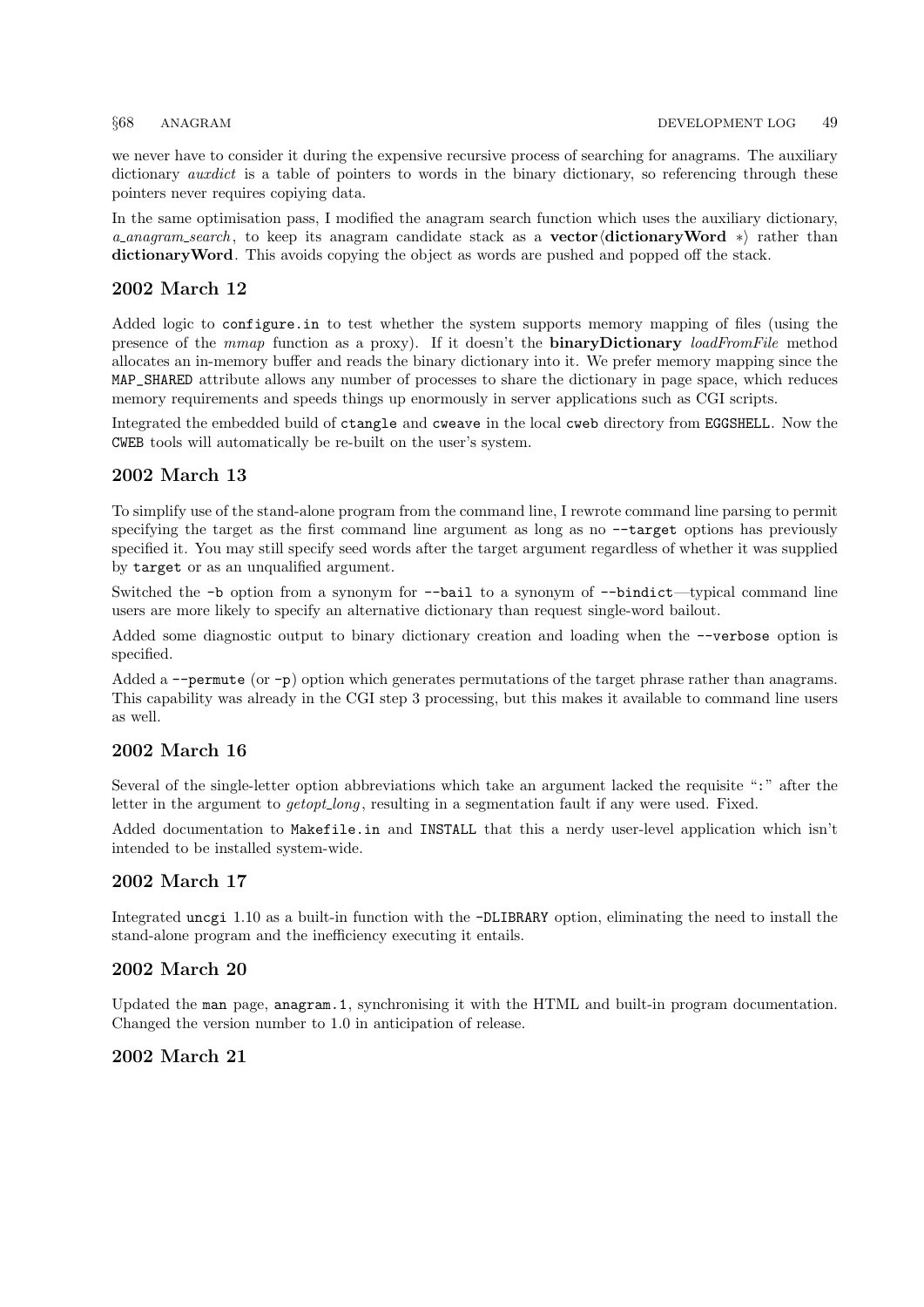we never have to consider it during the expensive recursive process of searching for anagrams. The auxiliary dictionary *auxdict* is a table of pointers to words in the binary dictionary, so referencing through these pointers never requires copiying data.

In the same optimisation pass, I modified the anagram search function which uses the auxiliary dictionary, *a_anagram_search*, to keep its anagram candidate stack as a **vector**⟨**dictionaryWord** ∗⟩ rather than **dictionaryWord**. This avoids copying the object as words are pushed and popped off the stack.

## 2002 March 12

Added logic to `configure.in` to test whether the system supports memory mapping of files (using the presence of the *mmap* function as a proxy). If it doesn't the **binaryDictionary** *loadFromFile* method allocates an in-memory buffer and reads the binary dictionary into it. We prefer memory mapping since the `MAP_SHARED` attribute allows any number of processes to share the dictionary in page space, which reduces memory requirements and speeds things up enormously in server applications such as CGI scripts.

Integrated the embedded build of `ctangle` and `cweave` in the local `cweb` directory from `EGGSHELL`. Now the `CWEB` tools will automatically be re-built on the user's system.

## 2002 March 13

To simplify use of the stand-alone program from the command line, I rewrote command line parsing to permit specifying the target as the first command line argument as long as no `--target` options has previously specified it. You may still specify seed words after the target argument regardless of whether it was supplied by `target` or as an unqualified argument.

Switched the `-b` option from a synonym for `--bail` to a synonym of `--bindict`—typical command line users are more likely to specify an alternative dictionary than request single-word bailout.

Added some diagnostic output to binary dictionary creation and loading when the `--verbose` option is specified.

Added a `--permute` (or `-p`) option which generates permutations of the target phrase rather than anagrams. This capability was already in the CGI step 3 processing, but this makes it available to command line users as well.

## 2002 March 16

Several of the single-letter option abbreviations which take an argument lacked the requisite "`:`" after the letter in the argument to *getopt_long*, resulting in a segmentation fault if any were used. Fixed.

Added documentation to `Makefile.in` and `INSTALL` that this a nerdy user-level application which isn't intended to be installed system-wide.

## 2002 March 17

Integrated `uncgi` 1.10 as a built-in function with the `-DLIBRARY` option, eliminating the need to install the stand-alone program and the inefficiency executing it entails.

## 2002 March 20

Updated the `man` page, `anagram.1`, synchronising it with the HTML and built-in program documentation. Changed the version number to 1.0 in anticipation of release.

## 2002 March 21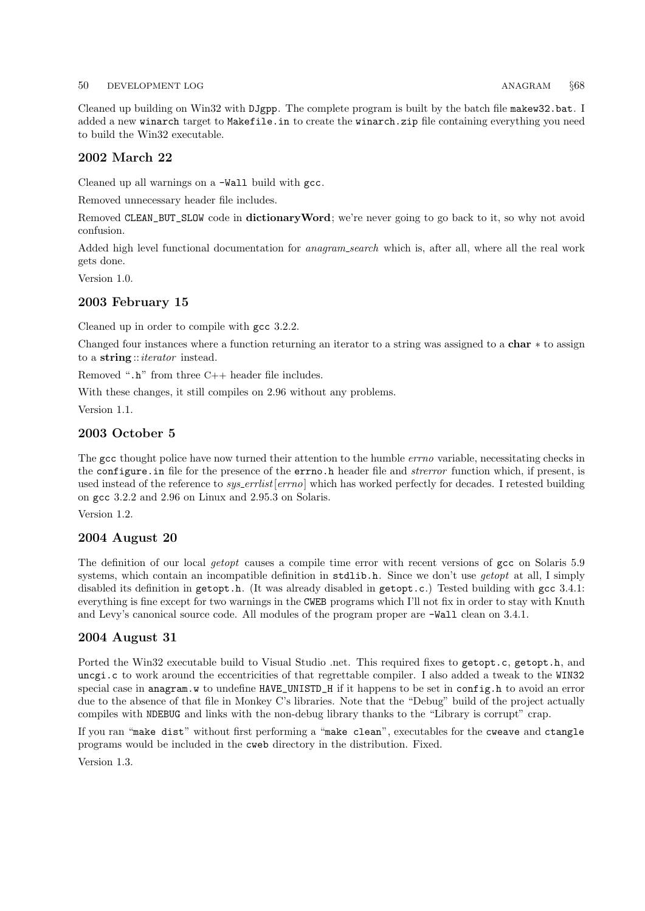Cleaned up building on Win32 with `DJgpp`. The complete program is built by the batch file `makew32.bat`. I added a new `winarch` target to `Makefile.in` to create the `winarch.zip` file containing everything you need to build the Win32 executable.

## 2002 March 22

Cleaned up all warnings on a `-Wall` build with `gcc`.

Removed unnecessary header file includes.

Removed `CLEAN_BUT_SLOW` code in **dictionaryWord**; we're never going to go back to it, so why not avoid confusion.

Added high level functional documentation for *anagram_search* which is, after all, where all the real work gets done.

Version 1.0.

## 2003 February 15

Cleaned up in order to compile with `gcc` 3.2.2.

Changed four instances where a function returning an iterator to a string was assigned to a **char** $*$ to assign to a **string** :: *iterator* instead.

Removed "`.h`" from three C++ header file includes.

With these changes, it still compiles on 2.96 without any problems.

Version 1.1.

## 2003 October 5

The `gcc` thought police have now turned their attention to the humble *errno* variable, necessitating checks in the `configure.in` file for the presence of the `errno.h` header file and *strerror* function which, if present, is used instead of the reference to *sys_errlist*[*errno*] which has worked perfectly for decades. I retested building on `gcc` 3.2.2 and 2.96 on Linux and 2.95.3 on Solaris.

Version 1.2.

## 2004 August 20

The definition of our local *getopt* causes a compile time error with recent versions of `gcc` on Solaris 5.9 systems, which contain an incompatible definition in `stdlib.h`. Since we don't use *getopt* at all, I simply disabled its definition in `getopt.h`. (It was already disabled in `getopt.c`.) Tested building with `gcc` 3.4.1: everything is fine except for two warnings in the `CWEB` programs which I'll not fix in order to stay with Knuth and Levy's canonical source code. All modules of the program proper are `-Wall` clean on 3.4.1.

## 2004 August 31

Ported the Win32 executable build to Visual Studio .net. This required fixes to `getopt.c`, `getopt.h`, and `uncgi.c` to work around the eccentricities of that regrettable compiler. I also added a tweak to the `WIN32` special case in `anagram.w` to undefine `HAVE_UNISTD_H` if it happens to be set in `config.h` to avoid an error due to the absence of that file in Monkey C's libraries. Note that the "Debug" build of the project actually compiles with `NDEBUG` and links with the non-debug library thanks to the "Library is corrupt" crap.

If you ran "`make dist`" without first performing a "`make clean`", executables for the `cweave` and `ctangle` programs would be included in the `cweb` directory in the distribution. Fixed.

Version 1.3.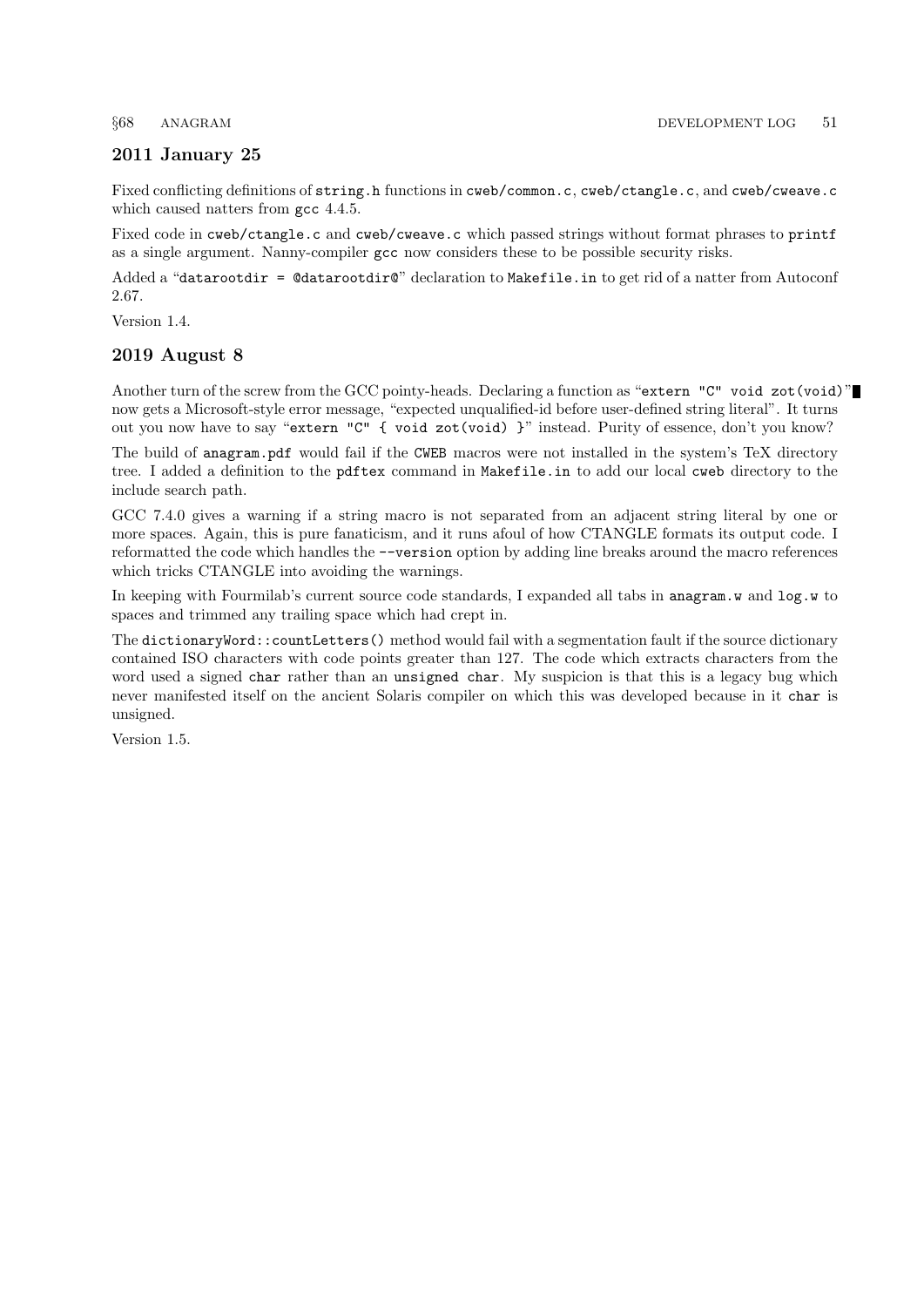## 2011 January 25

Fixed conflicting definitions of `string.h` functions in `cweb/common.c`, `cweb/ctangle.c`, and `cweb/cweave.c` which caused natters from `gcc` 4.4.5.

Fixed code in `cweb/ctangle.c` and `cweb/cweave.c` which passed strings without format phrases to `printf` as a single argument. Nanny-compiler `gcc` now considers these to be possible security risks.

Added a "`datarootdir = @datarootdir@`" declaration to `Makefile.in` to get rid of a natter from Autoconf 2.67.

Version 1.4.

## 2019 August 8

Another turn of the screw from the GCC pointy-heads. Declaring a function as "`extern "C" void zot(void)`" now gets a Microsoft-style error message, "expected unqualified-id before user-defined string literal". It turns out you now have to say "`extern "C" { void zot(void) }`" instead. Purity of essence, don't you know?

The build of `anagram.pdf` would fail if the `CWEB` macros were not installed in the system's TeX directory tree. I added a definition to the `pdftex` command in `Makefile.in` to add our local `cweb` directory to the include search path.

GCC 7.4.0 gives a warning if a string macro is not separated from an adjacent string literal by one or more spaces. Again, this is pure fanaticism, and it runs afoul of how CTANGLE formats its output code. I reformatted the code which handles the `--version` option by adding line breaks around the macro references which tricks CTANGLE into avoiding the warnings.

In keeping with Fourmilab's current source code standards, I expanded all tabs in `anagram.w` and `log.w` to spaces and trimmed any trailing space which had crept in.

The `dictionaryWord::countLetters()` method would fail with a segmentation fault if the source dictionary contained ISO characters with code points greater than 127. The code which extracts characters from the word used a signed `char` rather than an `unsigned char`. My suspicion is that this is a legacy bug which never manifested itself on the ancient Solaris compiler on which this was developed because in it `char` is unsigned.

Version 1.5.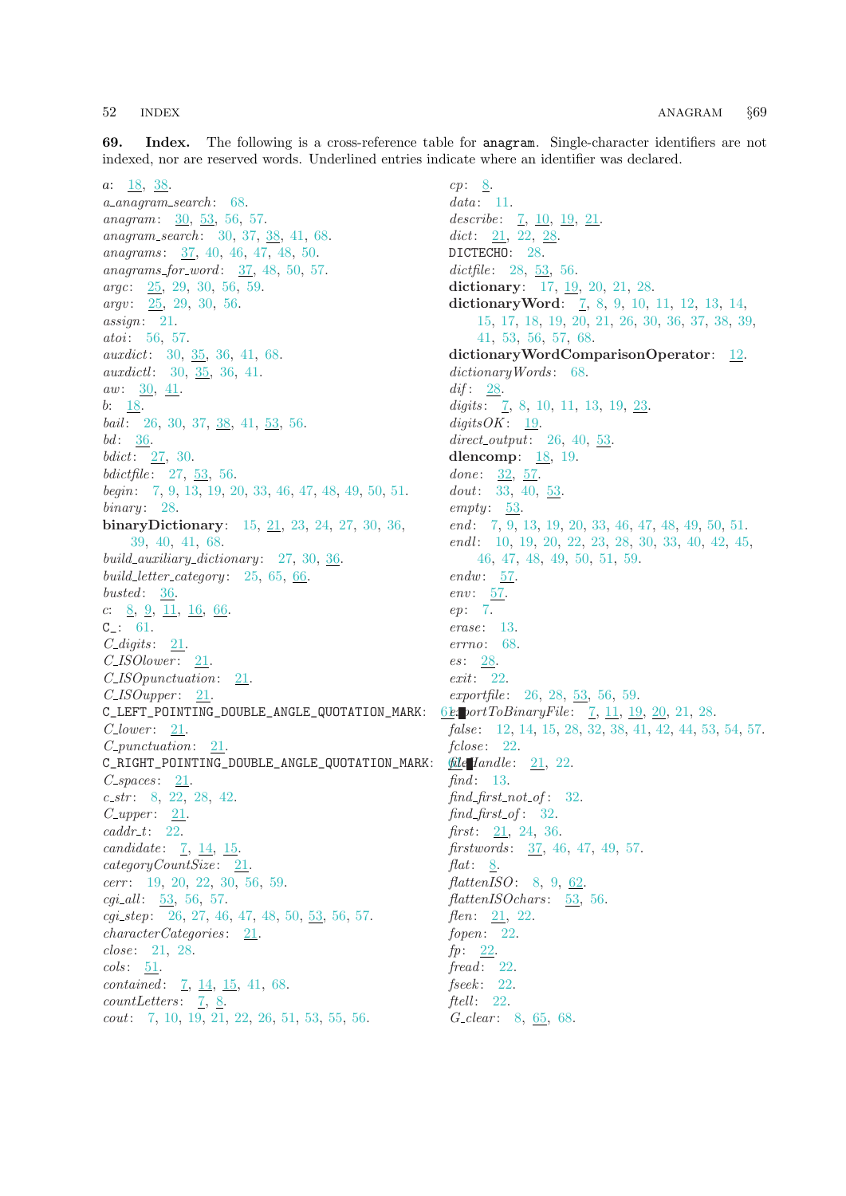**69. Index.** The following is a cross-reference table for `anagram`. Single-character identifiers are not indexed, nor are reserved words. Underlined entries indicate where an identifier was declared.

*a*: 18, 38.
*a_anagram_search*: 68.
*anagram*: 30, 53, 56, 57.
*anagram_search*: 30, 37, 38, 41, 68.
*anagrams*: 37, 40, 46, 47, 48, 50.
*anagrams_for_word*: 37, 48, 50, 57.
*argc*: 25, 29, 30, 56, 59.
*argv*: 25, 29, 30, 56.
*assign*: 21.
*atoi*: 56, 57.
*auxdict*: 30, 35, 36, 41, 68.
*auxdictl*: 30, 35, 36, 41.
*aw*: 30, 41.
*b*: 18.
*bail*: 26, 30, 37, 38, 41, 53, 56.
*bd*: 36.
*bdict*: 27, 30.
*bdictfile*: 27, 53, 56.
*begin*: 7, 9, 13, 19, 20, 33, 46, 47, 48, 49, 50, 51.
*binary*: 28.
**binaryDictionary**: 15, 21, 23, 24, 27, 30, 36, 39, 40, 41, 68.
*build_auxiliary_dictionary*: 27, 30, 36.
*build_letter_category*: 25, 65, 66.
*busted*: 36.
*c*: 8, 9, 11, 16, 66.
`C_`: 61.
*C_digits*: 21.
*C_ISOlower*: 21.
*C_ISOpunctuation*: 21.
*C_ISOupper*: 21.
`C_LEFT_POINTING_DOUBLE_ANGLE_QUOTATION_MARK`: 61.
*C_lower*: 21.
*C_punctuation*: 21.
`C_RIGHT_POINTING_DOUBLE_ANGLE_QUOTATION_MARK`: 61.
*C_spaces*: 21.
*c_str*: 8, 22, 28, 42.
*C_upper*: 21.
*caddr_t*: 22.
*candidate*: 7, 14, 15.
*categoryCountSize*: 21.
*cerr*: 19, 20, 22, 30, 56, 59.
*cgi_all*: 53, 56, 57.
*cgi_step*: 26, 27, 46, 47, 48, 50, 53, 56, 57.
*characterCategories*: 21.
*close*: 21, 28.
*cols*: 51.
*contained*: 7, 14, 15, 41, 68.
*countLetters*: 7, 8.
*cout*: 7, 10, 19, 21, 22, 26, 51, 53, 55, 56.
*cp*: 8.
*data*: 11.
*describe*: 7, 10, 19, 21.
*dict*: 21, 22, 28.
`DICTECHO`: 28.
*dictfile*: 28, 53, 56.
**dictionary**: 17, 19, 20, 21, 28.
**dictionaryWord**: 7, 8, 9, 10, 11, 12, 13, 14, 15, 17, 18, 19, 20, 21, 26, 30, 36, 37, 38, 39, 41, 53, 56, 57, 68.
**dictionaryWordComparisonOperator**: 12.
*dictionaryWords*: 68.
*dif*: 28.
*digits*: 7, 8, 10, 11, 13, 19, 23.
*digitsOK*: 19.
*direct_output*: 26, 40, 53.
**dlencomp**: 18, 19.
*done*: 32, 57.
*dout*: 33, 40, 53.
*empty*: 53.
*end*: 7, 9, 13, 19, 20, 33, 46, 47, 48, 49, 50, 51.
*endl*: 10, 19, 20, 22, 23, 28, 30, 33, 40, 42, 45, 46, 47, 48, 49, 50, 51, 59.
*endw*: 57.
*env*: 57.
*ep*: 7.
*erase*: 13.
*errno*: 68.
*es*: 28.
*exit*: 22.
*exportfile*: 26, 28, 53, 56, 59.
*exportToBinaryFile*: 7, 11, 19, 20, 21, 28.
*false*: 12, 14, 15, 28, 32, 38, 41, 42, 44, 53, 54, 57.
*fclose*: 22.
*fileHandle*: 21, 22.
*find*: 13.
*find_first_not_of*: 32.
*find_first_of*: 32.
*first*: 21, 24, 36.
*firstwords*: 37, 46, 47, 49, 57.
*flat*: 8.
*flattenISO*: 8, 9, 62.
*flattenISOchars*: 53, 56.
*flen*: 21, 22.
*fopen*: 22.
*fp*: 22.
*fread*: 22.
*fseek*: 22.
*ftell*: 22.
*G_clear*: 8, 65, 68.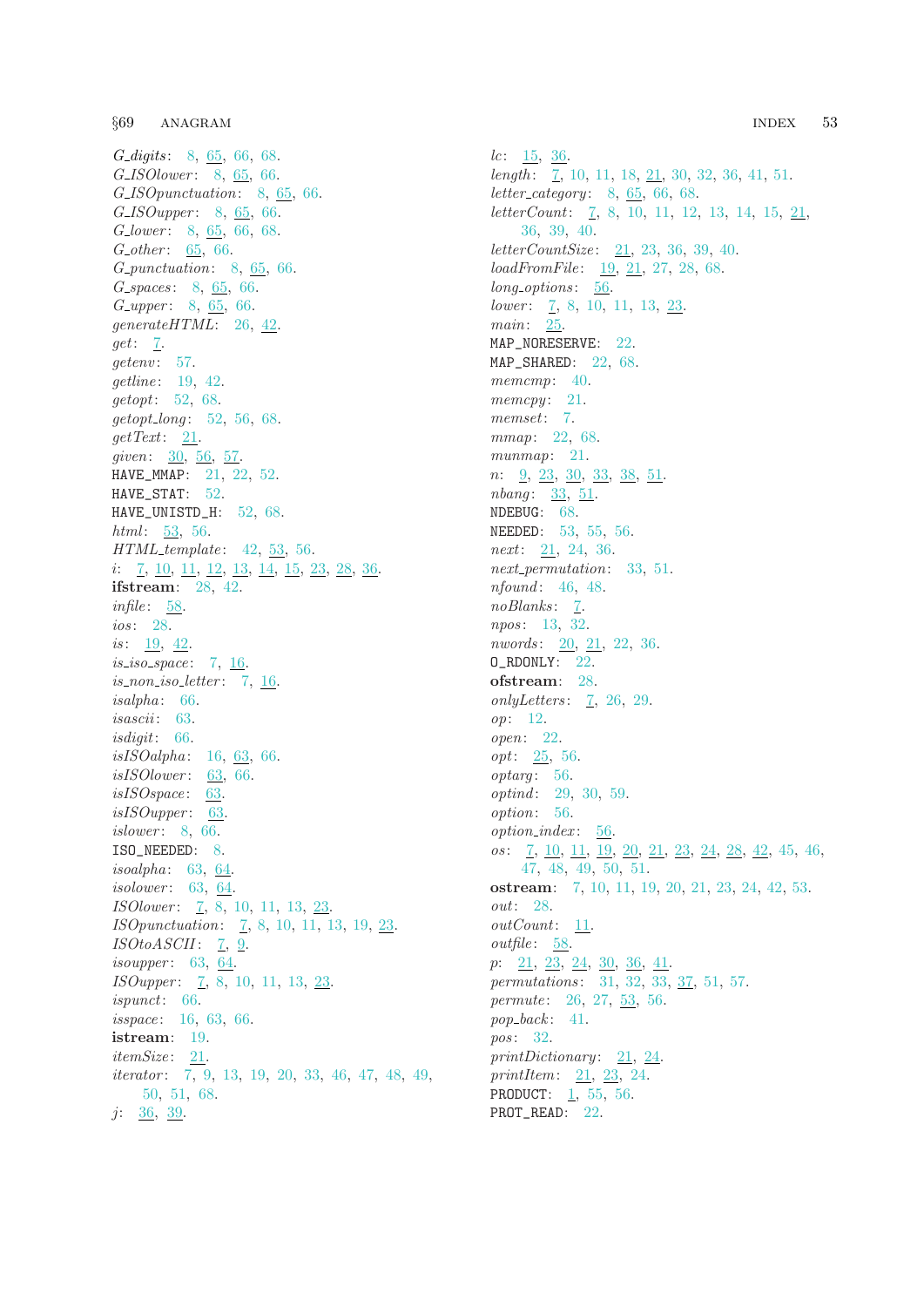*G_digits*: 8, 65, 66, 68.
*G_ISOlower*: 8, 65, 66.
*G_ISOpunctuation*: 8, 65, 66.
*G_ISOupper*: 8, 65, 66.
*G_lower*: 8, 65, 66, 68.
*G_other*: 65, 66.
*G_punctuation*: 8, 65, 66.
*G_spaces*: 8, 65, 66.
*G_upper*: 8, 65, 66.
*generateHTML*: 26, 42.
*get*: 7.
*getenv*: 57.
*getline*: 19, 42.
*getopt*: 52, 68.
*getopt_long*: 52, 56, 68.
*getText*: 21.
*given*: 30, 56, 57.
`HAVE_MMAP`: 21, 22, 52.
`HAVE_STAT`: 52.
`HAVE_UNISTD_H`: 52, 68.
*html*: 53, 56.
*HTML_template*: 42, 53, 56.
*i*: 7, 10, 11, 12, 13, 14, 15, 23, 28, 36.
**ifstream**: 28, 42.
*infile*: 58.
*ios*: 28.
*is*: 19, 42.
*is_iso_space*: 7, 16.
*is_non_iso_letter*: 7, 16.
*isalpha*: 66.
*isascii*: 63.
*isdigit*: 66.
*isISOalpha*: 16, 63, 66.
*isISOlower*: 63, 66.
*isISOspace*: 63.
*isISOupper*: 63.
*islower*: 8, 66.
`ISO_NEEDED`: 8.
*isoalpha*: 63, 64.
*isolower*: 63, 64.
*ISOlower*: 7, 8, 10, 11, 13, 23.
*ISOpunctuation*: 7, 8, 10, 11, 13, 19, 23.
*ISOtoASCII*: 7, 9.
*isoupper*: 63, 64.
*ISOupper*: 7, 8, 10, 11, 13, 23.
*ispunct*: 66.
*isspace*: 16, 63, 66.
**istream**: 19.
*itemSize*: 21.
*iterator*: 7, 9, 13, 19, 20, 33, 46, 47, 48, 49, 50, 51, 68.
*j*: 36, 39.
*lc*: 15, 36.
*length*: 7, 10, 11, 18, 21, 30, 32, 36, 41, 51.
*letter_category*: 8, 65, 66, 68.
*letterCount*: 7, 8, 10, 11, 12, 13, 14, 15, 21, 36, 39, 40.
*letterCountSize*: 21, 23, 36, 39, 40.
*loadFromFile*: 19, 21, 27, 28, 68.
*long_options*: 56.
*lower*: 7, 8, 10, 11, 13, 23.
*main*: 25.
`MAP_NORESERVE`: 22.
`MAP_SHARED`: 22, 68.
*memcmp*: 40.
*memcpy*: 21.
*memset*: 7.
*mmap*: 22, 68.
*munmap*: 21.
*n*: 9, 23, 30, 33, 38, 51.
*nbang*: 33, 51.
`NDEBUG`: 68.
`NEEDED`: 53, 55, 56.
*next*: 21, 24, 36.
*next_permutation*: 33, 51.
*nfound*: 46, 48.
*noBlanks*: 7.
*npos*: 13, 32.
*nwords*: 20, 21, 22, 36.
`O_RDONLY`: 22.
**ofstream**: 28.
*onlyLetters*: 7, 26, 29.
*op*: 12.
*open*: 22.
*opt*: 25, 56.
*optarg*: 56.
*optind*: 29, 30, 59.
*option*: 56.
*option_index*: 56.
*os*: 7, 10, 11, 19, 20, 21, 23, 24, 28, 42, 45, 46, 47, 48, 49, 50, 51.
**ostream**: 7, 10, 11, 19, 20, 21, 23, 24, 42, 53.
*out*: 28.
*outCount*: 11.
*outfile*: 58.
*p*: 21, 23, 24, 30, 36, 41.
*permutations*: 31, 32, 33, 37, 51, 57.
*permute*: 26, 27, 53, 56.
*pop_back*: 41.
*pos*: 32.
*printDictionary*: 21, 24.
*printItem*: 21, 23, 24.
`PRODUCT`: 1, 55, 56.
`PROT_READ`: 22.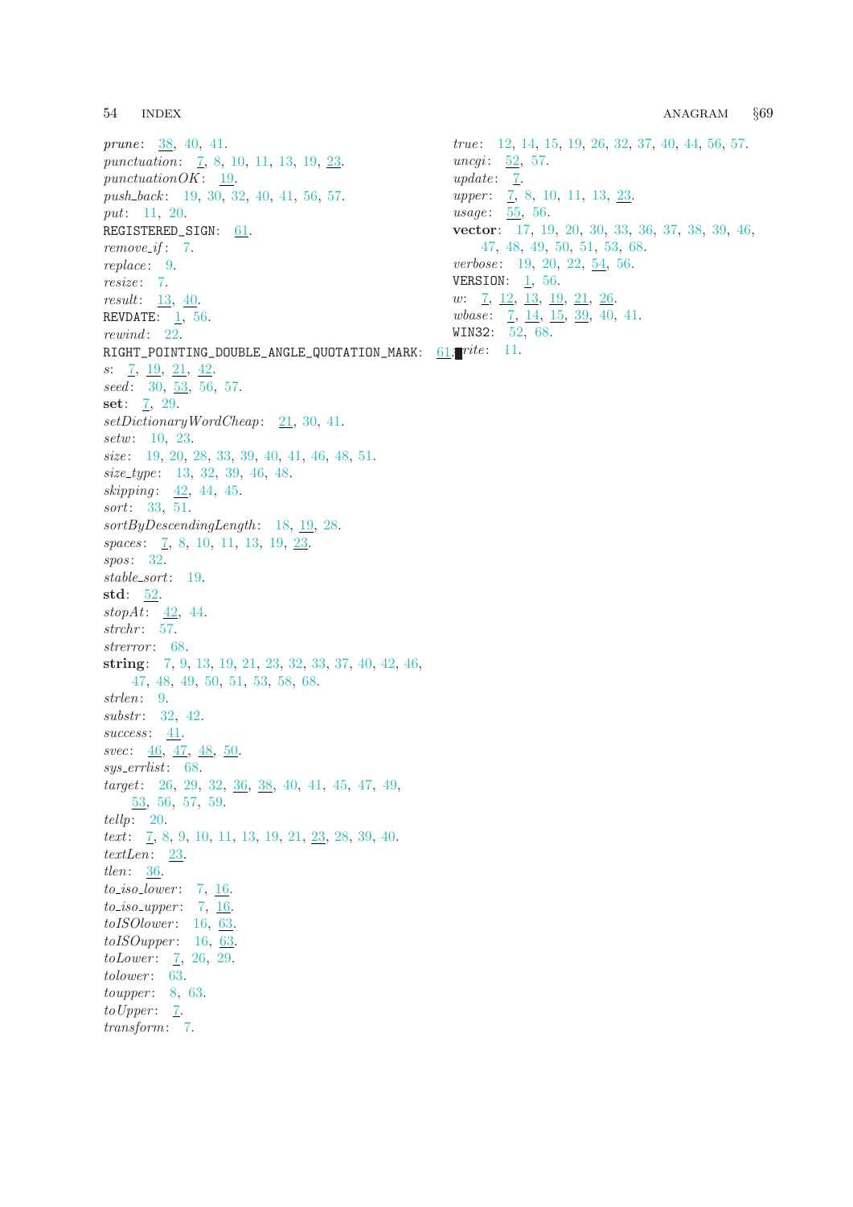*prune*: 38, 40, 41.
*punctuation*: 7, 8, 10, 11, 13, 19, 23.
*punctuationOK*: 19.
*push_back*: 19, 30, 32, 40, 41, 56, 57.
*put*: 11, 20.
REGISTERED_SIGN: 61.
*remove_if*: 7.
*replace*: 9.
*resize*: 7.
*result*: 13, 40.
REVDATE: 1, 56.
*rewind*: 22.
RIGHT_POINTING_DOUBLE_ANGLE_QUOTATION_MARK: 61.
*s*: 7, 19, 21, 42.
*seed*: 30, 53, 56, 57.
**set**: 7, 29.
*setDictionaryWordCheap*: 21, 30, 41.
*setw*: 10, 23.
*size*: 19, 20, 28, 33, 39, 40, 41, 46, 48, 51.
*size_type*: 13, 32, 39, 46, 48.
*skipping*: 42, 44, 45.
*sort*: 33, 51.
*sortByDescendingLength*: 18, 19, 28.
*spaces*: 7, 8, 10, 11, 13, 19, 23.
*spos*: 32.
*stable_sort*: 19.
**std**: 52.
*stopAt*: 42, 44.
*strchr*: 57.
*strerror*: 68.
**string**: 7, 9, 13, 19, 21, 23, 32, 33, 37, 40, 42, 46, 47, 48, 49, 50, 51, 53, 58, 68.
*strlen*: 9.
*substr*: 32, 42.
*success*: 41.
*svec*: 46, 47, 48, 50.
*sys_errlist*: 68.
*target*: 26, 29, 32, 36, 38, 40, 41, 45, 47, 49, 53, 56, 57, 59.
*tellp*: 20.
*text*: 7, 8, 9, 10, 11, 13, 19, 21, 23, 28, 39, 40.
*textLen*: 23.
*tlen*: 36.
*to_iso_lower*: 7, 16.
*to_iso_upper*: 7, 16.
*toISOlower*: 16, 63.
*toISOupper*: 16, 63.
*toLower*: 7, 26, 29.
*tolower*: 63.
*toupper*: 8, 63.
*toUpper*: 7.
*transform*: 7.
*true*: 12, 14, 15, 19, 26, 32, 37, 40, 44, 56, 57.
*uncgi*: 52, 57.
*update*: 7.
*upper*: 7, 8, 10, 11, 13, 23.
*usage*: 55, 56.
**vector**: 17, 19, 20, 30, 33, 36, 37, 38, 39, 46, 47, 48, 49, 50, 51, 53, 68.
*verbose*: 19, 20, 22, 54, 56.
VERSION: 1, 56.
*w*: 7, 12, 13, 19, 21, 26.
*wbase*: 7, 14, 15, 39, 40, 41.
WIN32: 52, 68.
*write*: 11.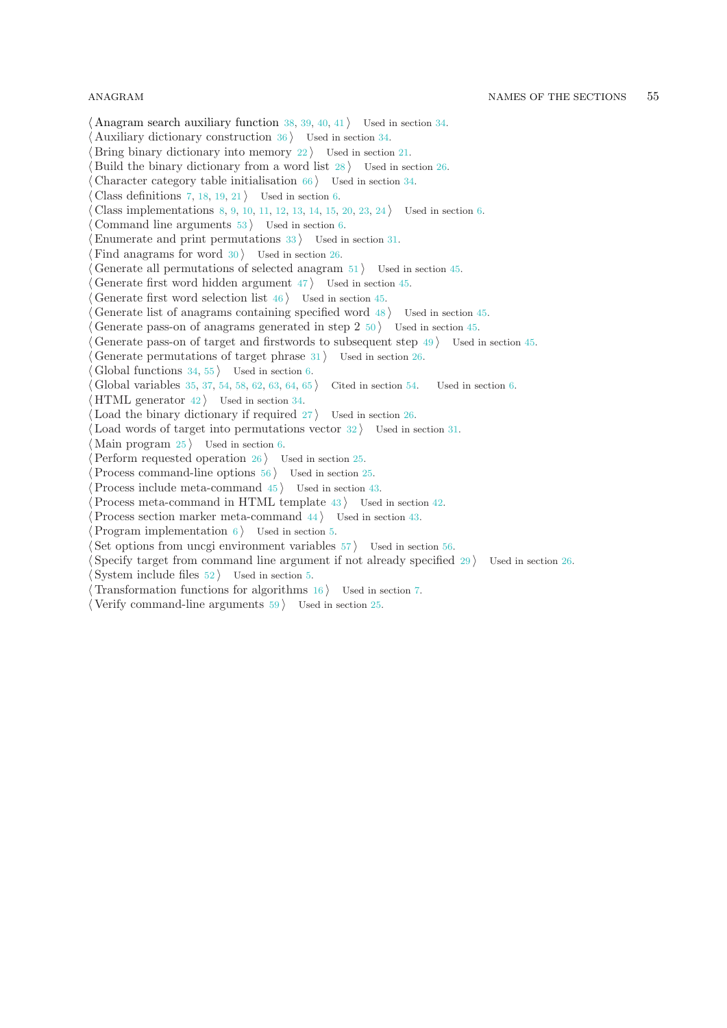⟨ Anagram search auxiliary function 38, 39, 40, 41 ⟩ Used in section 34.
⟨ Auxiliary dictionary construction 36 ⟩ Used in section 34.
⟨ Bring binary dictionary into memory 22 ⟩ Used in section 21.
⟨ Build the binary dictionary from a word list 28 ⟩ Used in section 26.
⟨ Character category table initialisation 66 ⟩ Used in section 34.
⟨ Class definitions 7, 18, 19, 21 ⟩ Used in section 6.
⟨ Class implementations 8, 9, 10, 11, 12, 13, 14, 15, 20, 23, 24 ⟩ Used in section 6.
⟨ Command line arguments 53 ⟩ Used in section 6.
⟨ Enumerate and print permutations 33 ⟩ Used in section 31.
⟨ Find anagrams for word 30 ⟩ Used in section 26.
⟨ Generate all permutations of selected anagram 51 ⟩ Used in section 45.
⟨ Generate first word hidden argument 47 ⟩ Used in section 45.
⟨ Generate first word selection list 46 ⟩ Used in section 45.
⟨ Generate list of anagrams containing specified word 48 ⟩ Used in section 45.
⟨ Generate pass-on of anagrams generated in step 2 50 ⟩ Used in section 45.
⟨ Generate pass-on of target and firstwords to subsequent step 49 ⟩ Used in section 45.
⟨ Generate permutations of target phrase 31 ⟩ Used in section 26.
⟨ Global functions 34, 55 ⟩ Used in section 6.
⟨ Global variables 35, 37, 54, 58, 62, 63, 64, 65 ⟩ Cited in section 54. Used in section 6.
⟨ HTML generator 42 ⟩ Used in section 34.
⟨ Load the binary dictionary if required 27 ⟩ Used in section 26.
⟨ Load words of target into permutations vector 32 ⟩ Used in section 31.
⟨ Main program 25 ⟩ Used in section 6.
⟨ Perform requested operation 26 ⟩ Used in section 25.
⟨ Process command-line options 56 ⟩ Used in section 25.
⟨ Process include meta-command 45 ⟩ Used in section 43.
⟨ Process meta-command in HTML template 43 ⟩ Used in section 42.
⟨ Process section marker meta-command 44 ⟩ Used in section 43.
⟨ Program implementation 6 ⟩ Used in section 5.
⟨ Set options from uncgi environment variables 57 ⟩ Used in section 56.
⟨ Specify target from command line argument if not already specified 29 ⟩ Used in section 26.
⟨ System include files 52 ⟩ Used in section 5.
⟨ Transformation functions for algorithms 16 ⟩ Used in section 7.
⟨ Verify command-line arguments 59 ⟩ Used in section 25.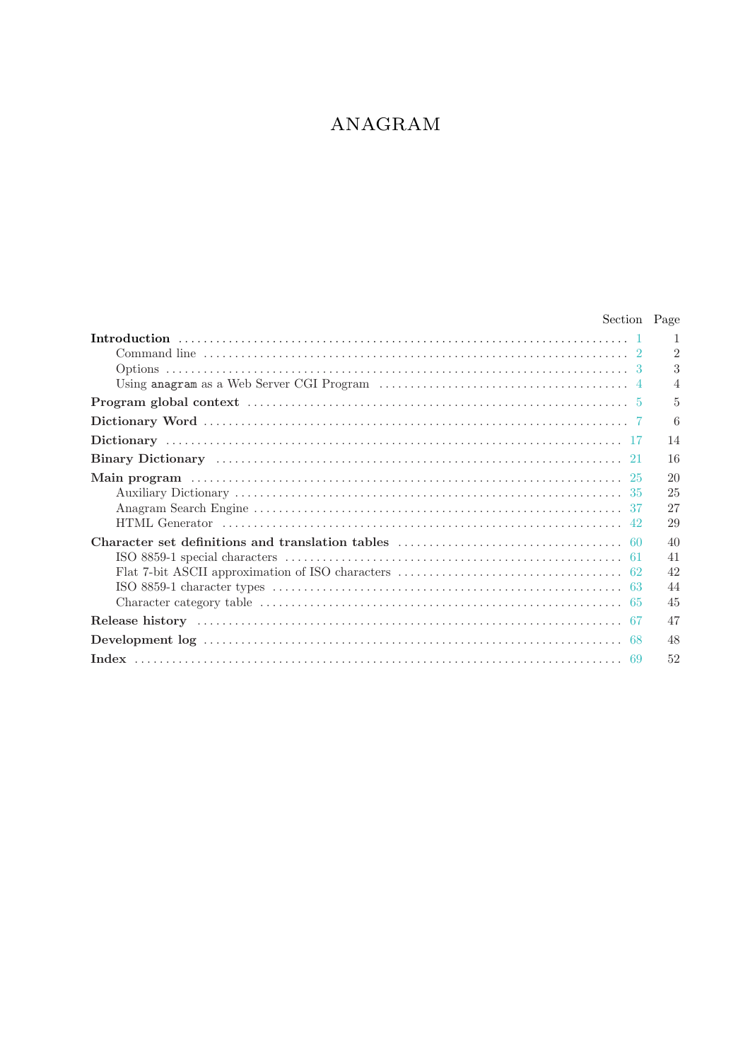# ANAGRAM

| | Section | Page |
|---|---|---|
| **Introduction** | 1 | 1 |
| Command line | 2 | 2 |
| Options | 3 | 3 |
| Using `anagram` as a Web Server CGI Program | 4 | 4 |
| **Program global context** | 5 | 5 |
| **Dictionary Word** | 7 | 6 |
| **Dictionary** | 17 | 14 |
| **Binary Dictionary** | 21 | 16 |
| **Main program** | 25 | 20 |
| Auxiliary Dictionary | 35 | 25 |
| Anagram Search Engine | 37 | 27 |
| HTML Generator | 42 | 29 |
| **Character set definitions and translation tables** | 60 | 40 |
| ISO 8859-1 special characters | 61 | 41 |
| Flat 7-bit ASCII approximation of ISO characters | 62 | 42 |
| ISO 8859-1 character types | 63 | 44 |
| Character category table | 65 | 45 |
| **Release history** | 67 | 47 |
| **Development log** | 68 | 48 |
| **Index** | 69 | 52 |